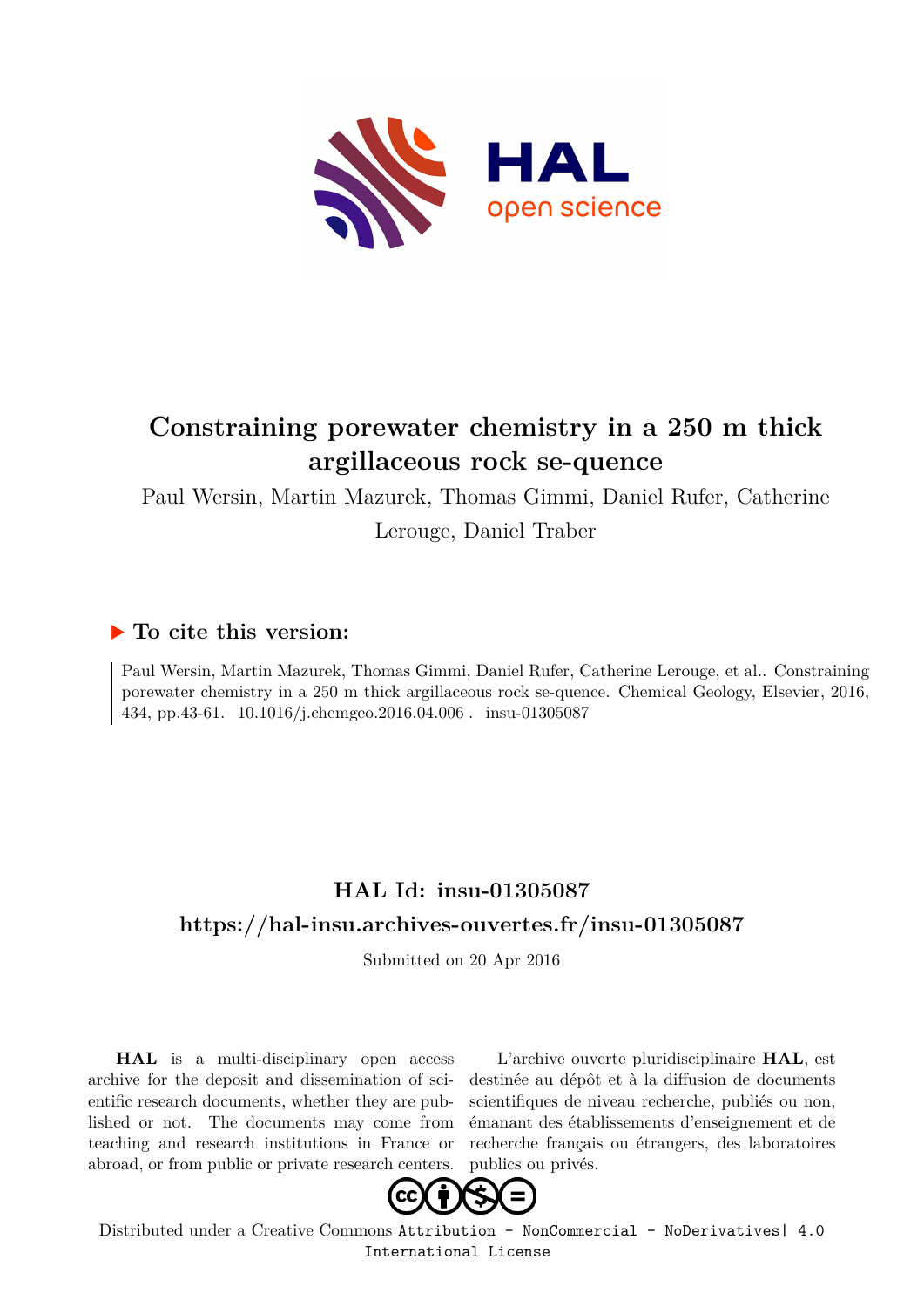# Constraining porewater chemistry in a 250 m thick argillaceous rock se-quence

Paul Wersin, Martin Mazurek, Thomas Gimmi, Daniel Rufer, Catherine Lerouge, Daniel Traber

## ▶ To cite this version:

Paul Wersin, Martin Mazurek, Thomas Gimmi, Daniel Rufer, Catherine Lerouge, et al.. Constraining porewater chemistry in a 250 m thick argillaceous rock se-quence. Chemical Geology, Elsevier, 2016, 434, pp.43-61. 10.1016/j.chemgeo.2016.04.006 . insu-01305087

## HAL Id: insu-01305087

## https://hal-insu.archives-ouvertes.fr/insu-01305087

Submitted on 20 Apr 2016

**HAL** is a multi-disciplinary open access archive for the deposit and dissemination of scientific research documents, whether they are published or not. The documents may come from teaching and research institutions in France or abroad, or from public or private research centers.

L'archive ouverte pluridisciplinaire **HAL**, est destinée au dépôt et à la diffusion de documents scientifiques de niveau recherche, publiés ou non, émanant des établissements d'enseignement et de recherche français ou étrangers, des laboratoires publics ou privés.

Distributed under a Creative Commons Attribution - NonCommercial - NoDerivatives| 4.0 International License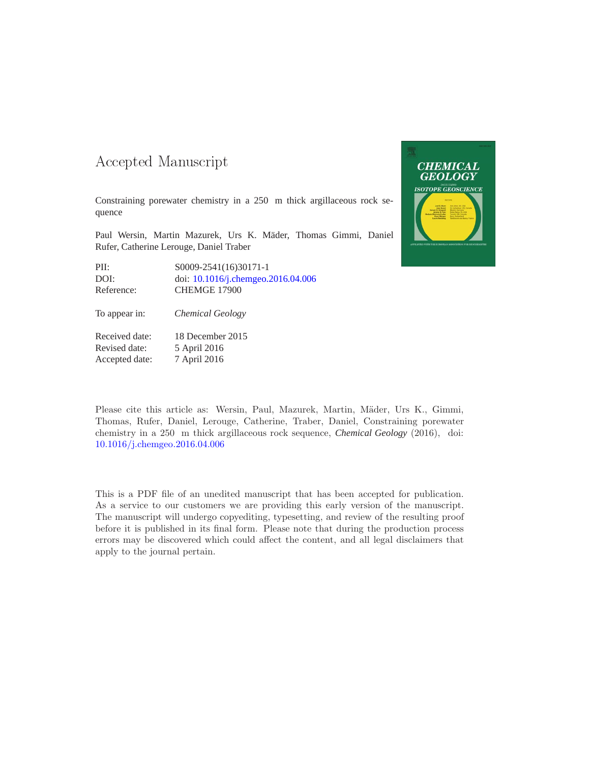# Accepted Manuscript

Constraining porewater chemistry in a 250 m thick argillaceous rock sequence

Paul Wersin, Martin Mazurek, Urs K. Mäder, Thomas Gimmi, Daniel Rufer, Catherine Lerouge, Daniel Traber

| | |
|---|---|
| PII: | S0009-2541(16)30171-1 |
| DOI: | doi: 10.1016/j.chemgeo.2016.04.006 |
| Reference: | CHEMGE 17900 |

| | |
|---|---|
| To appear in: | *Chemical Geology* |

| | |
|---|---|
| Received date: | 18 December 2015 |
| Revised date: | 5 April 2016 |
| Accepted date: | 7 April 2016 |

Please cite this article as: Wersin, Paul, Mazurek, Martin, Mäder, Urs K., Gimmi, Thomas, Rufer, Daniel, Lerouge, Catherine, Traber, Daniel, Constraining porewater chemistry in a 250 m thick argillaceous rock sequence, *Chemical Geology* (2016), doi: 10.1016/j.chemgeo.2016.04.006

This is a PDF file of an unedited manuscript that has been accepted for publication. As a service to our customers we are providing this early version of the manuscript. The manuscript will undergo copyediting, typesetting, and review of the resulting proof before it is published in its final form. Please note that during the production process errors may be discovered which could affect the content, and all legal disclaimers that apply to the journal pertain.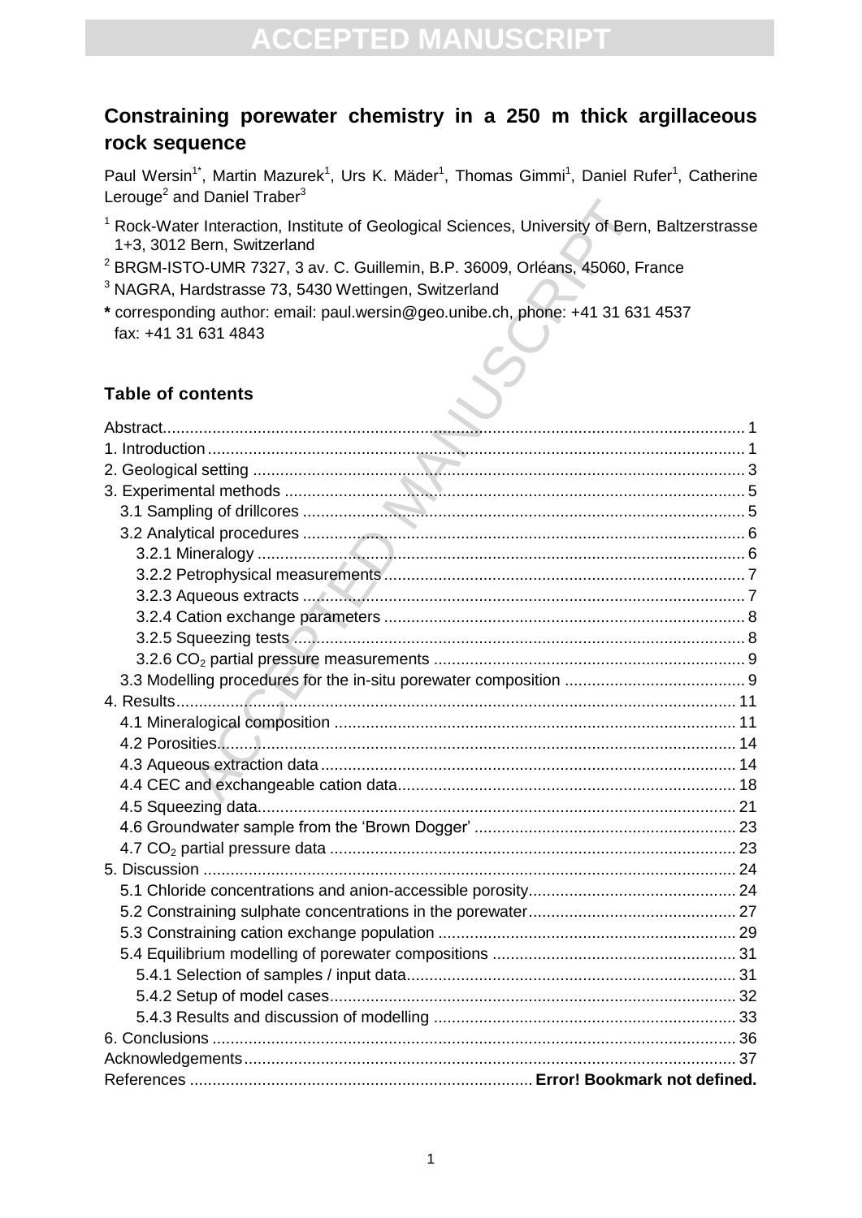# Constraining porewater chemistry in a 250 m thick argillaceous rock sequence

Paul Wersin[1*], Martin Mazurek[1], Urs K. Mäder[1], Thomas Gimmi[1], Daniel Rufer[1], Catherine Lerouge[2] and Daniel Traber[3]

[1] Rock-Water Interaction, Institute of Geological Sciences, University of Bern, Baltzerstrasse 1+3, 3012 Bern, Switzerland

[2] BRGM-ISTO-UMR 7327, 3 av. C. Guillemin, B.P. 36009, Orléans, 45060, France

[3] NAGRA, Hardstrasse 73, 5430 Wettingen, Switzerland

**\*** corresponding author: email: paul.wersin@geo.unibe.ch, phone: +41 31 631 4537 fax: +41 31 631 4843

## Table of contents

Abstract ..... 1
1. Introduction ..... 1
2. Geological setting ..... 3
3. Experimental methods ..... 5
   3.1 Sampling of drillcores ..... 5
   3.2 Analytical procedures ..... 6
      3.2.1 Mineralogy ..... 6
      3.2.2 Petrophysical measurements ..... 7
      3.2.3 Aqueous extracts ..... 7
      3.2.4 Cation exchange parameters ..... 8
      3.2.5 Squeezing tests ..... 8
      3.2.6 $CO_2$ partial pressure measurements ..... 9
   3.3 Modelling procedures for the in-situ porewater composition ..... 9
4. Results ..... 11
   4.1 Mineralogical composition ..... 11
   4.2 Porosities ..... 14
   4.3 Aqueous extraction data ..... 14
   4.4 CEC and exchangeable cation data ..... 18
   4.5 Squeezing data ..... 21
   4.6 Groundwater sample from the 'Brown Dogger' ..... 23
   4.7 $CO_2$ partial pressure data ..... 23
5. Discussion ..... 24
   5.1 Chloride concentrations and anion-accessible porosity ..... 24
   5.2 Constraining sulphate concentrations in the porewater ..... 27
   5.3 Constraining cation exchange population ..... 29
   5.4 Equilibrium modelling of porewater compositions ..... 31
      5.4.1 Selection of samples / input data ..... 31
      5.4.2 Setup of model cases ..... 32
      5.4.3 Results and discussion of modelling ..... 33
6. Conclusions ..... 36
Acknowledgements ..... 37
References ..... **Error! Bookmark not defined.**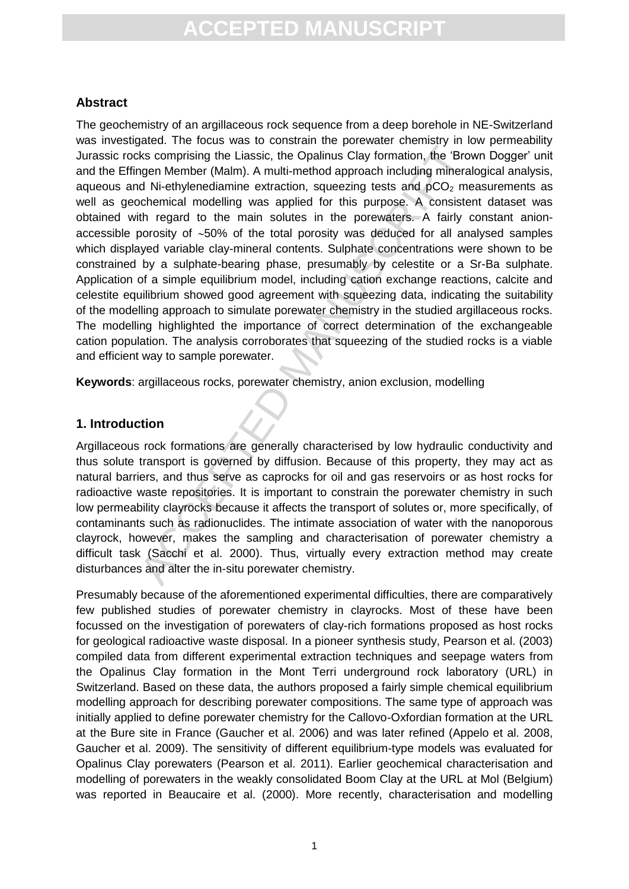## Abstract

The geochemistry of an argillaceous rock sequence from a deep borehole in NE-Switzerland was investigated. The focus was to constrain the porewater chemistry in low permeability Jurassic rocks comprising the Liassic, the Opalinus Clay formation, the 'Brown Dogger' unit and the Effingen Member (Malm). A multi-method approach including mineralogical analysis, aqueous and Ni-ethylenediamine extraction, squeezing tests and $pCO_2$ measurements as well as geochemical modelling was applied for this purpose. A consistent dataset was obtained with regard to the main solutes in the porewaters. A fairly constant anion-accessible porosity of ~50% of the total porosity was deduced for all analysed samples which displayed variable clay-mineral contents. Sulphate concentrations were shown to be constrained by a sulphate-bearing phase, presumably by celestite or a Sr-Ba sulphate. Application of a simple equilibrium model, including cation exchange reactions, calcite and celestite equilibrium showed good agreement with squeezing data, indicating the suitability of the modelling approach to simulate porewater chemistry in the studied argillaceous rocks. The modelling highlighted the importance of correct determination of the exchangeable cation population. The analysis corroborates that squeezing of the studied rocks is a viable and efficient way to sample porewater.

**Keywords**: argillaceous rocks, porewater chemistry, anion exclusion, modelling

## 1. Introduction

Argillaceous rock formations are generally characterised by low hydraulic conductivity and thus solute transport is governed by diffusion. Because of this property, they may act as natural barriers, and thus serve as caprocks for oil and gas reservoirs or as host rocks for radioactive waste repositories. It is important to constrain the porewater chemistry in such low permeability clayrocks because it affects the transport of solutes or, more specifically, of contaminants such as radionuclides. The intimate association of water with the nanoporous clayrock, however, makes the sampling and characterisation of porewater chemistry a difficult task (Sacchi et al. 2000). Thus, virtually every extraction method may create disturbances and alter the in-situ porewater chemistry.

Presumably because of the aforementioned experimental difficulties, there are comparatively few published studies of porewater chemistry in clayrocks. Most of these have been focussed on the investigation of porewaters of clay-rich formations proposed as host rocks for geological radioactive waste disposal. In a pioneer synthesis study, Pearson et al. (2003) compiled data from different experimental extraction techniques and seepage waters from the Opalinus Clay formation in the Mont Terri underground rock laboratory (URL) in Switzerland. Based on these data, the authors proposed a fairly simple chemical equilibrium modelling approach for describing porewater compositions. The same type of approach was initially applied to define porewater chemistry for the Callovo-Oxfordian formation at the URL at the Bure site in France (Gaucher et al. 2006) and was later refined (Appelo et al. 2008, Gaucher et al. 2009). The sensitivity of different equilibrium-type models was evaluated for Opalinus Clay porewaters (Pearson et al. 2011). Earlier geochemical characterisation and modelling of porewaters in the weakly consolidated Boom Clay at the URL at Mol (Belgium) was reported in Beaucaire et al. (2000). More recently, characterisation and modelling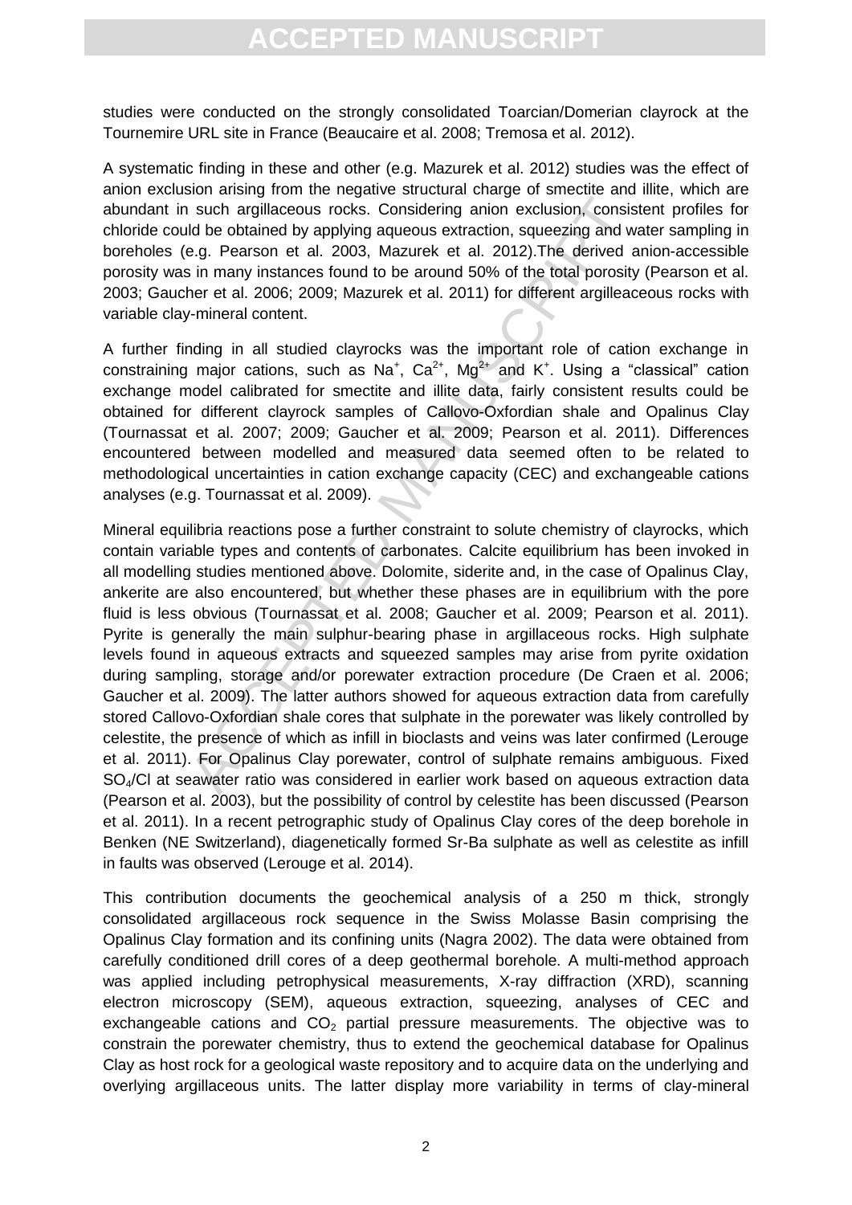studies were conducted on the strongly consolidated Toarcian/Domerian clayrock at the Tournemire URL site in France (Beaucaire et al. 2008; Tremosa et al. 2012).

A systematic finding in these and other (e.g. Mazurek et al. 2012) studies was the effect of anion exclusion arising from the negative structural charge of smectite and illite, which are abundant in such argillaceous rocks. Considering anion exclusion, consistent profiles for chloride could be obtained by applying aqueous extraction, squeezing and water sampling in boreholes (e.g. Pearson et al. 2003, Mazurek et al. 2012).The derived anion-accessible porosity was in many instances found to be around 50% of the total porosity (Pearson et al. 2003; Gaucher et al. 2006; 2009; Mazurek et al. 2011) for different argilleaceous rocks with variable clay-mineral content.

A further finding in all studied clayrocks was the important role of cation exchange in constraining major cations, such as $Na^+$, $Ca^{2+}$, $Mg^{2+}$ and $K^+$. Using a "classical" cation exchange model calibrated for smectite and illite data, fairly consistent results could be obtained for different clayrock samples of Callovo-Oxfordian shale and Opalinus Clay (Tournassat et al. 2007; 2009; Gaucher et al. 2009; Pearson et al. 2011). Differences encountered between modelled and measured data seemed often to be related to methodological uncertainties in cation exchange capacity (CEC) and exchangeable cations analyses (e.g. Tournassat et al. 2009).

Mineral equilibria reactions pose a further constraint to solute chemistry of clayrocks, which contain variable types and contents of carbonates. Calcite equilibrium has been invoked in all modelling studies mentioned above. Dolomite, siderite and, in the case of Opalinus Clay, ankerite are also encountered, but whether these phases are in equilibrium with the pore fluid is less obvious (Tournassat et al. 2008; Gaucher et al. 2009; Pearson et al. 2011). Pyrite is generally the main sulphur-bearing phase in argillaceous rocks. High sulphate levels found in aqueous extracts and squeezed samples may arise from pyrite oxidation during sampling, storage and/or porewater extraction procedure (De Craen et al. 2006; Gaucher et al. 2009). The latter authors showed for aqueous extraction data from carefully stored Callovo-Oxfordian shale cores that sulphate in the porewater was likely controlled by celestite, the presence of which as infill in bioclasts and veins was later confirmed (Lerouge et al. 2011). For Opalinus Clay porewater, control of sulphate remains ambiguous. Fixed $SO_4$/Cl at seawater ratio was considered in earlier work based on aqueous extraction data (Pearson et al. 2003), but the possibility of control by celestite has been discussed (Pearson et al. 2011). In a recent petrographic study of Opalinus Clay cores of the deep borehole in Benken (NE Switzerland), diagenetically formed Sr-Ba sulphate as well as celestite as infill in faults was observed (Lerouge et al. 2014).

This contribution documents the geochemical analysis of a 250 m thick, strongly consolidated argillaceous rock sequence in the Swiss Molasse Basin comprising the Opalinus Clay formation and its confining units (Nagra 2002). The data were obtained from carefully conditioned drill cores of a deep geothermal borehole. A multi-method approach was applied including petrophysical measurements, X-ray diffraction (XRD), scanning electron microscopy (SEM), aqueous extraction, squeezing, analyses of CEC and exchangeable cations and $CO_2$ partial pressure measurements. The objective was to constrain the porewater chemistry, thus to extend the geochemical database for Opalinus Clay as host rock for a geological waste repository and to acquire data on the underlying and overlying argillaceous units. The latter display more variability in terms of clay-mineral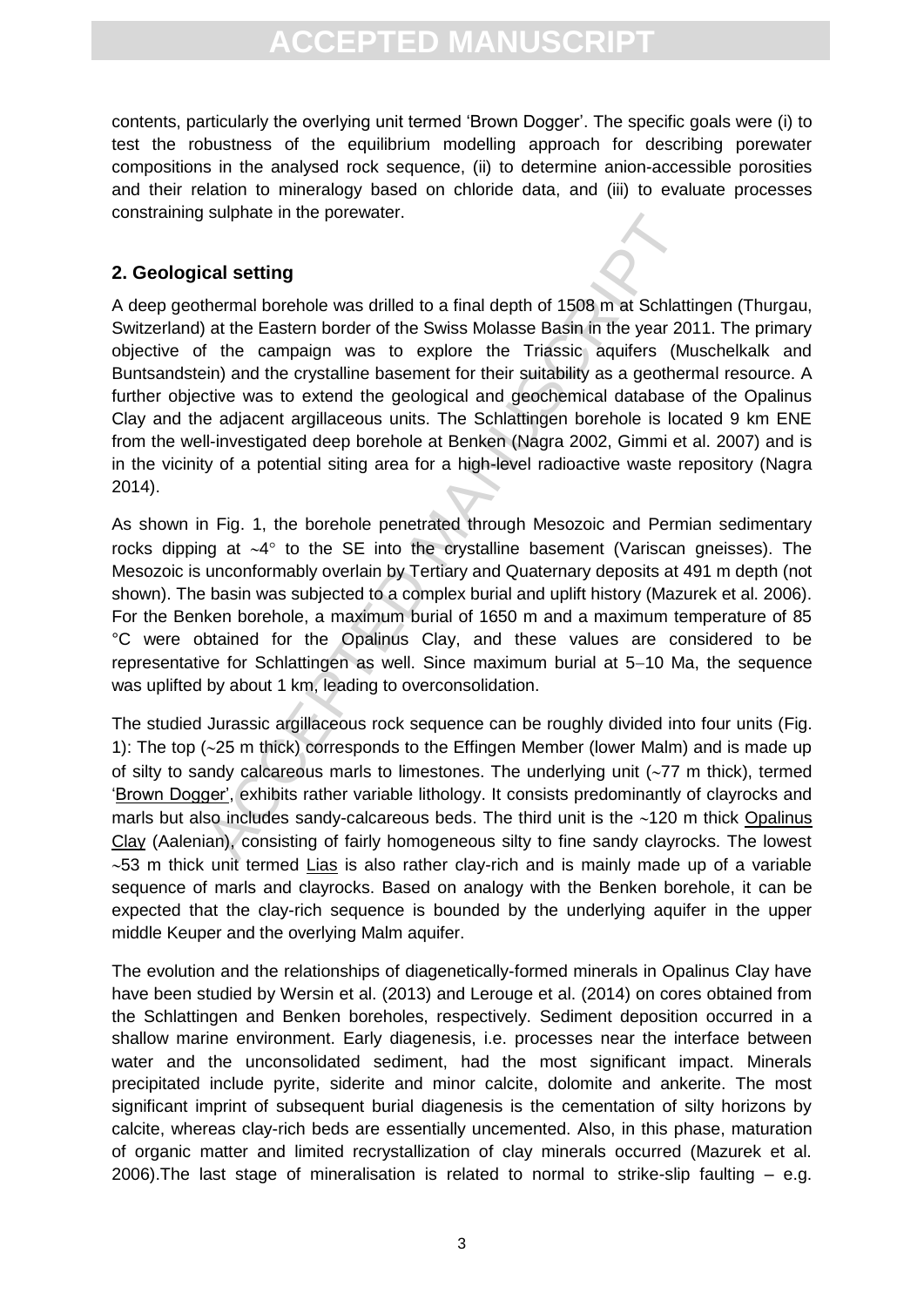contents, particularly the overlying unit termed 'Brown Dogger'. The specific goals were (i) to test the robustness of the equilibrium modelling approach for describing porewater compositions in the analysed rock sequence, (ii) to determine anion-accessible porosities and their relation to mineralogy based on chloride data, and (iii) to evaluate processes constraining sulphate in the porewater.

## 2. Geological setting

A deep geothermal borehole was drilled to a final depth of 1508 m at Schlattingen (Thurgau, Switzerland) at the Eastern border of the Swiss Molasse Basin in the year 2011. The primary objective of the campaign was to explore the Triassic aquifers (Muschelkalk and Buntsandstein) and the crystalline basement for their suitability as a geothermal resource. A further objective was to extend the geological and geochemical database of the Opalinus Clay and the adjacent argillaceous units. The Schlattingen borehole is located 9 km ENE from the well-investigated deep borehole at Benken (Nagra 2002, Gimmi et al. 2007) and is in the vicinity of a potential siting area for a high-level radioactive waste repository (Nagra 2014).

As shown in Fig. 1, the borehole penetrated through Mesozoic and Permian sedimentary rocks dipping at ~4° to the SE into the crystalline basement (Variscan gneisses). The Mesozoic is unconformably overlain by Tertiary and Quaternary deposits at 491 m depth (not shown). The basin was subjected to a complex burial and uplift history (Mazurek et al. 2006). For the Benken borehole, a maximum burial of 1650 m and a maximum temperature of 85 °C were obtained for the Opalinus Clay, and these values are considered to be representative for Schlattingen as well. Since maximum burial at 5–10 Ma, the sequence was uplifted by about 1 km, leading to overconsolidation.

The studied Jurassic argillaceous rock sequence can be roughly divided into four units (Fig. 1): The top (~25 m thick) corresponds to the Effingen Member (lower Malm) and is made up of silty to sandy calcareous marls to limestones. The underlying unit (~77 m thick), termed 'Brown Dogger', exhibits rather variable lithology. It consists predominantly of clayrocks and marls but also includes sandy-calcareous beds. The third unit is the ~120 m thick Opalinus Clay (Aalenian), consisting of fairly homogeneous silty to fine sandy clayrocks. The lowest ~53 m thick unit termed Lias is also rather clay-rich and is mainly made up of a variable sequence of marls and clayrocks. Based on analogy with the Benken borehole, it can be expected that the clay-rich sequence is bounded by the underlying aquifer in the upper middle Keuper and the overlying Malm aquifer.

The evolution and the relationships of diagenetically-formed minerals in Opalinus Clay have have been studied by Wersin et al. (2013) and Lerouge et al. (2014) on cores obtained from the Schlattingen and Benken boreholes, respectively. Sediment deposition occurred in a shallow marine environment. Early diagenesis, i.e. processes near the interface between water and the unconsolidated sediment, had the most significant impact. Minerals precipitated include pyrite, siderite and minor calcite, dolomite and ankerite. The most significant imprint of subsequent burial diagenesis is the cementation of silty horizons by calcite, whereas clay-rich beds are essentially uncemented. Also, in this phase, maturation of organic matter and limited recrystallization of clay minerals occurred (Mazurek et al. 2006).The last stage of mineralisation is related to normal to strike-slip faulting – e.g.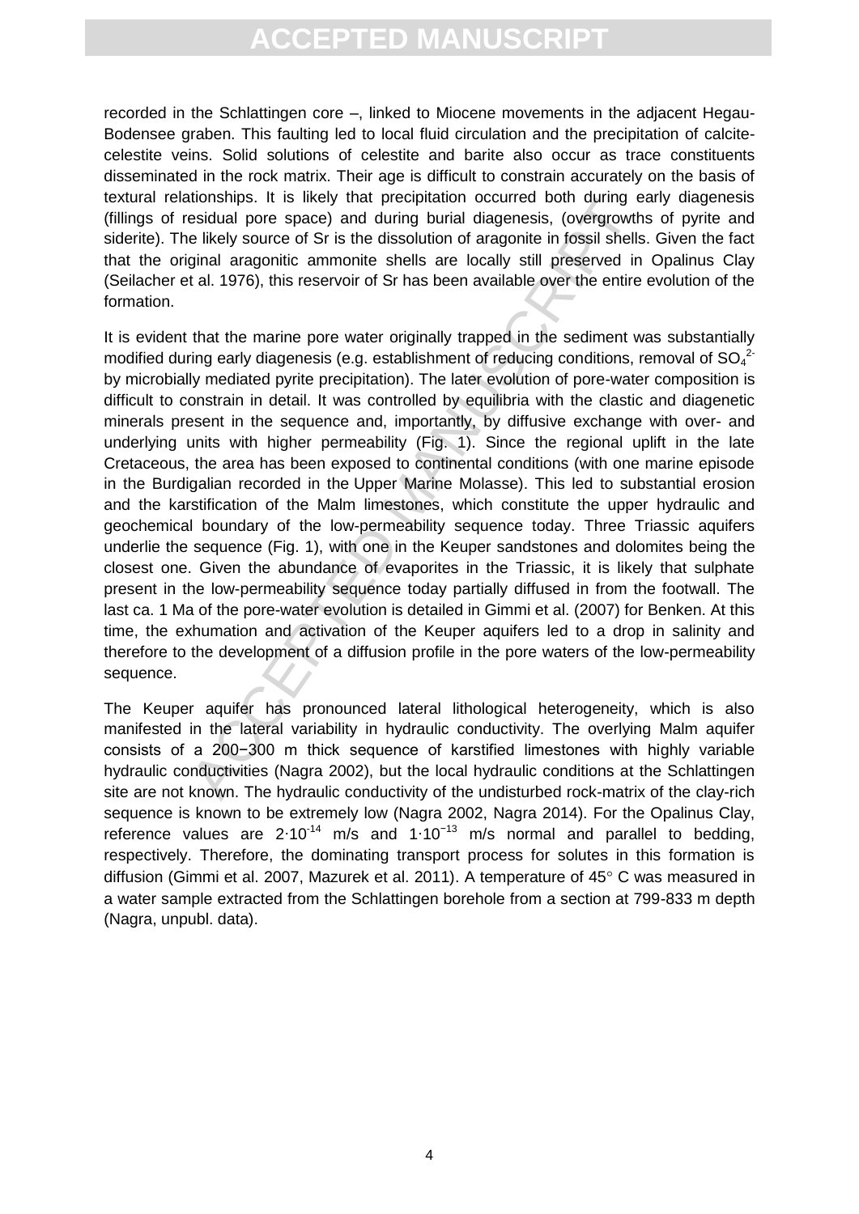recorded in the Schlattingen core –, linked to Miocene movements in the adjacent Hegau-Bodensee graben. This faulting led to local fluid circulation and the precipitation of calcite-celestite veins. Solid solutions of celestite and barite also occur as trace constituents disseminated in the rock matrix. Their age is difficult to constrain accurately on the basis of textural relationships. It is likely that precipitation occurred both during early diagenesis (fillings of residual pore space) and during burial diagenesis, (overgrowths of pyrite and siderite). The likely source of Sr is the dissolution of aragonite in fossil shells. Given the fact that the original aragonitic ammonite shells are locally still preserved in Opalinus Clay (Seilacher et al. 1976), this reservoir of Sr has been available over the entire evolution of the formation.

It is evident that the marine pore water originally trapped in the sediment was substantially modified during early diagenesis (e.g. establishment of reducing conditions, removal of $SO_4^{2-}$ by microbially mediated pyrite precipitation). The later evolution of pore-water composition is difficult to constrain in detail. It was controlled by equilibria with the clastic and diagenetic minerals present in the sequence and, importantly, by diffusive exchange with over- and underlying units with higher permeability (Fig. 1). Since the regional uplift in the late Cretaceous, the area has been exposed to continental conditions (with one marine episode in the Burdigalian recorded in the Upper Marine Molasse). This led to substantial erosion and the karstification of the Malm limestones, which constitute the upper hydraulic and geochemical boundary of the low-permeability sequence today. Three Triassic aquifers underlie the sequence (Fig. 1), with one in the Keuper sandstones and dolomites being the closest one. Given the abundance of evaporites in the Triassic, it is likely that sulphate present in the low-permeability sequence today partially diffused in from the footwall. The last ca. 1 Ma of the pore-water evolution is detailed in Gimmi et al. (2007) for Benken. At this time, the exhumation and activation of the Keuper aquifers led to a drop in salinity and therefore to the development of a diffusion profile in the pore waters of the low-permeability sequence.

The Keuper aquifer has pronounced lateral lithological heterogeneity, which is also manifested in the lateral variability in hydraulic conductivity. The overlying Malm aquifer consists of a 200−300 m thick sequence of karstified limestones with highly variable hydraulic conductivities (Nagra 2002), but the local hydraulic conditions at the Schlattingen site are not known. The hydraulic conductivity of the undisturbed rock-matrix of the clay-rich sequence is known to be extremely low (Nagra 2002, Nagra 2014). For the Opalinus Clay, reference values are $2 \cdot 10^{-14}$ m/s and $1 \cdot 10^{-13}$ m/s normal and parallel to bedding, respectively. Therefore, the dominating transport process for solutes in this formation is diffusion (Gimmi et al. 2007, Mazurek et al. 2011). A temperature of 45° C was measured in a water sample extracted from the Schlattingen borehole from a section at 799-833 m depth (Nagra, unpubl. data).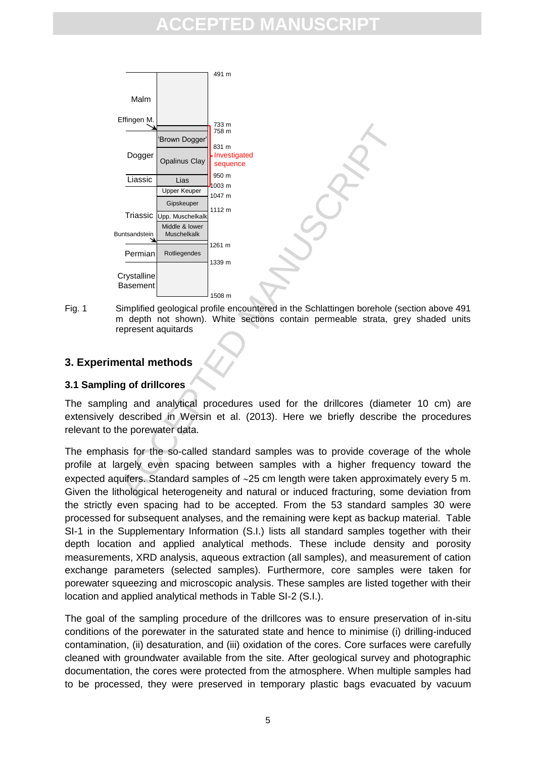Fig. 1 Simplified geological profile encountered in the Schlattingen borehole (section above 491 m depth not shown). White sections contain permeable strata, grey shaded units represent aquitards

## 3. Experimental methods

### 3.1 Sampling of drillcores

The sampling and analytical procedures used for the drillcores (diameter 10 cm) are extensively described in Wersin et al. (2013). Here we briefly describe the procedures relevant to the porewater data.

The emphasis for the so-called standard samples was to provide coverage of the whole profile at largely even spacing between samples with a higher frequency toward the expected aquifers. Standard samples of ~25 cm length were taken approximately every 5 m. Given the lithological heterogeneity and natural or induced fracturing, some deviation from the strictly even spacing had to be accepted. From the 53 standard samples 30 were processed for subsequent analyses, and the remaining were kept as backup material. Table SI-1 in the Supplementary Information (S.I.) lists all standard samples together with their depth location and applied analytical methods. These include density and porosity measurements, XRD analysis, aqueous extraction (all samples), and measurement of cation exchange parameters (selected samples). Furthermore, core samples were taken for porewater squeezing and microscopic analysis. These samples are listed together with their location and applied analytical methods in Table SI-2 (S.I.).

The goal of the sampling procedure of the drillcores was to ensure preservation of in-situ conditions of the porewater in the saturated state and hence to minimise (i) drilling-induced contamination, (ii) desaturation, and (iii) oxidation of the cores. Core surfaces were carefully cleaned with groundwater available from the site. After geological survey and photographic documentation, the cores were protected from the atmosphere. When multiple samples had to be processed, they were preserved in temporary plastic bags evacuated by vacuum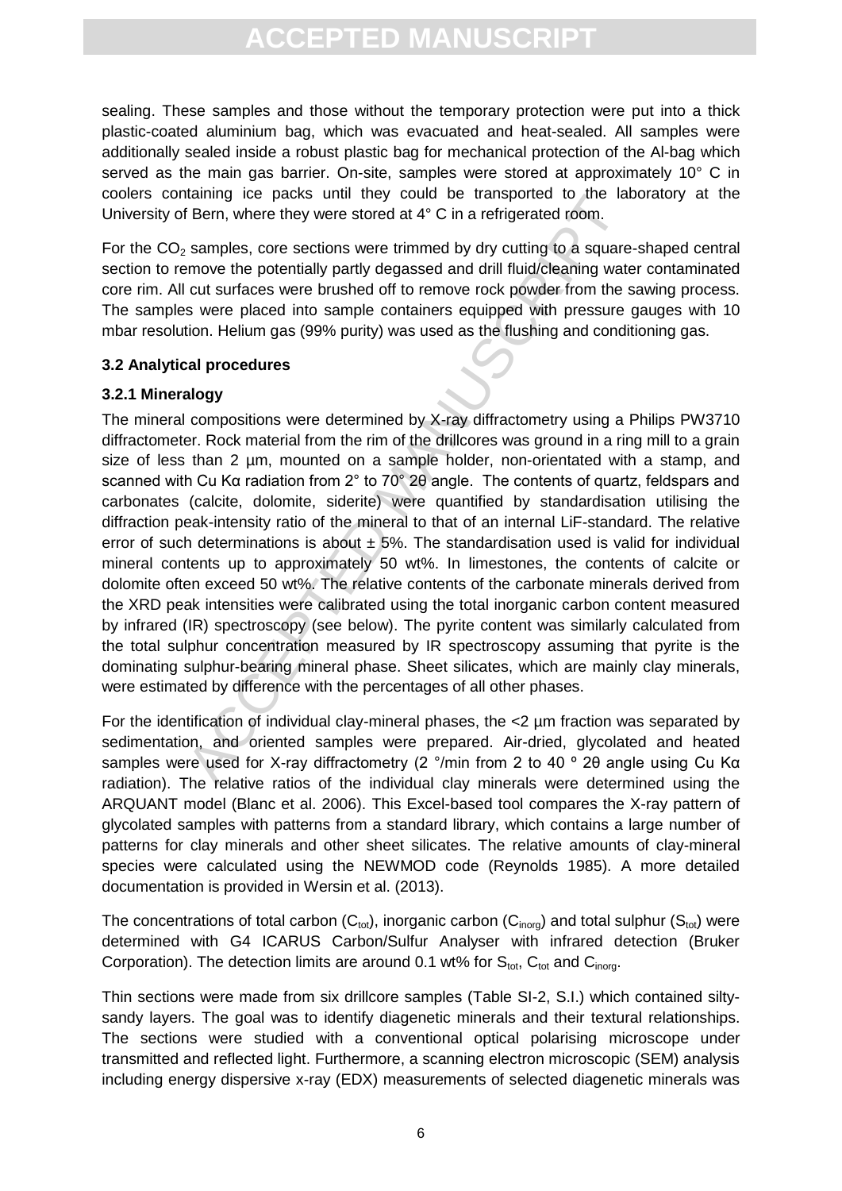sealing. These samples and those without the temporary protection were put into a thick plastic-coated aluminium bag, which was evacuated and heat-sealed. All samples were additionally sealed inside a robust plastic bag for mechanical protection of the Al-bag which served as the main gas barrier. On-site, samples were stored at approximately 10° C in coolers containing ice packs until they could be transported to the laboratory at the University of Bern, where they were stored at 4° C in a refrigerated room.

For the $CO_2$ samples, core sections were trimmed by dry cutting to a square-shaped central section to remove the potentially partly degassed and drill fluid/cleaning water contaminated core rim. All cut surfaces were brushed off to remove rock powder from the sawing process. The samples were placed into sample containers equipped with pressure gauges with 10 mbar resolution. Helium gas (99% purity) was used as the flushing and conditioning gas.

### 3.2 Analytical procedures

#### 3.2.1 Mineralogy

The mineral compositions were determined by X-ray diffractometry using a Philips PW3710 diffractometer. Rock material from the rim of the drillcores was ground in a ring mill to a grain size of less than 2 µm, mounted on a sample holder, non-orientated with a stamp, and scanned with Cu Kα radiation from 2° to 70° 2θ angle. The contents of quartz, feldspars and carbonates (calcite, dolomite, siderite) were quantified by standardisation utilising the diffraction peak-intensity ratio of the mineral to that of an internal LiF-standard. The relative error of such determinations is about ± 5%. The standardisation used is valid for individual mineral contents up to approximately 50 wt%. In limestones, the contents of calcite or dolomite often exceed 50 wt%. The relative contents of the carbonate minerals derived from the XRD peak intensities were calibrated using the total inorganic carbon content measured by infrared (IR) spectroscopy (see below). The pyrite content was similarly calculated from the total sulphur concentration measured by IR spectroscopy assuming that pyrite is the dominating sulphur-bearing mineral phase. Sheet silicates, which are mainly clay minerals, were estimated by difference with the percentages of all other phases.

For the identification of individual clay-mineral phases, the <2 µm fraction was separated by sedimentation, and oriented samples were prepared. Air-dried, glycolated and heated samples were used for X-ray diffractometry (2 °/min from 2 to 40 ° 2θ angle using Cu Kα radiation). The relative ratios of the individual clay minerals were determined using the ARQUANT model (Blanc et al. 2006). This Excel-based tool compares the X-ray pattern of glycolated samples with patterns from a standard library, which contains a large number of patterns for clay minerals and other sheet silicates. The relative amounts of clay-mineral species were calculated using the NEWMOD code (Reynolds 1985). A more detailed documentation is provided in Wersin et al. (2013).

The concentrations of total carbon ($C_{tot}$), inorganic carbon ($C_{inorg}$) and total sulphur ($S_{tot}$) were determined with G4 ICARUS Carbon/Sulfur Analyser with infrared detection (Bruker Corporation). The detection limits are around 0.1 wt% for $S_{tot}$, $C_{tot}$ and $C_{inorg}$.

Thin sections were made from six drillcore samples (Table SI-2, S.I.) which contained silty-sandy layers. The goal was to identify diagenetic minerals and their textural relationships. The sections were studied with a conventional optical polarising microscope under transmitted and reflected light. Furthermore, a scanning electron microscopic (SEM) analysis including energy dispersive x-ray (EDX) measurements of selected diagenetic minerals was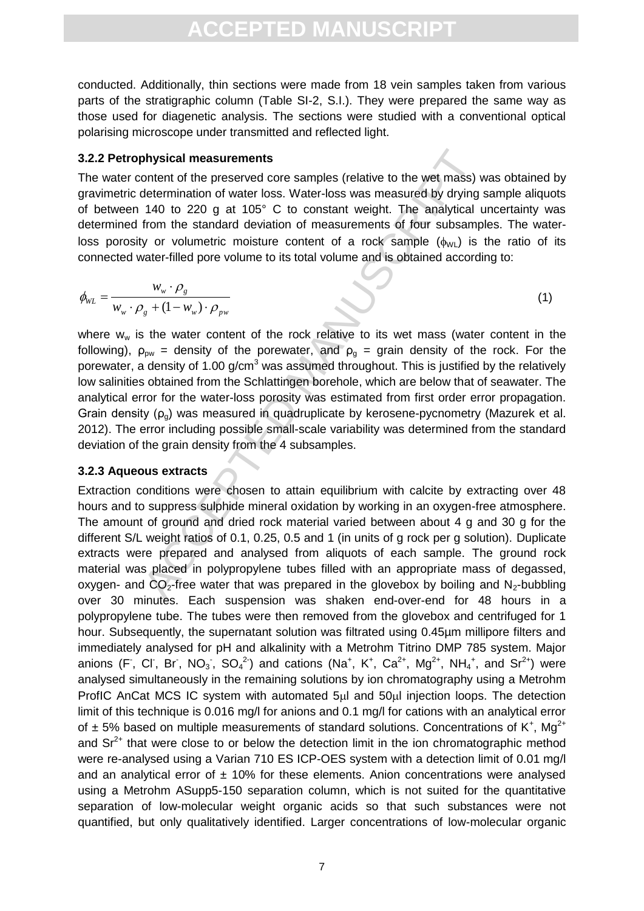conducted. Additionally, thin sections were made from 18 vein samples taken from various parts of the stratigraphic column (Table SI-2, S.I.). They were prepared the same way as those used for diagenetic analysis. The sections were studied with a conventional optical polarising microscope under transmitted and reflected light.

### 3.2.2 Petrophysical measurements

The water content of the preserved core samples (relative to the wet mass) was obtained by gravimetric determination of water loss. Water-loss was measured by drying sample aliquots of between 140 to 220 g at 105° C to constant weight. The analytical uncertainty was determined from the standard deviation of measurements of four subsamples. The water-loss porosity or volumetric moisture content of a rock sample ($\phi_{WL}$) is the ratio of its connected water-filled pore volume to its total volume and is obtained according to:

$$\phi_{WL} = \frac{w_w \cdot \rho_g}{w_w \cdot \rho_g + (1 - w_w) \cdot \rho_{pw}} \quad (1)$$

where $w_w$ is the water content of the rock relative to its wet mass (water content in the following), $\rho_{pw}$ = density of the porewater, and $\rho_g$ = grain density of the rock. For the porewater, a density of 1.00 g/cm$^3$ was assumed throughout. This is justified by the relatively low salinities obtained from the Schlattingen borehole, which are below that of seawater. The analytical error for the water-loss porosity was estimated from first order error propagation. Grain density ($\rho_g$) was measured in quadruplicate by kerosene-pycnometry (Mazurek et al. 2012). The error including possible small-scale variability was determined from the standard deviation of the grain density from the 4 subsamples.

### 3.2.3 Aqueous extracts

Extraction conditions were chosen to attain equilibrium with calcite by extracting over 48 hours and to suppress sulphide mineral oxidation by working in an oxygen-free atmosphere. The amount of ground and dried rock material varied between about 4 g and 30 g for the different S/L weight ratios of 0.1, 0.25, 0.5 and 1 (in units of g rock per g solution). Duplicate extracts were prepared and analysed from aliquots of each sample. The ground rock material was placed in polypropylene tubes filled with an appropriate mass of degassed, oxygen- and $CO_2$-free water that was prepared in the glovebox by boiling and $N_2$-bubbling over 30 minutes. Each suspension was shaken end-over-end for 48 hours in a polypropylene tube. The tubes were then removed from the glovebox and centrifuged for 1 hour. Subsequently, the supernatant solution was filtrated using 0.45µm millipore filters and immediately analysed for pH and alkalinity with a Metrohm Titrino DMP 785 system. Major anions ($F^-$, $Cl^-$, $Br^-$, $NO_3^-$, $SO_4^{2-}$) and cations ($Na^+$, $K^+$, $Ca^{2+}$, $Mg^{2+}$, $NH_4^+$, and $Sr^{2+}$) were analysed simultaneously in the remaining solutions by ion chromatography using a Metrohm ProfIC AnCat MCS IC system with automated 5µl and 50µl injection loops. The detection limit of this technique is 0.016 mg/l for anions and 0.1 mg/l for cations with an analytical error of ± 5% based on multiple measurements of standard solutions. Concentrations of $K^+$, $Mg^{2+}$ and $Sr^{2+}$ that were close to or below the detection limit in the ion chromatographic method were re-analysed using a Varian 710 ES ICP-OES system with a detection limit of 0.01 mg/l and an analytical error of ± 10% for these elements. Anion concentrations were analysed using a Metrohm ASupp5-150 separation column, which is not suited for the quantitative separation of low-molecular weight organic acids so that such substances were not quantified, but only qualitatively identified. Larger concentrations of low-molecular organic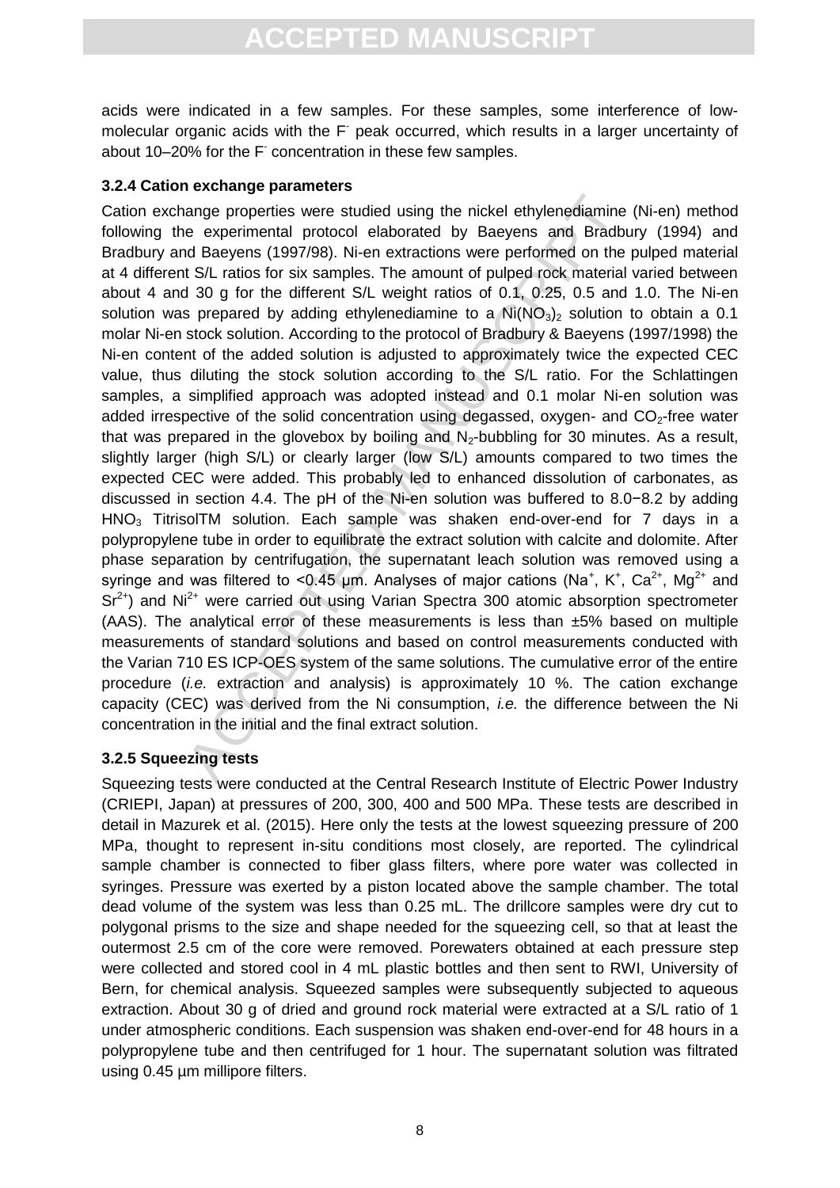acids were indicated in a few samples. For these samples, some interference of low-molecular organic acids with the $F^-$ peak occurred, which results in a larger uncertainty of about 10–20% for the $F^-$ concentration in these few samples.

### 3.2.4 Cation exchange parameters

Cation exchange properties were studied using the nickel ethylenediamine (Ni-en) method following the experimental protocol elaborated by Baeyens and Bradbury (1994) and Bradbury and Baeyens (1997/98). Ni-en extractions were performed on the pulped material at 4 different S/L ratios for six samples. The amount of pulped rock material varied between about 4 and 30 g for the different S/L weight ratios of 0.1, 0.25, 0.5 and 1.0. The Ni-en solution was prepared by adding ethylenediamine to a $Ni(NO_3)_2$ solution to obtain a 0.1 molar Ni-en stock solution. According to the protocol of Bradbury & Baeyens (1997/1998) the Ni-en content of the added solution is adjusted to approximately twice the expected CEC value, thus diluting the stock solution according to the S/L ratio. For the Schlattingen samples, a simplified approach was adopted instead and 0.1 molar Ni-en solution was added irrespective of the solid concentration using degassed, oxygen- and $CO_2$-free water that was prepared in the glovebox by boiling and $N_2$-bubbling for 30 minutes. As a result, slightly larger (high S/L) or clearly larger (low S/L) amounts compared to two times the expected CEC were added. This probably led to enhanced dissolution of carbonates, as discussed in section 4.4. The pH of the Ni-en solution was buffered to 8.0−8.2 by adding $HNO_3$ TitrisolTM solution. Each sample was shaken end-over-end for 7 days in a polypropylene tube in order to equilibrate the extract solution with calcite and dolomite. After phase separation by centrifugation, the supernatant leach solution was removed using a syringe and was filtered to <0.45 µm. Analyses of major cations ($Na^+$, $K^+$, $Ca^{2+}$, $Mg^{2+}$ and $Sr^{2+}$) and $Ni^{2+}$ were carried out using Varian Spectra 300 atomic absorption spectrometer (AAS). The analytical error of these measurements is less than ±5% based on multiple measurements of standard solutions and based on control measurements conducted with the Varian 710 ES ICP-OES system of the same solutions. The cumulative error of the entire procedure (*i.e.* extraction and analysis) is approximately 10 %. The cation exchange capacity (CEC) was derived from the Ni consumption, *i.e.* the difference between the Ni concentration in the initial and the final extract solution.

### 3.2.5 Squeezing tests

Squeezing tests were conducted at the Central Research Institute of Electric Power Industry (CRIEPI, Japan) at pressures of 200, 300, 400 and 500 MPa. These tests are described in detail in Mazurek et al. (2015). Here only the tests at the lowest squeezing pressure of 200 MPa, thought to represent in-situ conditions most closely, are reported. The cylindrical sample chamber is connected to fiber glass filters, where pore water was collected in syringes. Pressure was exerted by a piston located above the sample chamber. The total dead volume of the system was less than 0.25 mL. The drillcore samples were dry cut to polygonal prisms to the size and shape needed for the squeezing cell, so that at least the outermost 2.5 cm of the core were removed. Porewaters obtained at each pressure step were collected and stored cool in 4 mL plastic bottles and then sent to RWI, University of Bern, for chemical analysis. Squeezed samples were subsequently subjected to aqueous extraction. About 30 g of dried and ground rock material were extracted at a S/L ratio of 1 under atmospheric conditions. Each suspension was shaken end-over-end for 48 hours in a polypropylene tube and then centrifuged for 1 hour. The supernatant solution was filtrated using 0.45 µm millipore filters.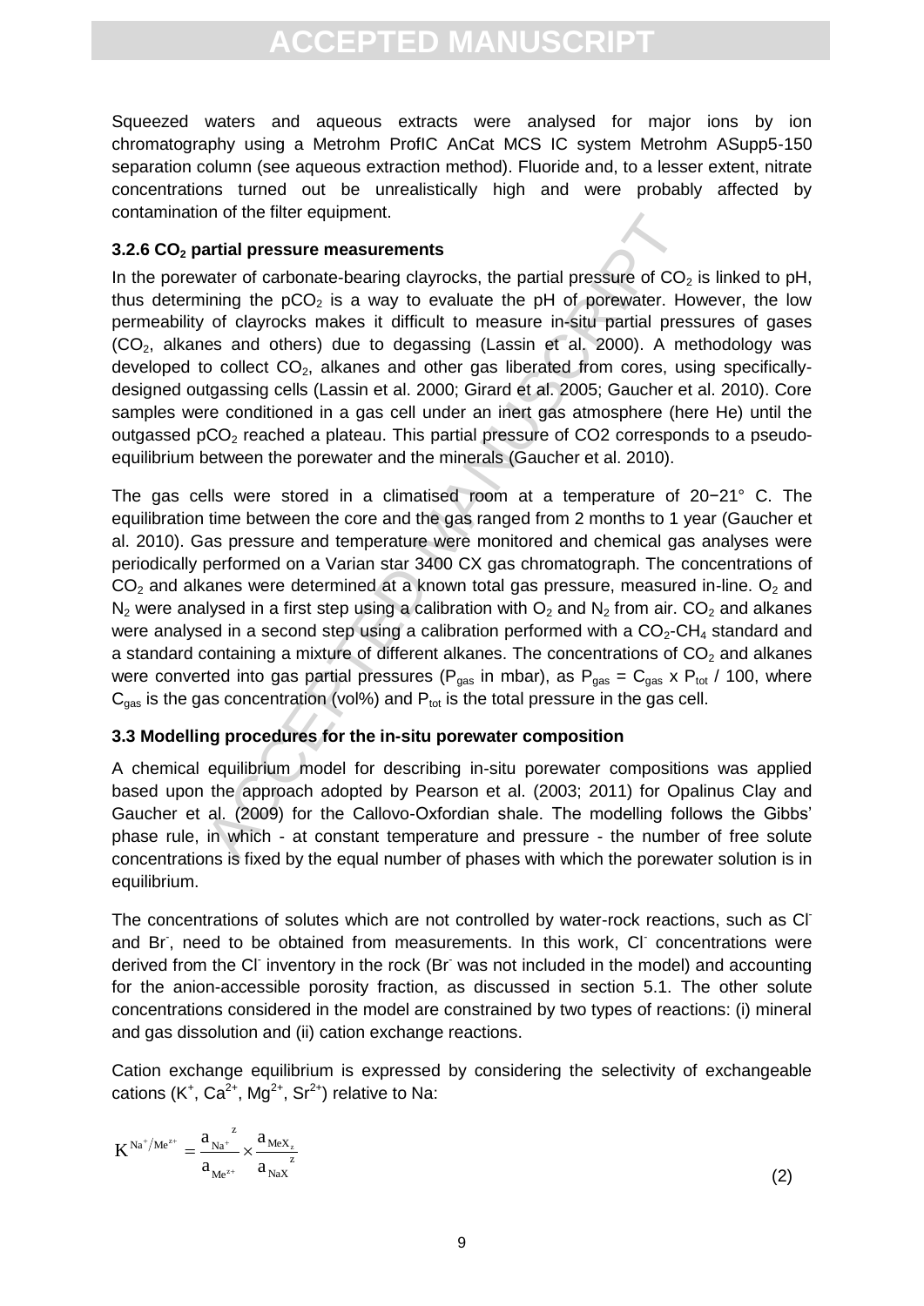Squeezed waters and aqueous extracts were analysed for major ions by ion chromatography using a Metrohm ProfIC AnCat MCS IC system Metrohm ASupp5-150 separation column (see aqueous extraction method). Fluoride and, to a lesser extent, nitrate concentrations turned out be unrealistically high and were probably affected by contamination of the filter equipment.

### 3.2.6 $CO_2$ partial pressure measurements

In the porewater of carbonate-bearing clayrocks, the partial pressure of $CO_2$ is linked to pH, thus determining the $pCO_2$ is a way to evaluate the pH of porewater. However, the low permeability of clayrocks makes it difficult to measure in-situ partial pressures of gases ($CO_2$, alkanes and others) due to degassing (Lassin et al. 2000). A methodology was developed to collect $CO_2$, alkanes and other gas liberated from cores, using specifically-designed outgassing cells (Lassin et al. 2000; Girard et al. 2005; Gaucher et al. 2010). Core samples were conditioned in a gas cell under an inert gas atmosphere (here He) until the outgassed $pCO_2$ reached a plateau. This partial pressure of CO2 corresponds to a pseudo-equilibrium between the porewater and the minerals (Gaucher et al. 2010).

The gas cells were stored in a climatised room at a temperature of 20−21° C. The equilibration time between the core and the gas ranged from 2 months to 1 year (Gaucher et al. 2010). Gas pressure and temperature were monitored and chemical gas analyses were periodically performed on a Varian star 3400 CX gas chromatograph. The concentrations of $CO_2$ and alkanes were determined at a known total gas pressure, measured in-line. $O_2$ and $N_2$ were analysed in a first step using a calibration with $O_2$ and $N_2$ from air. $CO_2$ and alkanes were analysed in a second step using a calibration performed with a $CO_2$-$CH_4$ standard and a standard containing a mixture of different alkanes. The concentrations of $CO_2$ and alkanes were converted into gas partial pressures ($P_{gas}$ in mbar), as $P_{gas} = C_{gas} \times P_{tot} / 100$, where $C_{gas}$ is the gas concentration (vol%) and $P_{tot}$ is the total pressure in the gas cell.

### 3.3 Modelling procedures for the in-situ porewater composition

A chemical equilibrium model for describing in-situ porewater compositions was applied based upon the approach adopted by Pearson et al. (2003; 2011) for Opalinus Clay and Gaucher et al. (2009) for the Callovo-Oxfordian shale. The modelling follows the Gibbs' phase rule, in which - at constant temperature and pressure - the number of free solute concentrations is fixed by the equal number of phases with which the porewater solution is in equilibrium.

The concentrations of solutes which are not controlled by water-rock reactions, such as $Cl^-$ and $Br^-$, need to be obtained from measurements. In this work, $Cl^-$ concentrations were derived from the $Cl^-$ inventory in the rock ($Br^-$ was not included in the model) and accounting for the anion-accessible porosity fraction, as discussed in section 5.1. The other solute concentrations considered in the model are constrained by two types of reactions: (i) mineral and gas dissolution and (ii) cation exchange reactions.

Cation exchange equilibrium is expressed by considering the selectivity of exchangeable cations ($K^+$, $Ca^{2+}$, $Mg^{2+}$, $Sr^{2+}$) relative to Na:

$$K^{Na^+/Me^{z+}} = \frac{a_{Na^+}{}^{z}}{a_{Me^{z+}}} \times \frac{a_{MeX_z}}{a_{NaX}{}^{z}} \qquad (2)$$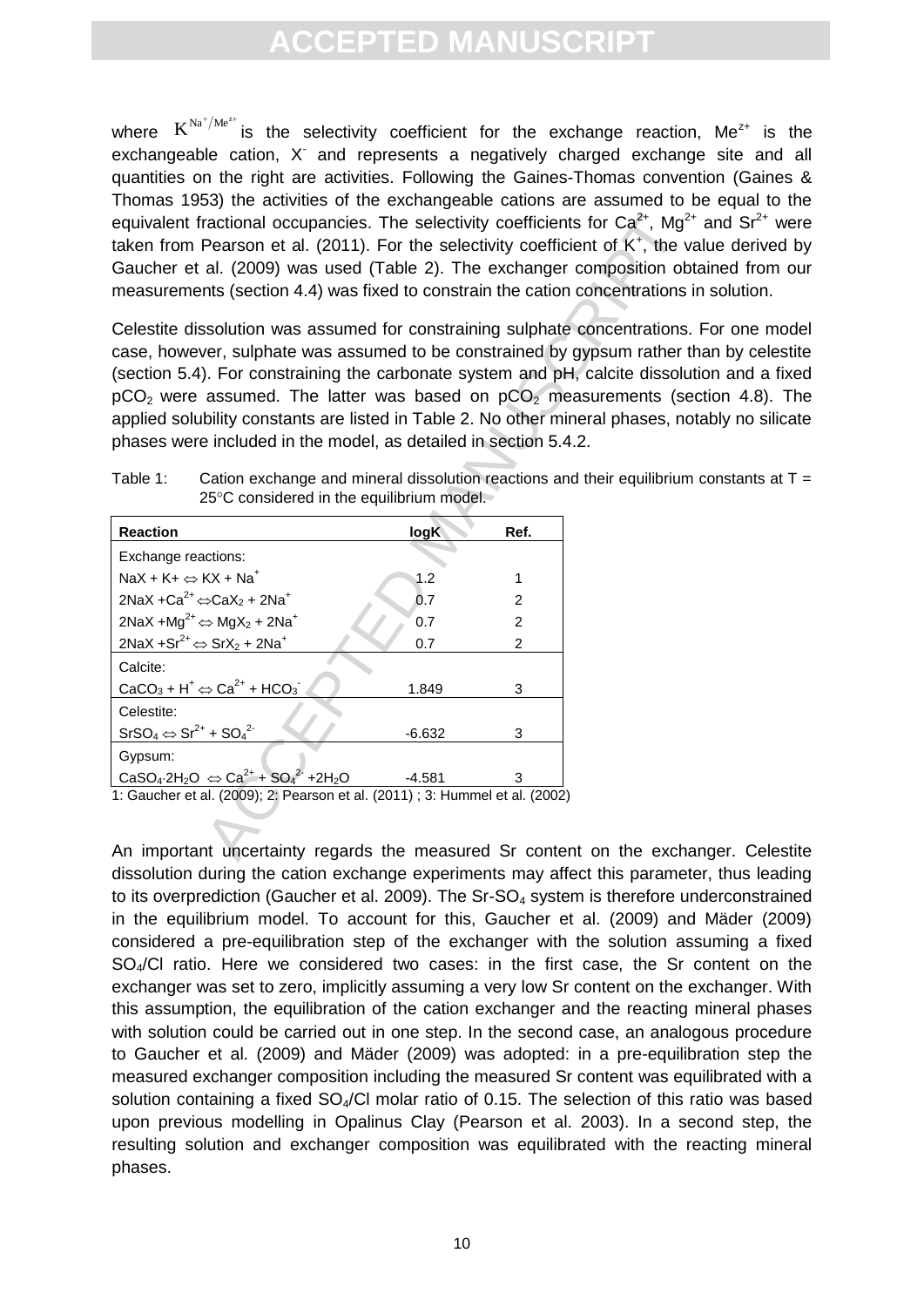where $K^{Na^+/Me^{z+}}$ is the selectivity coefficient for the exchange reaction, $Me^{z+}$ is the exchangeable cation, $X^-$ and represents a negatively charged exchange site and all quantities on the right are activities. Following the Gaines-Thomas convention (Gaines & Thomas 1953) the activities of the exchangeable cations are assumed to be equal to the equivalent fractional occupancies. The selectivity coefficients for $Ca^{2+}$, $Mg^{2+}$ and $Sr^{2+}$ were taken from Pearson et al. (2011). For the selectivity coefficient of $K^+$, the value derived by Gaucher et al. (2009) was used (Table 2). The exchanger composition obtained from our measurements (section 4.4) was fixed to constrain the cation concentrations in solution.

Celestite dissolution was assumed for constraining sulphate concentrations. For one model case, however, sulphate was assumed to be constrained by gypsum rather than by celestite (section 5.4). For constraining the carbonate system and pH, calcite dissolution and a fixed $pCO_2$ were assumed. The latter was based on $pCO_2$ measurements (section 4.8). The applied solubility constants are listed in Table 2. No other mineral phases, notably no silicate phases were included in the model, as detailed in section 5.4.2.

Table 1: Cation exchange and mineral dissolution reactions and their equilibrium constants at T = 25°C considered in the equilibrium model.

| Reaction | logK | Ref. |
|---|---|---|
| Exchange reactions: | | |
| $NaX + K^+ \Leftrightarrow KX + Na^+$ | 1.2 | 1 |
| $2NaX + Ca^{2+} \Leftrightarrow CaX_2 + 2Na^+$ | 0.7 | 2 |
| $2NaX + Mg^{2+} \Leftrightarrow MgX_2 + 2Na^+$ | 0.7 | 2 |
| $2NaX + Sr^{2+} \Leftrightarrow SrX_2 + 2Na^+$ | 0.7 | 2 |
| Calcite: | | |
| $CaCO_3 + H^+ \Leftrightarrow Ca^{2+} + HCO_3^-$ | 1.849 | 3 |
| Celestite: | | |
| $SrSO_4 \Leftrightarrow Sr^{2+} + SO_4^{2-}$ | -6.632 | 3 |
| Gypsum: | | |
| $CaSO_4{\cdot}2H_2O \Leftrightarrow Ca^{2+} + SO_4^{2-} + 2H_2O$ | -4.581 | 3 |

1: Gaucher et al. (2009); 2: Pearson et al. (2011) ; 3: Hummel et al. (2002)

An important uncertainty regards the measured Sr content on the exchanger. Celestite dissolution during the cation exchange experiments may affect this parameter, thus leading to its overprediction (Gaucher et al. 2009). The $Sr$-$SO_4$ system is therefore underconstrained in the equilibrium model. To account for this, Gaucher et al. (2009) and Mäder (2009) considered a pre-equilibration step of the exchanger with the solution assuming a fixed $SO_4$/Cl ratio. Here we considered two cases: in the first case, the Sr content on the exchanger was set to zero, implicitly assuming a very low Sr content on the exchanger. With this assumption, the equilibration of the cation exchanger and the reacting mineral phases with solution could be carried out in one step. In the second case, an analogous procedure to Gaucher et al. (2009) and Mäder (2009) was adopted: in a pre-equilibration step the measured exchanger composition including the measured Sr content was equilibrated with a solution containing a fixed $SO_4$/Cl molar ratio of 0.15. The selection of this ratio was based upon previous modelling in Opalinus Clay (Pearson et al. 2003). In a second step, the resulting solution and exchanger composition was equilibrated with the reacting mineral phases.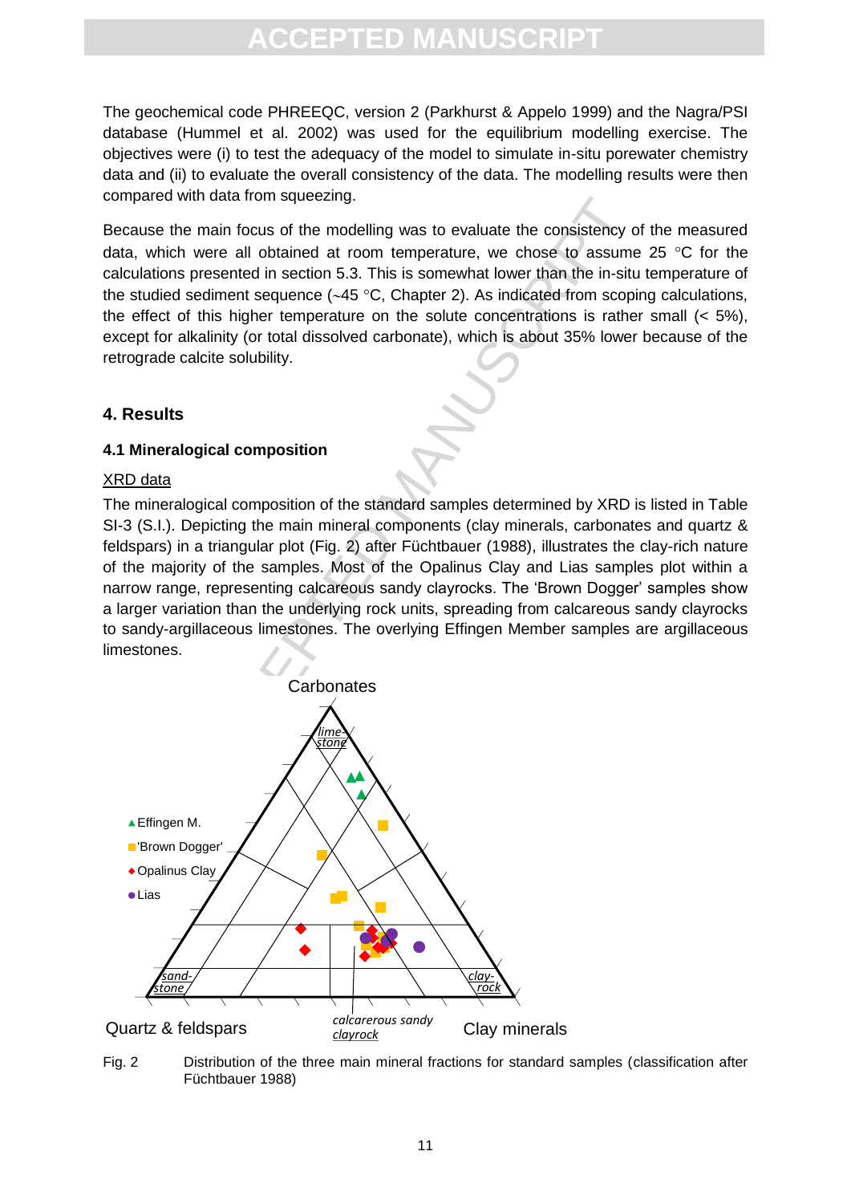The geochemical code PHREEQC, version 2 (Parkhurst & Appelo 1999) and the Nagra/PSI database (Hummel et al. 2002) was used for the equilibrium modelling exercise. The objectives were (i) to test the adequacy of the model to simulate in-situ porewater chemistry data and (ii) to evaluate the overall consistency of the data. The modelling results were then compared with data from squeezing.

Because the main focus of the modelling was to evaluate the consistency of the measured data, which were all obtained at room temperature, we chose to assume 25 °C for the calculations presented in section 5.3. This is somewhat lower than the in-situ temperature of the studied sediment sequence (~45 °C, Chapter 2). As indicated from scoping calculations, the effect of this higher temperature on the solute concentrations is rather small (< 5%), except for alkalinity (or total dissolved carbonate), which is about 35% lower because of the retrograde calcite solubility.

## 4. Results

### 4.1 Mineralogical composition

XRD data

The mineralogical composition of the standard samples determined by XRD is listed in Table SI-3 (S.I.). Depicting the main mineral components (clay minerals, carbonates and quartz & feldspars) in a triangular plot (Fig. 2) after Füchtbauer (1988), illustrates the clay-rich nature of the majority of the samples. Most of the Opalinus Clay and Lias samples plot within a narrow range, representing calcareous sandy clayrocks. The 'Brown Dogger' samples show a larger variation than the underlying rock units, spreading from calcareous sandy clayrocks to sandy-argillaceous limestones. The overlying Effingen Member samples are argillaceous limestones.

Fig. 2 Distribution of the three main mineral fractions for standard samples (classification after Füchtbauer 1988)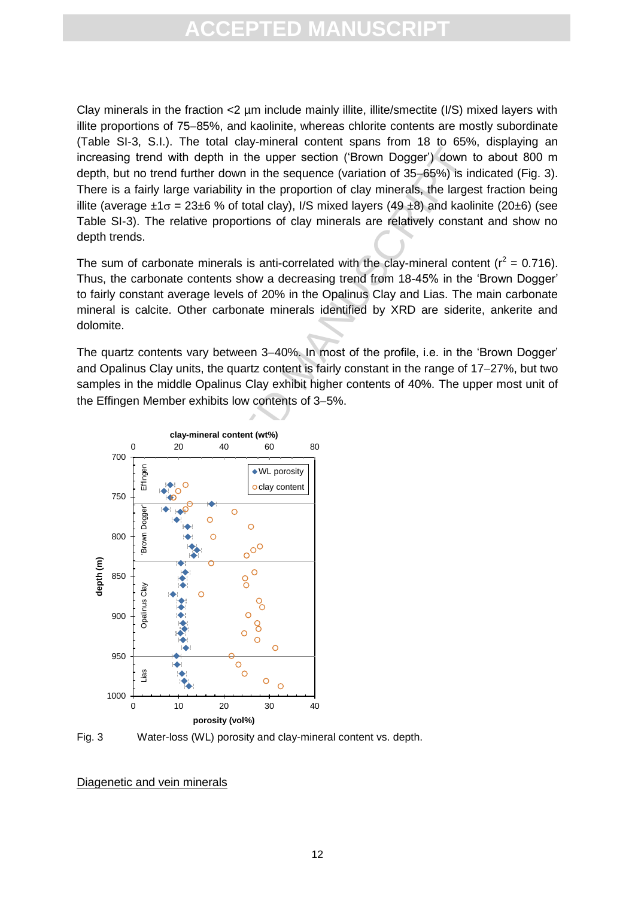Clay minerals in the fraction <2 µm include mainly illite, illite/smectite (I/S) mixed layers with illite proportions of 75–85%, and kaolinite, whereas chlorite contents are mostly subordinate (Table SI-3, S.I.). The total clay-mineral content spans from 18 to 65%, displaying an increasing trend with depth in the upper section ('Brown Dogger') down to about 800 m depth, but no trend further down in the sequence (variation of 35–65%) is indicated (Fig. 3). There is a fairly large variability in the proportion of clay minerals, the largest fraction being illite (average ±1σ = 23±6 % of total clay), I/S mixed layers (49 ±8) and kaolinite (20±6) (see Table SI-3). The relative proportions of clay minerals are relatively constant and show no depth trends.

The sum of carbonate minerals is anti-correlated with the clay-mineral content ($r^2$ = 0.716). Thus, the carbonate contents show a decreasing trend from 18-45% in the 'Brown Dogger' to fairly constant average levels of 20% in the Opalinus Clay and Lias. The main carbonate mineral is calcite. Other carbonate minerals identified by XRD are siderite, ankerite and dolomite.

The quartz contents vary between 3–40%. In most of the profile, i.e. in the 'Brown Dogger' and Opalinus Clay units, the quartz content is fairly constant in the range of 17–27%, but two samples in the middle Opalinus Clay exhibit higher contents of 40%. The upper most unit of the Effingen Member exhibits low contents of 3–5%.

Fig. 3 Water-loss (WL) porosity and clay-mineral content vs. depth.

## Diagenetic and vein minerals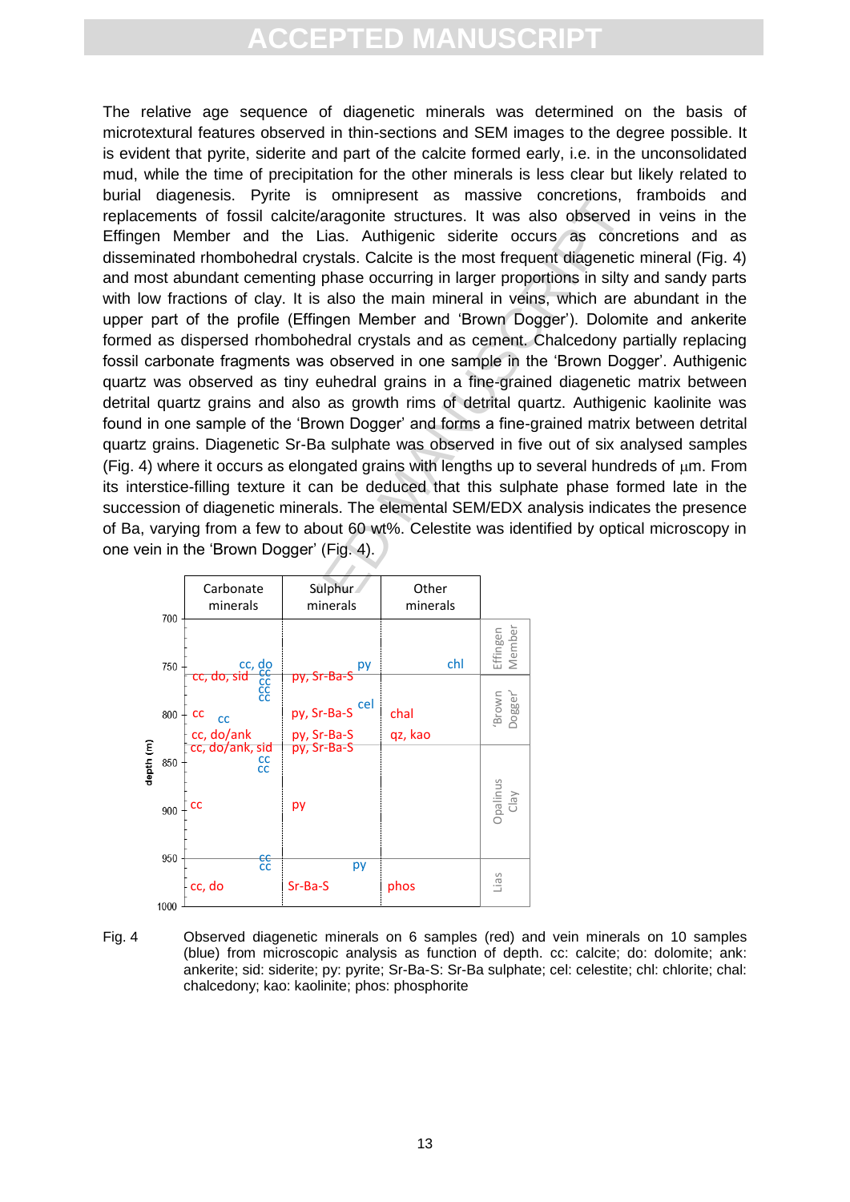The relative age sequence of diagenetic minerals was determined on the basis of microtextural features observed in thin-sections and SEM images to the degree possible. It is evident that pyrite, siderite and part of the calcite formed early, i.e. in the unconsolidated mud, while the time of precipitation for the other minerals is less clear but likely related to burial diagenesis. Pyrite is omnipresent as massive concretions, framboids and replacements of fossil calcite/aragonite structures. It was also observed in veins in the Effingen Member and the Lias. Authigenic siderite occurs as concretions and as disseminated rhombohedral crystals. Calcite is the most frequent diagenetic mineral (Fig. 4) and most abundant cementing phase occurring in larger proportions in silty and sandy parts with low fractions of clay. It is also the main mineral in veins, which are abundant in the upper part of the profile (Effingen Member and 'Brown Dogger'). Dolomite and ankerite formed as dispersed rhombohedral crystals and as cement. Chalcedony partially replacing fossil carbonate fragments was observed in one sample in the 'Brown Dogger'. Authigenic quartz was observed as tiny euhedral grains in a fine-grained diagenetic matrix between detrital quartz grains and also as growth rims of detrital quartz. Authigenic kaolinite was found in one sample of the 'Brown Dogger' and forms a fine-grained matrix between detrital quartz grains. Diagenetic Sr-Ba sulphate was observed in five out of six analysed samples (Fig. 4) where it occurs as elongated grains with lengths up to several hundreds of μm. From its interstice-filling texture it can be deduced that this sulphate phase formed late in the succession of diagenetic minerals. The elemental SEM/EDX analysis indicates the presence of Ba, varying from a few to about 60 wt%. Celestite was identified by optical microscopy in one vein in the 'Brown Dogger' (Fig. 4).

| depth (m) | Carbonate minerals | Sulphur minerals | Other minerals | Unit |
|---|---|---|---|---|
| ~750 | cc, do (vein) | py (vein) | chl (vein) | Effingen Member |
| ~755 | cc, do, sid; cc, cc, cc, cc, cc (veins) | py, Sr-Ba-S | | |
| ~790 | | cel (vein) | | 'Brown Dogger' |
| ~800 | cc; cc (vein) | py, Sr-Ba-S | chal | |
| ~820 | cc, do/ank | py, Sr-Ba-S | qz, kao | |
| ~835 | cc, do/ank, sid | py, Sr-Ba-S | | |
| ~845 | cc, cc (veins) | | | Opalinus Clay |
| ~900 | cc | py | | |
| ~955 | cc, cc (veins) | py (vein) | | Lias |
| ~980 | cc, do | Sr-Ba-S | phos | |

Fig. 4 Observed diagenetic minerals on 6 samples (red) and vein minerals on 10 samples (blue) from microscopic analysis as function of depth. cc: calcite; do: dolomite; ank: ankerite; sid: siderite; py: pyrite; Sr-Ba-S: Sr-Ba sulphate; cel: celestite; chl: chlorite; chal: chalcedony; kao: kaolinite; phos: phosphorite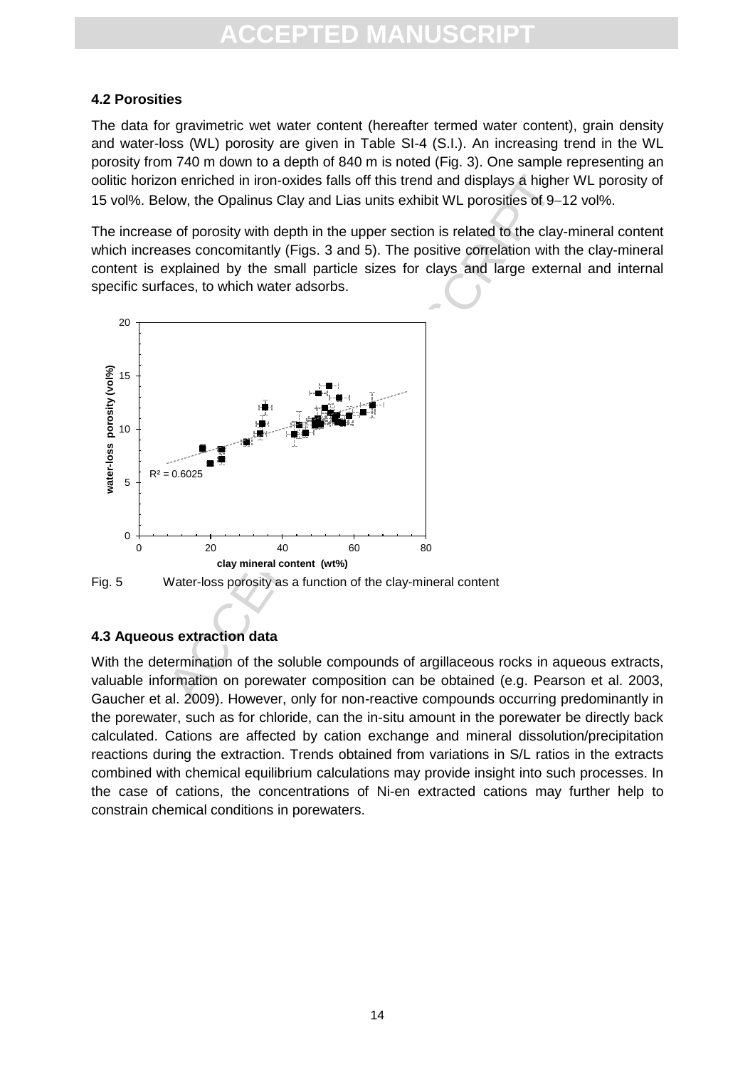### 4.2 Porosities

The data for gravimetric wet water content (hereafter termed water content), grain density and water-loss (WL) porosity are given in Table SI-4 (S.I.). An increasing trend in the WL porosity from 740 m down to a depth of 840 m is noted (Fig. 3). One sample representing an oolitic horizon enriched in iron-oxides falls off this trend and displays a higher WL porosity of 15 vol%. Below, the Opalinus Clay and Lias units exhibit WL porosities of 9–12 vol%.

The increase of porosity with depth in the upper section is related to the clay-mineral content which increases concomitantly (Figs. 3 and 5). The positive correlation with the clay-mineral content is explained by the small particle sizes for clays and large external and internal specific surfaces, to which water adsorbs.

Fig. 5 Water-loss porosity as a function of the clay-mineral content

### 4.3 Aqueous extraction data

With the determination of the soluble compounds of argillaceous rocks in aqueous extracts, valuable information on porewater composition can be obtained (e.g. Pearson et al. 2003, Gaucher et al. 2009). However, only for non-reactive compounds occurring predominantly in the porewater, such as for chloride, can the in-situ amount in the porewater be directly back calculated. Cations are affected by cation exchange and mineral dissolution/precipitation reactions during the extraction. Trends obtained from variations in S/L ratios in the extracts combined with chemical equilibrium calculations may provide insight into such processes. In the case of cations, the concentrations of Ni-en extracted cations may further help to constrain chemical conditions in porewaters.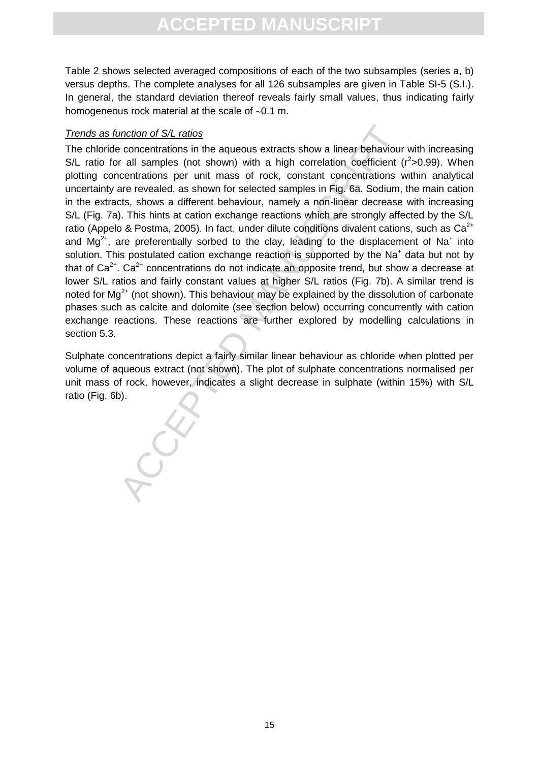Table 2 shows selected averaged compositions of each of the two subsamples (series a, b) versus depths. The complete analyses for all 126 subsamples are given in Table SI-5 (S.I.). In general, the standard deviation thereof reveals fairly small values, thus indicating fairly homogeneous rock material at the scale of ~0.1 m.

*Trends as function of S/L ratios*

The chloride concentrations in the aqueous extracts show a linear behaviour with increasing S/L ratio for all samples (not shown) with a high correlation coefficient ($r^2$>0.99). When plotting concentrations per unit mass of rock, constant concentrations within analytical uncertainty are revealed, as shown for selected samples in Fig. 6a. Sodium, the main cation in the extracts, shows a different behaviour, namely a non-linear decrease with increasing S/L (Fig. 7a). This hints at cation exchange reactions which are strongly affected by the S/L ratio (Appelo & Postma, 2005). In fact, under dilute conditions divalent cations, such as $Ca^{2+}$ and $Mg^{2+}$, are preferentially sorbed to the clay, leading to the displacement of $Na^+$ into solution. This postulated cation exchange reaction is supported by the $Na^+$ data but not by that of $Ca^{2+}$. $Ca^{2+}$ concentrations do not indicate an opposite trend, but show a decrease at lower S/L ratios and fairly constant values at higher S/L ratios (Fig. 7b). A similar trend is noted for $Mg^{2+}$ (not shown). This behaviour may be explained by the dissolution of carbonate phases such as calcite and dolomite (see section below) occurring concurrently with cation exchange reactions. These reactions are further explored by modelling calculations in section 5.3.

Sulphate concentrations depict a fairly similar linear behaviour as chloride when plotted per volume of aqueous extract (not shown). The plot of sulphate concentrations normalised per unit mass of rock, however, indicates a slight decrease in sulphate (within 15%) with S/L ratio (Fig. 6b).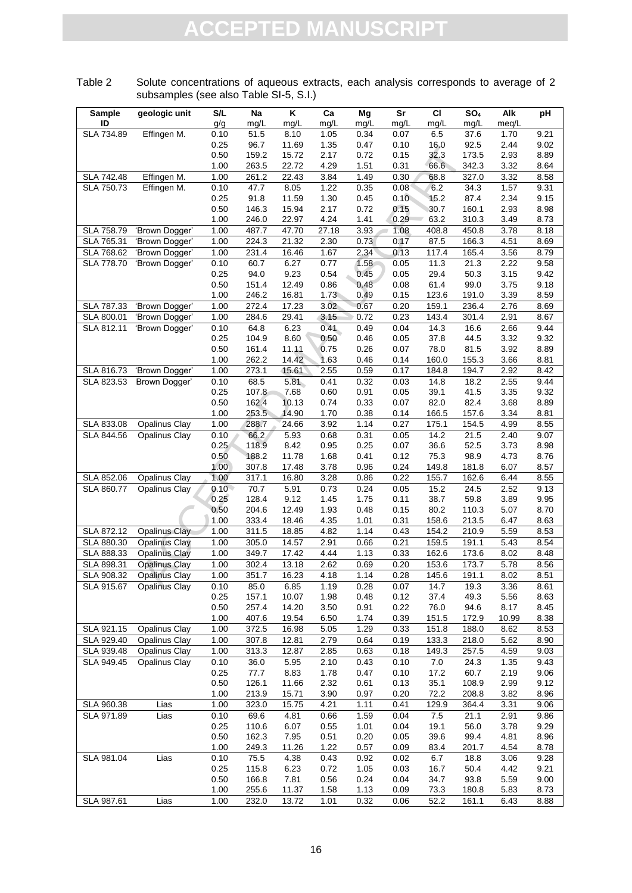Table 2 Solute concentrations of aqueous extracts, each analysis corresponds to average of 2 subsamples (see also Table SI-5, S.I.)

| Sample ID | geologic unit | S/L g/g | Na mg/L | K mg/L | Ca mg/L | Mg mg/L | Sr mg/L | Cl mg/L | $SO_4$ mg/L | Alk meq/L | pH |
|---|---|---|---|---|---|---|---|---|---|---|---|
| SLA 734.89 | Effingen M. | 0.10 | 51.5 | 8.10 | 1.05 | 0.34 | 0.07 | 6.5 | 37.6 | 1.70 | 9.21 |
| | | 0.25 | 96.7 | 11.69 | 1.35 | 0.47 | 0.10 | 16.0 | 92.5 | 2.44 | 9.02 |
| | | 0.50 | 159.2 | 15.72 | 2.17 | 0.72 | 0.15 | 32.3 | 173.5 | 2.93 | 8.89 |
| | | 1.00 | 263.5 | 22.72 | 4.29 | 1.51 | 0.31 | 66.6 | 342.3 | 3.32 | 8.64 |
| SLA 742.48 | Effingen M. | 1.00 | 261.2 | 22.43 | 3.84 | 1.49 | 0.30 | 68.8 | 327.0 | 3.32 | 8.58 |
| SLA 750.73 | Effingen M. | 0.10 | 47.7 | 8.05 | 1.22 | 0.35 | 0.08 | 6.2 | 34.3 | 1.57 | 9.31 |
| | | 0.25 | 91.8 | 11.59 | 1.30 | 0.45 | 0.10 | 15.2 | 87.4 | 2.34 | 9.15 |
| | | 0.50 | 146.3 | 15.94 | 2.17 | 0.72 | 0.15 | 30.7 | 160.1 | 2.93 | 8.98 |
| | | 1.00 | 246.0 | 22.97 | 4.24 | 1.41 | 0.29 | 63.2 | 310.3 | 3.49 | 8.73 |
| SLA 758.79 | 'Brown Dogger' | 1.00 | 487.7 | 47.70 | 27.18 | 3.93 | 1.08 | 408.8 | 450.8 | 3.78 | 8.18 |
| SLA 765.31 | 'Brown Dogger' | 1.00 | 224.3 | 21.32 | 2.30 | 0.73 | 0.17 | 87.5 | 166.3 | 4.51 | 8.69 |
| SLA 768.62 | 'Brown Dogger' | 1.00 | 231.4 | 16.46 | 1.67 | 2.34 | 0.13 | 117.4 | 165.4 | 3.56 | 8.79 |
| SLA 778.70 | 'Brown Dogger' | 0.10 | 60.7 | 6.27 | 0.77 | 1.58 | 0.05 | 11.3 | 21.3 | 2.22 | 9.58 |
| | | 0.25 | 94.0 | 9.23 | 0.54 | 0.45 | 0.05 | 29.4 | 50.3 | 3.15 | 9.42 |
| | | 0.50 | 151.4 | 12.49 | 0.86 | 0.48 | 0.08 | 61.4 | 99.0 | 3.75 | 9.18 |
| | | 1.00 | 246.2 | 16.81 | 1.73 | 0.49 | 0.15 | 123.6 | 191.0 | 3.39 | 8.59 |
| SLA 787.33 | 'Brown Dogger' | 1.00 | 272.4 | 17.23 | 3.02 | 0.67 | 0.20 | 159.1 | 236.4 | 2.76 | 8.69 |
| SLA 800.01 | 'Brown Dogger' | 1.00 | 284.6 | 29.41 | 3.15 | 0.72 | 0.23 | 143.4 | 301.4 | 2.91 | 8.67 |
| SLA 812.11 | 'Brown Dogger' | 0.10 | 64.8 | 6.23 | 0.41 | 0.49 | 0.04 | 14.3 | 16.6 | 2.66 | 9.44 |
| | | 0.25 | 104.9 | 8.60 | 0.50 | 0.46 | 0.05 | 37.8 | 44.5 | 3.32 | 9.32 |
| | | 0.50 | 161.4 | 11.11 | 0.75 | 0.26 | 0.07 | 78.0 | 81.5 | 3.92 | 8.89 |
| | | 1.00 | 262.2 | 14.42 | 1.63 | 0.46 | 0.14 | 160.0 | 155.3 | 3.66 | 8.81 |
| SLA 816.73 | 'Brown Dogger' | 1.00 | 273.1 | 15.61 | 2.55 | 0.59 | 0.17 | 184.8 | 194.7 | 2.92 | 8.42 |
| SLA 823.53 | Brown Dogger' | 0.10 | 68.5 | 5.81 | 0.41 | 0.32 | 0.03 | 14.8 | 18.2 | 2.55 | 9.44 |
| | | 0.25 | 107.8 | 7.68 | 0.60 | 0.91 | 0.05 | 39.1 | 41.5 | 3.35 | 9.32 |
| | | 0.50 | 162.4 | 10.13 | 0.74 | 0.33 | 0.07 | 82.0 | 82.4 | 3.68 | 8.89 |
| | | 1.00 | 253.5 | 14.90 | 1.70 | 0.38 | 0.14 | 166.5 | 157.6 | 3.34 | 8.81 |
| SLA 833.08 | Opalinus Clay | 1.00 | 288.7 | 24.66 | 3.92 | 1.14 | 0.27 | 175.1 | 154.5 | 4.99 | 8.55 |
| SLA 844.56 | Opalinus Clay | 0.10 | 66.2 | 5.93 | 0.68 | 0.31 | 0.05 | 14.2 | 21.5 | 2.40 | 9.07 |
| | | 0.25 | 118.9 | 8.42 | 0.95 | 0.25 | 0.07 | 36.6 | 52.5 | 3.73 | 8.98 |
| | | 0.50 | 188.2 | 11.78 | 1.68 | 0.41 | 0.12 | 75.3 | 98.9 | 4.73 | 8.76 |
| | | 1.00 | 307.8 | 17.48 | 3.78 | 0.96 | 0.24 | 149.8 | 181.8 | 6.07 | 8.57 |
| SLA 852.06 | Opalinus Clay | 1.00 | 317.1 | 16.80 | 3.28 | 0.86 | 0.22 | 155.7 | 162.6 | 6.44 | 8.55 |
| SLA 860.77 | Opalinus Clay | 0.10 | 70.7 | 5.91 | 0.73 | 0.24 | 0.05 | 15.2 | 24.5 | 2.52 | 9.13 |
| | | 0.25 | 128.4 | 9.12 | 1.45 | 1.75 | 0.11 | 38.7 | 59.8 | 3.89 | 9.95 |
| | | 0.50 | 204.6 | 12.49 | 1.93 | 0.48 | 0.15 | 80.2 | 110.3 | 5.07 | 8.70 |
| | | 1.00 | 333.4 | 18.46 | 4.35 | 1.01 | 0.31 | 158.6 | 213.5 | 6.47 | 8.63 |
| SLA 872.12 | Opalinus Clay | 1.00 | 311.5 | 18.85 | 4.82 | 1.14 | 0.43 | 154.2 | 210.9 | 5.59 | 8.53 |
| SLA 880.30 | Opalinus Clay | 1.00 | 305.0 | 14.57 | 2.91 | 0.66 | 0.21 | 159.5 | 191.1 | 5.43 | 8.54 |
| SLA 888.33 | Opalinus Clay | 1.00 | 349.7 | 17.42 | 4.44 | 1.13 | 0.33 | 162.6 | 173.6 | 8.02 | 8.48 |
| SLA 898.31 | Opalinus Clay | 1.00 | 302.4 | 13.18 | 2.62 | 0.69 | 0.20 | 153.6 | 173.7 | 5.78 | 8.56 |
| SLA 908.32 | Opalinus Clay | 1.00 | 351.7 | 16.23 | 4.18 | 1.14 | 0.28 | 145.6 | 191.1 | 8.02 | 8.51 |
| SLA 915.67 | Opalinus Clay | 0.10 | 85.0 | 6.85 | 1.19 | 0.28 | 0.07 | 14.7 | 19.3 | 3.36 | 8.61 |
| | | 0.25 | 157.1 | 10.07 | 1.98 | 0.48 | 0.12 | 37.4 | 49.3 | 5.56 | 8.63 |
| | | 0.50 | 257.4 | 14.20 | 3.50 | 0.91 | 0.22 | 76.0 | 94.6 | 8.17 | 8.45 |
| | | 1.00 | 407.6 | 19.54 | 6.50 | 1.74 | 0.39 | 151.5 | 172.9 | 10.99 | 8.38 |
| SLA 921.15 | Opalinus Clay | 1.00 | 372.5 | 16.98 | 5.05 | 1.29 | 0.33 | 151.8 | 188.0 | 8.62 | 8.53 |
| SLA 929.40 | Opalinus Clay | 1.00 | 307.8 | 12.81 | 2.79 | 0.64 | 0.19 | 133.3 | 218.0 | 5.62 | 8.90 |
| SLA 939.48 | Opalinus Clay | 1.00 | 313.3 | 12.87 | 2.85 | 0.63 | 0.18 | 149.3 | 257.5 | 4.59 | 9.03 |
| SLA 949.45 | Opalinus Clay | 0.10 | 36.0 | 5.95 | 2.10 | 0.43 | 0.10 | 7.0 | 24.3 | 1.35 | 9.43 |
| | | 0.25 | 77.7 | 8.83 | 1.78 | 0.47 | 0.10 | 17.2 | 60.7 | 2.19 | 9.06 |
| | | 0.50 | 126.1 | 11.66 | 2.32 | 0.61 | 0.13 | 35.1 | 108.9 | 2.99 | 9.12 |
| | | 1.00 | 213.9 | 15.71 | 3.90 | 0.97 | 0.20 | 72.2 | 208.8 | 3.82 | 8.96 |
| SLA 960.38 | Lias | 1.00 | 323.0 | 15.75 | 4.21 | 1.11 | 0.41 | 129.9 | 364.4 | 3.31 | 9.06 |
| SLA 971.89 | Lias | 0.10 | 69.6 | 4.81 | 0.66 | 1.59 | 0.04 | 7.5 | 21.1 | 2.91 | 9.86 |
| | | 0.25 | 110.6 | 6.07 | 0.55 | 1.01 | 0.04 | 19.1 | 56.0 | 3.78 | 9.29 |
| | | 0.50 | 162.3 | 7.95 | 0.51 | 0.20 | 0.05 | 39.6 | 99.4 | 4.81 | 8.96 |
| | | 1.00 | 249.3 | 11.26 | 1.22 | 0.57 | 0.09 | 83.4 | 201.7 | 4.54 | 8.78 |
| SLA 981.04 | Lias | 0.10 | 75.5 | 4.38 | 0.43 | 0.92 | 0.02 | 6.7 | 18.8 | 3.06 | 9.28 |
| | | 0.25 | 115.8 | 6.23 | 0.72 | 1.05 | 0.03 | 16.7 | 50.4 | 4.42 | 9.21 |
| | | 0.50 | 166.8 | 7.81 | 0.56 | 0.24 | 0.04 | 34.7 | 93.8 | 5.59 | 9.00 |
| | | 1.00 | 255.6 | 11.37 | 1.58 | 1.13 | 0.09 | 73.3 | 180.8 | 5.83 | 8.73 |
| SLA 987.61 | Lias | 1.00 | 232.0 | 13.72 | 1.01 | 0.32 | 0.06 | 52.2 | 161.1 | 6.43 | 8.88 |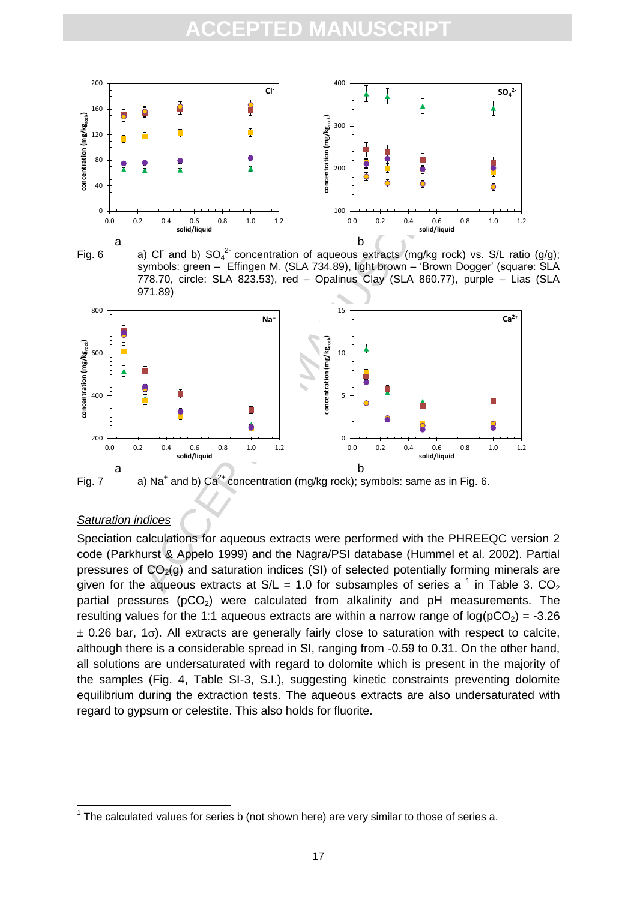Fig. 6 a) $Cl^-$ and b) $SO_4^{2-}$ concentration of aqueous extracts (mg/kg rock) vs. S/L ratio (g/g); symbols: green – Effingen M. (SLA 734.89), light brown – 'Brown Dogger' (square: SLA 778.70, circle: SLA 823.53), red – Opalinus Clay (SLA 860.77), purple – Lias (SLA 971.89)

Fig. 7 a) $Na^+$ and b) $Ca^{2+}$ concentration (mg/kg rock); symbols: same as in Fig. 6.

*Saturation indices*

Speciation calculations for aqueous extracts were performed with the PHREEQC version 2 code (Parkhurst & Appelo 1999) and the Nagra/PSI database (Hummel et al. 2002). Partial pressures of $CO_2$(g) and saturation indices (SI) of selected potentially forming minerals are given for the aqueous extracts at S/L = 1.0 for subsamples of series a [1] in Table 3. $CO_2$ partial pressures ($pCO_2$) were calculated from alkalinity and pH measurements. The resulting values for the 1:1 aqueous extracts are within a narrow range of $\log(pCO_2) = -3.26 \pm 0.26$ bar, 1σ). All extracts are generally fairly close to saturation with respect to calcite, although there is a considerable spread in SI, ranging from -0.59 to 0.31. On the other hand, all solutions are undersaturated with regard to dolomite which is present in the majority of the samples (Fig. 4, Table SI-3, S.I.), suggesting kinetic constraints preventing dolomite equilibrium during the extraction tests. The aqueous extracts are also undersaturated with regard to gypsum or celestite. This also holds for fluorite.

[1] The calculated values for series b (not shown here) are very similar to those of series a.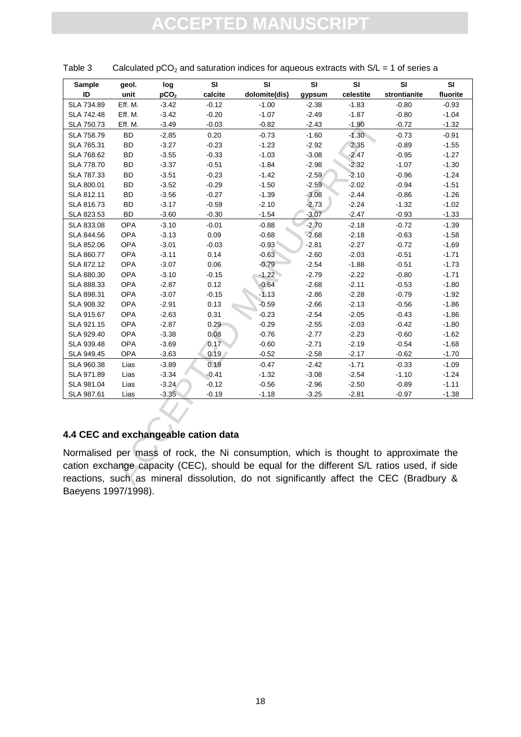Table 3 Calculated $pCO_2$ and saturation indices for aqueous extracts with S/L = 1 of series a

| Sample ID | geol. unit | log $pCO_2$ | SI calcite | SI dolomite(dis) | SI gypsum | SI celestite | SI strontianite | SI fluorite |
|---|---|---|---|---|---|---|---|---|
| SLA 734.89 | Eff. M. | -3.42 | -0.12 | -1.00 | -2.38 | -1.83 | -0.80 | -0.93 |
| SLA 742.48 | Eff. M. | -3.42 | -0.20 | -1.07 | -2.49 | -1.87 | -0.80 | -1.04 |
| SLA 750.73 | Eff. M. | -3.49 | -0.03 | -0.82 | -2.43 | -1.90 | -0.72 | -1.32 |
| SLA 758.79 | BD | -2.85 | 0.20 | -0.73 | -1.60 | -1.30 | -0.73 | -0.91 |
| SLA 765.31 | BD | -3.27 | -0.23 | -1.23 | -2.92 | -2.35 | -0.89 | -1.55 |
| SLA 768.62 | BD | -3.55 | -0.33 | -1.03 | -3.08 | -2.47 | -0.95 | -1.27 |
| SLA 778.70 | BD | -3.37 | -0.51 | -1.84 | -2.98 | -2.32 | -1.07 | -1.30 |
| SLA 787.33 | BD | -3.51 | -0.23 | -1.42 | -2.59 | -2.10 | -0.96 | -1.24 |
| SLA 800.01 | BD | -3.52 | -0.29 | -1.50 | -2.59 | -2.02 | -0.94 | -1.51 |
| SLA 812.11 | BD | -3.56 | -0.27 | -1.39 | -3.08 | -2.44 | -0.86 | -1.26 |
| SLA 816.73 | BD | -3.17 | -0.59 | -2.10 | -2.73 | -2.24 | -1.32 | -1.02 |
| SLA 823.53 | BD | -3.60 | -0.30 | -1.54 | -3.07 | -2.47 | -0.93 | -1.33 |
| SLA 833.08 | OPA | -3.10 | -0.01 | -0.88 | -2.70 | -2.18 | -0.72 | -1.39 |
| SLA 844.56 | OPA | -3.13 | 0.09 | -0.68 | -2.68 | -2.18 | -0.63 | -1.58 |
| SLA 852.06 | OPA | -3.01 | -0.03 | -0.93 | -2.81 | -2.27 | -0.72 | -1.69 |
| SLA 860.77 | OPA | -3.11 | 0.14 | -0.63 | -2.60 | -2.03 | -0.51 | -1.71 |
| SLA 872.12 | OPA | -3.07 | 0.06 | -0.79 | -2.54 | -1.88 | -0.51 | -1.73 |
| SLA 880.30 | OPA | -3.10 | -0.15 | -1.22 | -2.79 | -2.22 | -0.80 | -1.71 |
| SLA 888.33 | OPA | -2.87 | 0.12 | -0.64 | -2.68 | -2.11 | -0.53 | -1.80 |
| SLA 898.31 | OPA | -3.07 | -0.15 | -1.13 | -2.86 | -2.28 | -0.79 | -1.92 |
| SLA 908.32 | OPA | -2.91 | 0.13 | -0.59 | -2.66 | -2.13 | -0.56 | -1.86 |
| SLA 915.67 | OPA | -2.63 | 0.31 | -0.23 | -2.54 | -2.05 | -0.43 | -1.86 |
| SLA 921.15 | OPA | -2.87 | 0.29 | -0.29 | -2.55 | -2.03 | -0.42 | -1.80 |
| SLA 929.40 | OPA | -3.38 | 0.08 | -0.76 | -2.77 | -2.23 | -0.60 | -1.62 |
| SLA 939.48 | OPA | -3.69 | 0.17 | -0.60 | -2.71 | -2.19 | -0.54 | -1.68 |
| SLA 949.45 | OPA | -3.63 | 0.19 | -0.52 | -2.58 | -2.17 | -0.62 | -1.70 |
| SLA 960.38 | Lias | -3.89 | 0.19 | -0.47 | -2.42 | -1.71 | -0.33 | -1.09 |
| SLA 971.89 | Lias | -3.34 | -0.41 | -1.32 | -3.08 | -2.54 | -1.10 | -1.24 |
| SLA 981.04 | Lias | -3.24 | -0.12 | -0.56 | -2.96 | -2.50 | -0.89 | -1.11 |
| SLA 987.61 | Lias | -3.35 | -0.19 | -1.18 | -3.25 | -2.81 | -0.97 | -1.38 |

### 4.4 CEC and exchangeable cation data

Normalised per mass of rock, the Ni consumption, which is thought to approximate the cation exchange capacity (CEC), should be equal for the different S/L ratios used, if side reactions, such as mineral dissolution, do not significantly affect the CEC (Bradbury & Baeyens 1997/1998).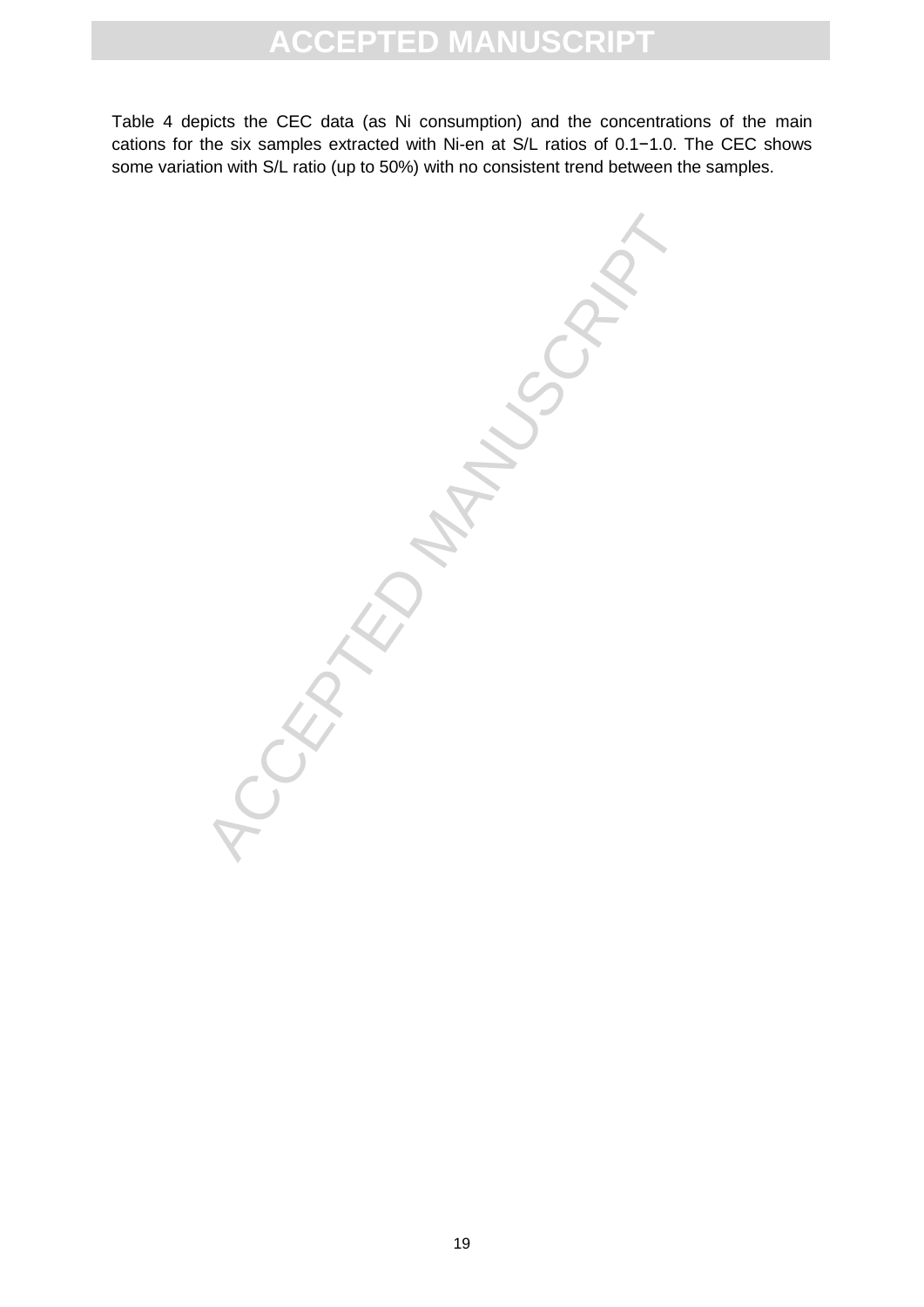Table 4 depicts the CEC data (as Ni consumption) and the concentrations of the main cations for the six samples extracted with Ni-en at S/L ratios of 0.1−1.0. The CEC shows some variation with S/L ratio (up to 50%) with no consistent trend between the samples.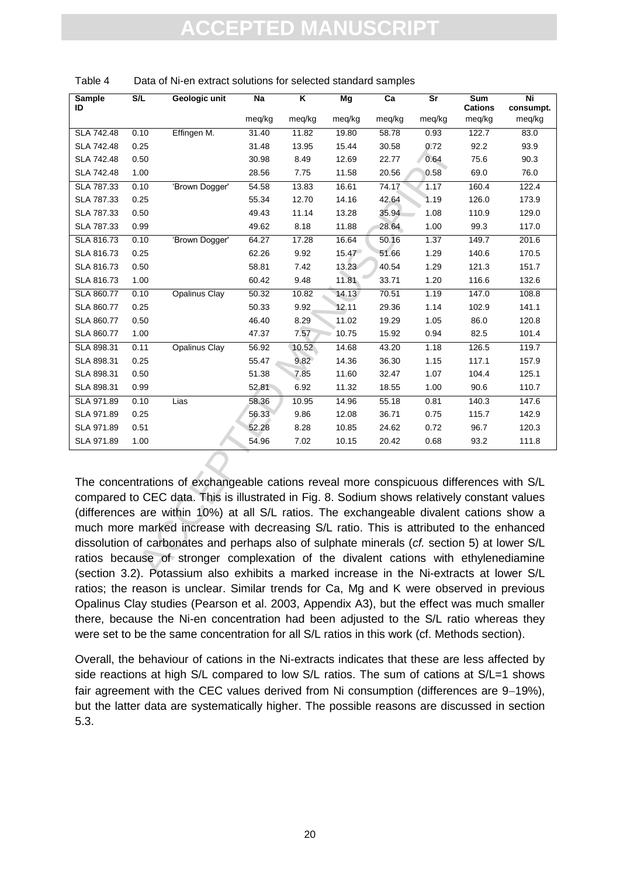Table 4 Data of Ni-en extract solutions for selected standard samples

| Sample ID | S/L | Geologic unit | Na | K | Mg | Ca | Sr | Sum Cations | Ni consumpt. |
|---|---|---|---|---|---|---|---|---|---|
| | | | meq/kg | meq/kg | meq/kg | meq/kg | meq/kg | meq/kg | meq/kg |
| SLA 742.48 | 0.10 | Effingen M. | 31.40 | 11.82 | 19.80 | 58.78 | 0.93 | 122.7 | 83.0 |
| SLA 742.48 | 0.25 | | 31.48 | 13.95 | 15.44 | 30.58 | 0.72 | 92.2 | 93.9 |
| SLA 742.48 | 0.50 | | 30.98 | 8.49 | 12.69 | 22.77 | 0.64 | 75.6 | 90.3 |
| SLA 742.48 | 1.00 | | 28.56 | 7.75 | 11.58 | 20.56 | 0.58 | 69.0 | 76.0 |
| SLA 787.33 | 0.10 | 'Brown Dogger' | 54.58 | 13.83 | 16.61 | 74.17 | 1.17 | 160.4 | 122.4 |
| SLA 787.33 | 0.25 | | 55.34 | 12.70 | 14.16 | 42.64 | 1.19 | 126.0 | 173.9 |
| SLA 787.33 | 0.50 | | 49.43 | 11.14 | 13.28 | 35.94 | 1.08 | 110.9 | 129.0 |
| SLA 787.33 | 0.99 | | 49.62 | 8.18 | 11.88 | 28.64 | 1.00 | 99.3 | 117.0 |
| SLA 816.73 | 0.10 | 'Brown Dogger' | 64.27 | 17.28 | 16.64 | 50.16 | 1.37 | 149.7 | 201.6 |
| SLA 816.73 | 0.25 | | 62.26 | 9.92 | 15.47 | 51.66 | 1.29 | 140.6 | 170.5 |
| SLA 816.73 | 0.50 | | 58.81 | 7.42 | 13.23 | 40.54 | 1.29 | 121.3 | 151.7 |
| SLA 816.73 | 1.00 | | 60.42 | 9.48 | 11.81 | 33.71 | 1.20 | 116.6 | 132.6 |
| SLA 860.77 | 0.10 | Opalinus Clay | 50.32 | 10.82 | 14.13 | 70.51 | 1.19 | 147.0 | 108.8 |
| SLA 860.77 | 0.25 | | 50.33 | 9.92 | 12.11 | 29.36 | 1.14 | 102.9 | 141.1 |
| SLA 860.77 | 0.50 | | 46.40 | 8.29 | 11.02 | 19.29 | 1.05 | 86.0 | 120.8 |
| SLA 860.77 | 1.00 | | 47.37 | 7.57 | 10.75 | 15.92 | 0.94 | 82.5 | 101.4 |
| SLA 898.31 | 0.11 | Opalinus Clay | 56.92 | 10.52 | 14.68 | 43.20 | 1.18 | 126.5 | 119.7 |
| SLA 898.31 | 0.25 | | 55.47 | 9.82 | 14.36 | 36.30 | 1.15 | 117.1 | 157.9 |
| SLA 898.31 | 0.50 | | 51.38 | 7.85 | 11.60 | 32.47 | 1.07 | 104.4 | 125.1 |
| SLA 898.31 | 0.99 | | 52.81 | 6.92 | 11.32 | 18.55 | 1.00 | 90.6 | 110.7 |
| SLA 971.89 | 0.10 | Lias | 58.36 | 10.95 | 14.96 | 55.18 | 0.81 | 140.3 | 147.6 |
| SLA 971.89 | 0.25 | | 56.33 | 9.86 | 12.08 | 36.71 | 0.75 | 115.7 | 142.9 |
| SLA 971.89 | 0.51 | | 52.28 | 8.28 | 10.85 | 24.62 | 0.72 | 96.7 | 120.3 |
| SLA 971.89 | 1.00 | | 54.96 | 7.02 | 10.15 | 20.42 | 0.68 | 93.2 | 111.8 |

The concentrations of exchangeable cations reveal more conspicuous differences with S/L compared to CEC data. This is illustrated in Fig. 8. Sodium shows relatively constant values (differences are within 10%) at all S/L ratios. The exchangeable divalent cations show a much more marked increase with decreasing S/L ratio. This is attributed to the enhanced dissolution of carbonates and perhaps also of sulphate minerals (*cf.* section 5) at lower S/L ratios because of stronger complexation of the divalent cations with ethylenediamine (section 3.2). Potassium also exhibits a marked increase in the Ni-extracts at lower S/L ratios; the reason is unclear. Similar trends for Ca, Mg and K were observed in previous Opalinus Clay studies (Pearson et al. 2003, Appendix A3), but the effect was much smaller there, because the Ni-en concentration had been adjusted to the S/L ratio whereas they were set to be the same concentration for all S/L ratios in this work (cf. Methods section).

Overall, the behaviour of cations in the Ni-extracts indicates that these are less affected by side reactions at high S/L compared to low S/L ratios. The sum of cations at S/L=1 shows fair agreement with the CEC values derived from Ni consumption (differences are 9−19%), but the latter data are systematically higher. The possible reasons are discussed in section 5.3.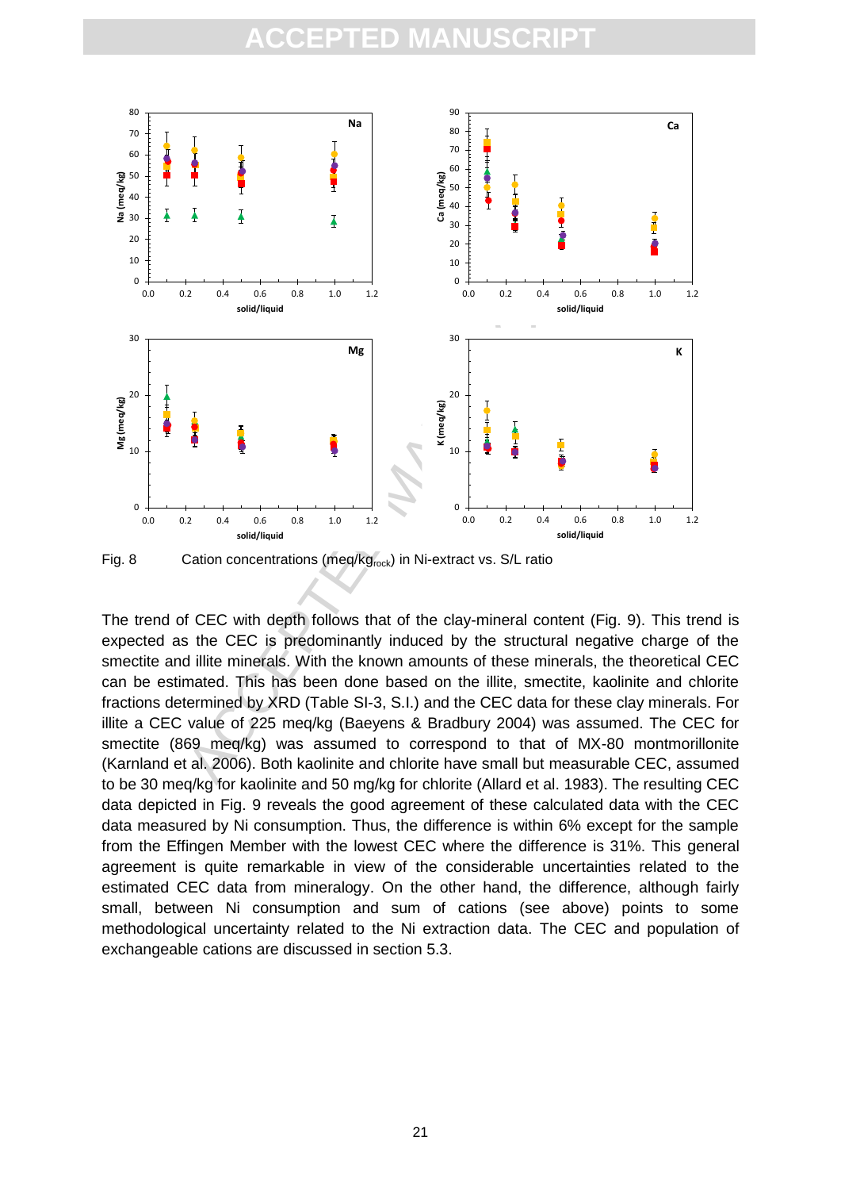Fig. 8 Cation concentrations (meq/$kg_{rock}$) in Ni-extract vs. S/L ratio

The trend of CEC with depth follows that of the clay-mineral content (Fig. 9). This trend is expected as the CEC is predominantly induced by the structural negative charge of the smectite and illite minerals. With the known amounts of these minerals, the theoretical CEC can be estimated. This has been done based on the illite, smectite, kaolinite and chlorite fractions determined by XRD (Table SI-3, S.I.) and the CEC data for these clay minerals. For illite a CEC value of 225 meq/kg (Baeyens & Bradbury 2004) was assumed. The CEC for smectite (869 meq/kg) was assumed to correspond to that of MX-80 montmorillonite (Karnland et al. 2006). Both kaolinite and chlorite have small but measurable CEC, assumed to be 30 meq/kg for kaolinite and 50 mg/kg for chlorite (Allard et al. 1983). The resulting CEC data depicted in Fig. 9 reveals the good agreement of these calculated data with the CEC data measured by Ni consumption. Thus, the difference is within 6% except for the sample from the Effingen Member with the lowest CEC where the difference is 31%. This general agreement is quite remarkable in view of the considerable uncertainties related to the estimated CEC data from mineralogy. On the other hand, the difference, although fairly small, between Ni consumption and sum of cations (see above) points to some methodological uncertainty related to the Ni extraction data. The CEC and population of exchangeable cations are discussed in section 5.3.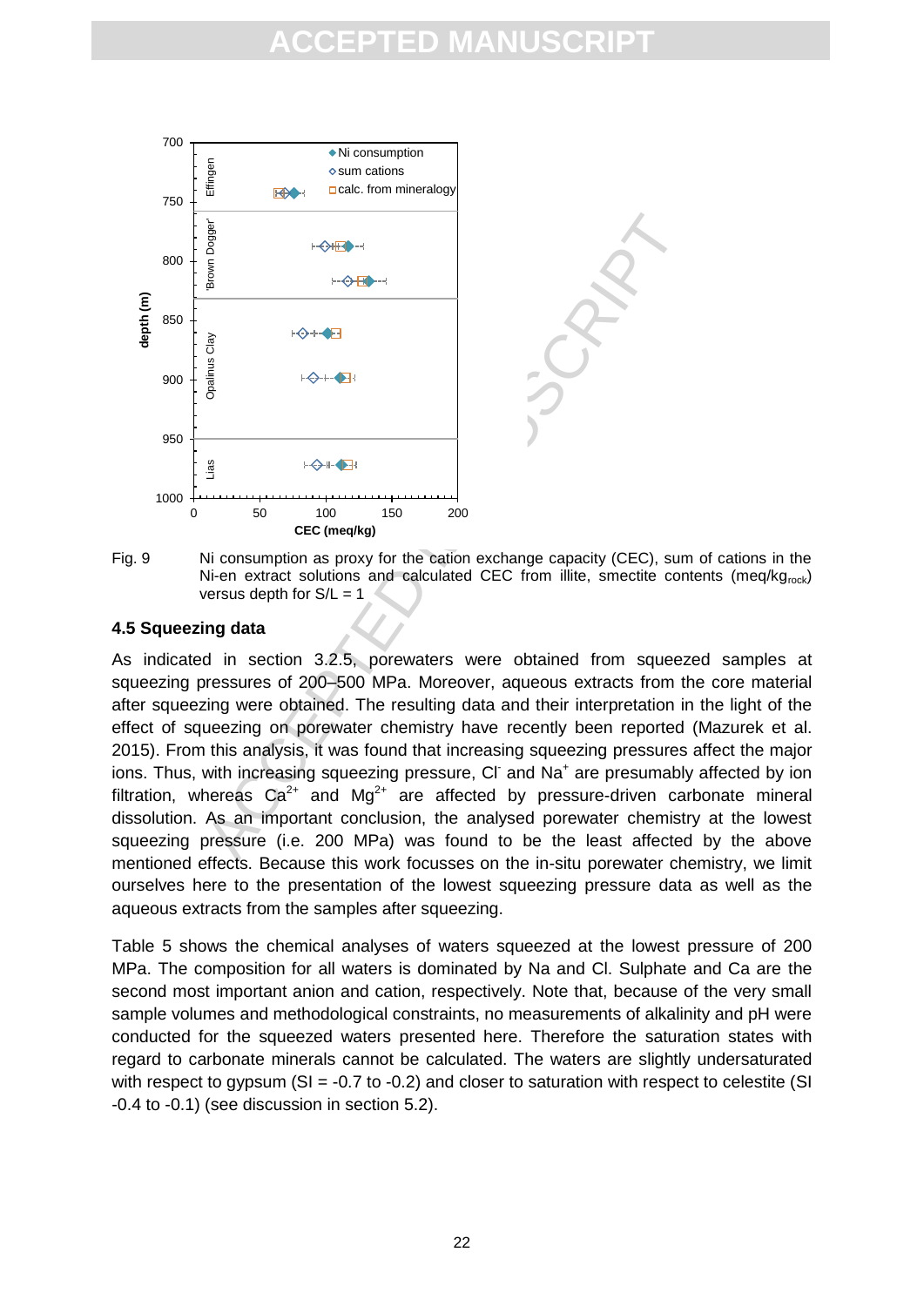Fig. 9 Ni consumption as proxy for the cation exchange capacity (CEC), sum of cations in the Ni-en extract solutions and calculated CEC from illite, smectite contents ($meq/kg_{rock}$) versus depth for S/L = 1

### 4.5 Squeezing data

As indicated in section 3.2.5, porewaters were obtained from squeezed samples at squeezing pressures of 200–500 MPa. Moreover, aqueous extracts from the core material after squeezing were obtained. The resulting data and their interpretation in the light of the effect of squeezing on porewater chemistry have recently been reported (Mazurek et al. 2015). From this analysis, it was found that increasing squeezing pressures affect the major ions. Thus, with increasing squeezing pressure, $Cl^-$ and $Na^+$ are presumably affected by ion filtration, whereas $Ca^{2+}$ and $Mg^{2+}$ are affected by pressure-driven carbonate mineral dissolution. As an important conclusion, the analysed porewater chemistry at the lowest squeezing pressure (i.e. 200 MPa) was found to be the least affected by the above mentioned effects. Because this work focusses on the in-situ porewater chemistry, we limit ourselves here to the presentation of the lowest squeezing pressure data as well as the aqueous extracts from the samples after squeezing.

Table 5 shows the chemical analyses of waters squeezed at the lowest pressure of 200 MPa. The composition for all waters is dominated by Na and Cl. Sulphate and Ca are the second most important anion and cation, respectively. Note that, because of the very small sample volumes and methodological constraints, no measurements of alkalinity and pH were conducted for the squeezed waters presented here. Therefore the saturation states with regard to carbonate minerals cannot be calculated. The waters are slightly undersaturated with respect to gypsum (SI = -0.7 to -0.2) and closer to saturation with respect to celestite (SI -0.4 to -0.1) (see discussion in section 5.2).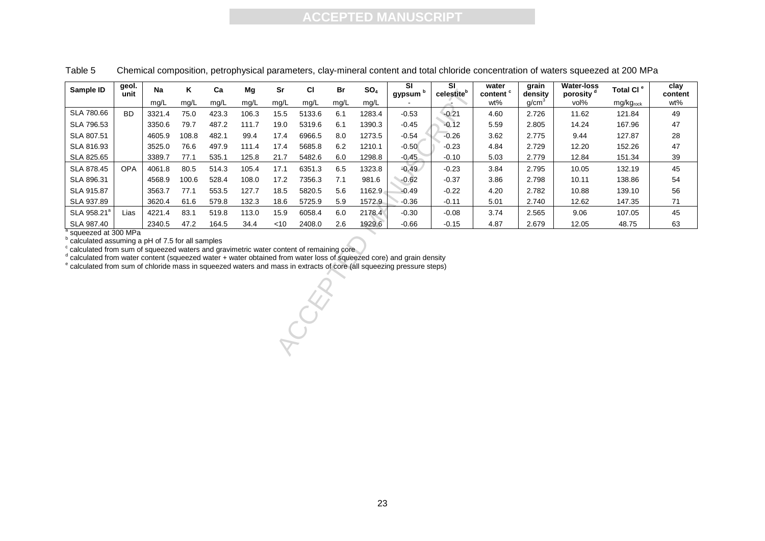Table 5 Chemical composition, petrophysical parameters, clay-mineral content and total chloride concentration of waters squeezed at 200 MPa

| Sample ID | geol. unit | Na | K | Ca | Mg | Sr | Cl | Br | $SO_4$ | SI gypsum [b] | SI celestite[b] | water content [c] | grain density | Water-loss porosity [d] | Total Cl [e] | clay content |
|---|---|---|---|---|---|---|---|---|---|---|---|---|---|---|---|---|
| | | mg/L | mg/L | mg/L | mg/L | mg/L | mg/L | mg/L | mg/L | - | - | wt% | $g/cm^3$ | vol% | $mg/kg_{rock}$ | wt% |
| SLA 780.66 | BD | 3321.4 | 75.0 | 423.3 | 106.3 | 15.5 | 5133.6 | 6.1 | 1283.4 | -0.53 | -0.21 | 4.60 | 2.726 | 11.62 | 121.84 | 49 |
| SLA 796.53 | | 3350.6 | 79.7 | 487.2 | 111.7 | 19.0 | 5319.6 | 6.1 | 1390.3 | -0.45 | -0.12 | 5.59 | 2.805 | 14.24 | 167.96 | 47 |
| SLA 807.51 | | 4605.9 | 108.8 | 482.1 | 99.4 | 17.4 | 6966.5 | 8.0 | 1273.5 | -0.54 | -0.26 | 3.62 | 2.775 | 9.44 | 127.87 | 28 |
| SLA 816.93 | | 3525.0 | 76.6 | 497.9 | 111.4 | 17.4 | 5685.8 | 6.2 | 1210.1 | -0.50 | -0.23 | 4.84 | 2.729 | 12.20 | 152.26 | 47 |
| SLA 825.65 | | 3389.7 | 77.1 | 535.1 | 125.8 | 21.7 | 5482.6 | 6.0 | 1298.8 | -0.45 | -0.10 | 5.03 | 2.779 | 12.84 | 151.34 | 39 |
| SLA 878.45 | OPA | 4061.8 | 80.5 | 514.3 | 105.4 | 17.1 | 6351.3 | 6.5 | 1323.8 | -0.49 | -0.23 | 3.84 | 2.795 | 10.05 | 132.19 | 45 |
| SLA 896.31 | | 4568.9 | 100.6 | 528.4 | 108.0 | 17.2 | 7356.3 | 7.1 | 981.6 | -0.62 | -0.37 | 3.86 | 2.798 | 10.11 | 138.86 | 54 |
| SLA 915.87 | | 3563.7 | 77.1 | 553.5 | 127.7 | 18.5 | 5820.5 | 5.6 | 1162.9 | -0.49 | -0.22 | 4.20 | 2.782 | 10.88 | 139.10 | 56 |
| SLA 937.89 | | 3620.4 | 61.6 | 579.8 | 132.3 | 18.6 | 5725.9 | 5.9 | 1572.9 | -0.36 | -0.11 | 5.01 | 2.740 | 12.62 | 147.35 | 71 |
| SLA 958.21[a] | Lias | 4221.4 | 83.1 | 519.8 | 113.0 | 15.9 | 6058.4 | 6.0 | 2178.4 | -0.30 | -0.08 | 3.74 | 2.565 | 9.06 | 107.05 | 45 |
| SLA 987.40 | | 2340.5 | 47.2 | 164.5 | 34.4 | <10 | 2408.0 | 2.6 | 1929.6 | -0.66 | -0.15 | 4.87 | 2.679 | 12.05 | 48.75 | 63 |

[a] squeezed at 300 MPa
[b] calculated assuming a pH of 7.5 for all samples
[c] calculated from sum of squeezed waters and gravimetric water content of remaining core
[d] calculated from water content (squeezed water + water obtained from water loss of squeezed core) and grain density
[e] calculated from sum of chloride mass in squeezed waters and mass in extracts of core (all squeezing pressure steps)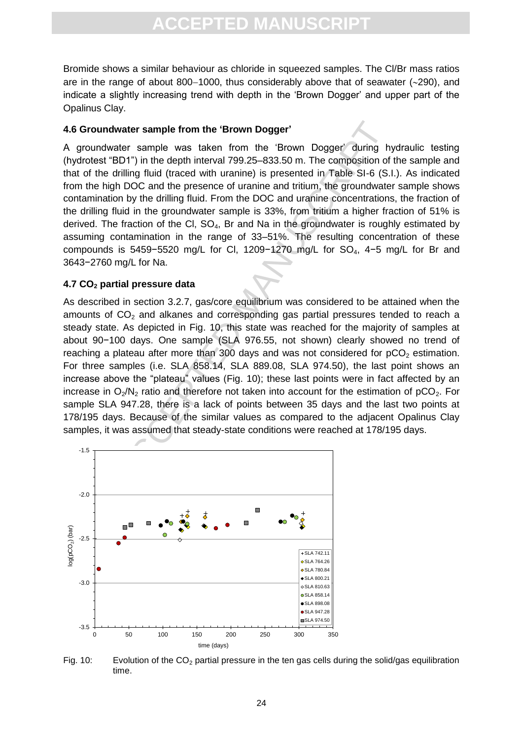Bromide shows a similar behaviour as chloride in squeezed samples. The Cl/Br mass ratios are in the range of about 800−1000, thus considerably above that of seawater (~290), and indicate a slightly increasing trend with depth in the 'Brown Dogger' and upper part of the Opalinus Clay.

### 4.6 Groundwater sample from the 'Brown Dogger'

A groundwater sample was taken from the 'Brown Dogger' during hydraulic testing (hydrotest "BD1") in the depth interval 799.25–833.50 m. The composition of the sample and that of the drilling fluid (traced with uranine) is presented in Table SI-6 (S.I.). As indicated from the high DOC and the presence of uranine and tritium, the groundwater sample shows contamination by the drilling fluid. From the DOC and uranine concentrations, the fraction of the drilling fluid in the groundwater sample is 33%, from tritium a higher fraction of 51% is derived. The fraction of the Cl, $SO_4$, Br and Na in the groundwater is roughly estimated by assuming contamination in the range of 33–51%. The resulting concentration of these compounds is 5459−5520 mg/L for Cl, 1209−1270 mg/L for $SO_4$, 4−5 mg/L for Br and 3643−2760 mg/L for Na.

### 4.7 $CO_2$ partial pressure data

As described in section 3.2.7, gas/core equilibrium was considered to be attained when the amounts of $CO_2$ and alkanes and corresponding gas partial pressures tended to reach a steady state. As depicted in Fig. 10, this state was reached for the majority of samples at about 90−100 days. One sample (SLA 976.55, not shown) clearly showed no trend of reaching a plateau after more than 300 days and was not considered for $pCO_2$ estimation. For three samples (i.e. SLA 858.14, SLA 889.08, SLA 974.50), the last point shows an increase above the "plateau" values (Fig. 10); these last points were in fact affected by an increase in $O_2/N_2$ ratio and therefore not taken into account for the estimation of $pCO_2$. For sample SLA 947.28, there is a lack of points between 35 days and the last two points at 178/195 days. Because of the similar values as compared to the adjacent Opalinus Clay samples, it was assumed that steady-state conditions were reached at 178/195 days.

Fig. 10: Evolution of the $CO_2$ partial pressure in the ten gas cells during the solid/gas equilibration time.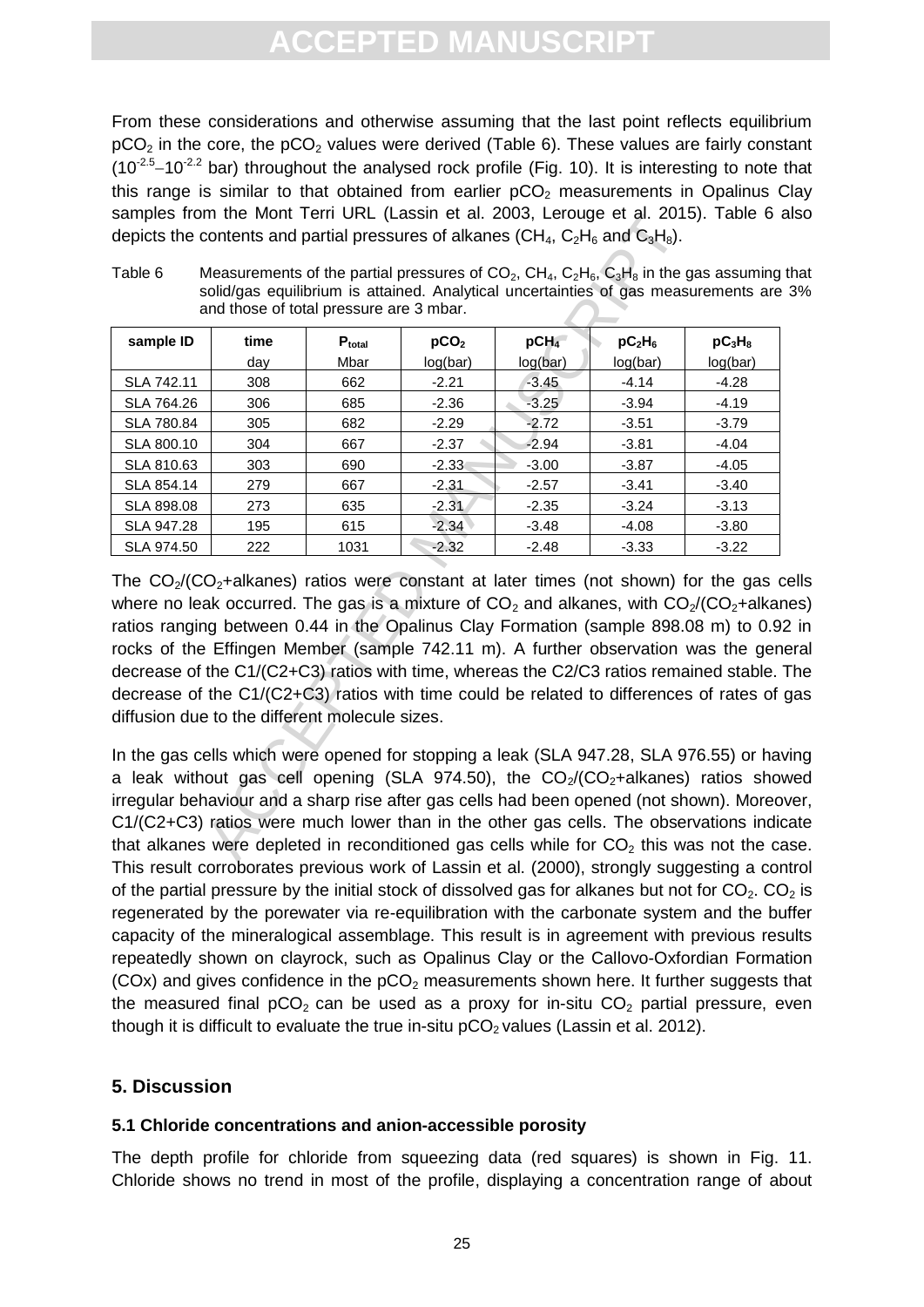From these considerations and otherwise assuming that the last point reflects equilibrium $pCO_2$ in the core, the $pCO_2$ values were derived (Table 6). These values are fairly constant ($10^{-2.5}$–$10^{-2.2}$ bar) throughout the analysed rock profile (Fig. 10). It is interesting to note that this range is similar to that obtained from earlier $pCO_2$ measurements in Opalinus Clay samples from the Mont Terri URL (Lassin et al. 2003, Lerouge et al. 2015). Table 6 also depicts the contents and partial pressures of alkanes ($CH_4$, $C_2H_6$ and $C_3H_8$).

Table 6 Measurements of the partial pressures of $CO_2$, $CH_4$, $C_2H_6$, $C_3H_8$ in the gas assuming that solid/gas equilibrium is attained. Analytical uncertainties of gas measurements are 3% and those of total pressure are 3 mbar.

| sample ID | time | $P_{total}$ | $pCO_2$ | $pCH_4$ | $pC_2H_6$ | $pC_3H_8$ |
|---|---|---|---|---|---|---|
| | day | Mbar | log(bar) | log(bar) | log(bar) | log(bar) |
| SLA 742.11 | 308 | 662 | -2.21 | -3.45 | -4.14 | -4.28 |
| SLA 764.26 | 306 | 685 | -2.36 | -3.25 | -3.94 | -4.19 |
| SLA 780.84 | 305 | 682 | -2.29 | -2.72 | -3.51 | -3.79 |
| SLA 800.10 | 304 | 667 | -2.37 | -2.94 | -3.81 | -4.04 |
| SLA 810.63 | 303 | 690 | -2.33 | -3.00 | -3.87 | -4.05 |
| SLA 854.14 | 279 | 667 | -2.31 | -2.57 | -3.41 | -3.40 |
| SLA 898.08 | 273 | 635 | -2.31 | -2.35 | -3.24 | -3.13 |
| SLA 947.28 | 195 | 615 | -2.34 | -3.48 | -4.08 | -3.80 |
| SLA 974.50 | 222 | 1031 | -2.32 | -2.48 | -3.33 | -3.22 |

The $CO_2$/($CO_2$+alkanes) ratios were constant at later times (not shown) for the gas cells where no leak occurred. The gas is a mixture of $CO_2$ and alkanes, with $CO_2$/($CO_2$+alkanes) ratios ranging between 0.44 in the Opalinus Clay Formation (sample 898.08 m) to 0.92 in rocks of the Effingen Member (sample 742.11 m). A further observation was the general decrease of the C1/(C2+C3) ratios with time, whereas the C2/C3 ratios remained stable. The decrease of the C1/(C2+C3) ratios with time could be related to differences of rates of gas diffusion due to the different molecule sizes.

In the gas cells which were opened for stopping a leak (SLA 947.28, SLA 976.55) or having a leak without gas cell opening (SLA 974.50), the $CO_2$/($CO_2$+alkanes) ratios showed irregular behaviour and a sharp rise after gas cells had been opened (not shown). Moreover, C1/(C2+C3) ratios were much lower than in the other gas cells. The observations indicate that alkanes were depleted in reconditioned gas cells while for $CO_2$ this was not the case. This result corroborates previous work of Lassin et al. (2000), strongly suggesting a control of the partial pressure by the initial stock of dissolved gas for alkanes but not for $CO_2$. $CO_2$ is regenerated by the porewater via re-equilibration with the carbonate system and the buffer capacity of the mineralogical assemblage. This result is in agreement with previous results repeatedly shown on clayrock, such as Opalinus Clay or the Callovo-Oxfordian Formation (COx) and gives confidence in the $pCO_2$ measurements shown here. It further suggests that the measured final $pCO_2$ can be used as a proxy for in-situ $CO_2$ partial pressure, even though it is difficult to evaluate the true in-situ $pCO_2$ values (Lassin et al. 2012).

## 5. Discussion

### 5.1 Chloride concentrations and anion-accessible porosity

The depth profile for chloride from squeezing data (red squares) is shown in Fig. 11. Chloride shows no trend in most of the profile, displaying a concentration range of about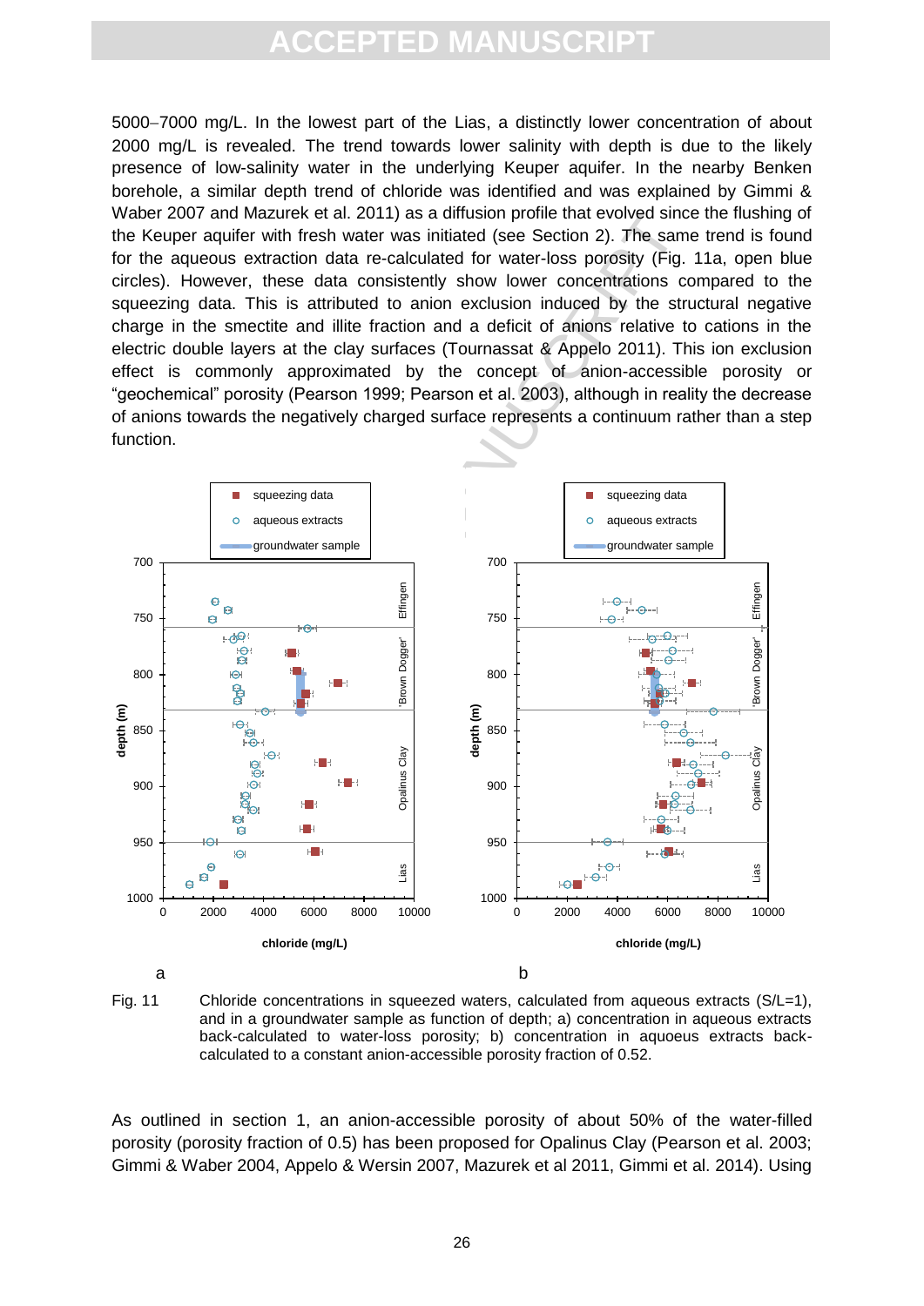5000–7000 mg/L. In the lowest part of the Lias, a distinctly lower concentration of about 2000 mg/L is revealed. The trend towards lower salinity with depth is due to the likely presence of low-salinity water in the underlying Keuper aquifer. In the nearby Benken borehole, a similar depth trend of chloride was identified and was explained by Gimmi & Waber 2007 and Mazurek et al. 2011) as a diffusion profile that evolved since the flushing of the Keuper aquifer with fresh water was initiated (see Section 2). The same trend is found for the aqueous extraction data re-calculated for water-loss porosity (Fig. 11a, open blue circles). However, these data consistently show lower concentrations compared to the squeezing data. This is attributed to anion exclusion induced by the structural negative charge in the smectite and illite fraction and a deficit of anions relative to cations in the electric double layers at the clay surfaces (Tournassat & Appelo 2011). This ion exclusion effect is commonly approximated by the concept of anion-accessible porosity or "geochemical" porosity (Pearson 1999; Pearson et al. 2003), although in reality the decrease of anions towards the negatively charged surface represents a continuum rather than a step function.

Fig. 11 Chloride concentrations in squeezed waters, calculated from aqueous extracts (S/L=1), and in a groundwater sample as function of depth; a) concentration in aqueous extracts back-calculated to water-loss porosity; b) concentration in aquoeus extracts back-calculated to a constant anion-accessible porosity fraction of 0.52.

As outlined in section 1, an anion-accessible porosity of about 50% of the water-filled porosity (porosity fraction of 0.5) has been proposed for Opalinus Clay (Pearson et al. 2003; Gimmi & Waber 2004, Appelo & Wersin 2007, Mazurek et al 2011, Gimmi et al. 2014). Using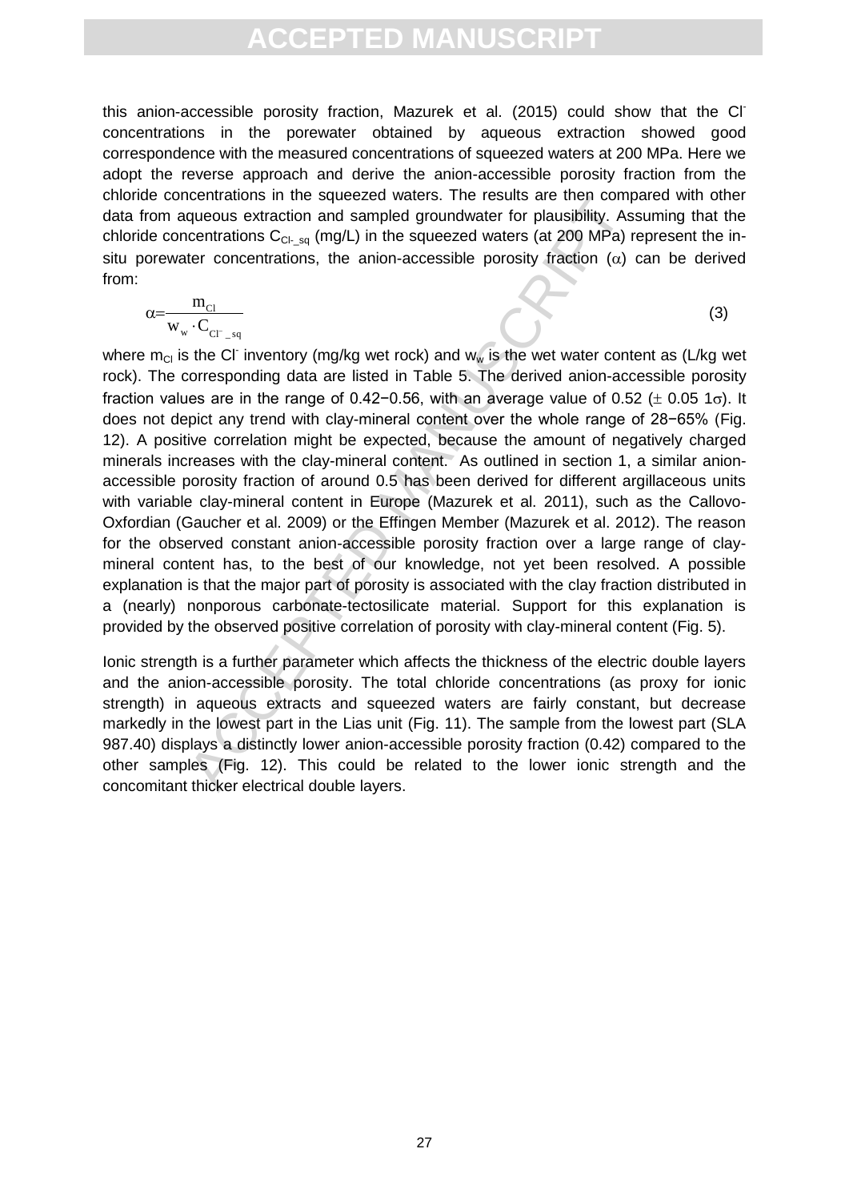this anion-accessible porosity fraction, Mazurek et al. (2015) could show that the $Cl^-$ concentrations in the porewater obtained by aqueous extraction showed good correspondence with the measured concentrations of squeezed waters at 200 MPa. Here we adopt the reverse approach and derive the anion-accessible porosity fraction from the chloride concentrations in the squeezed waters. The results are then compared with other data from aqueous extraction and sampled groundwater for plausibility. Assuming that the chloride concentrations $C_{Cl-\_sq}$ (mg/L) in the squeezed waters (at 200 MPa) represent the in-situ porewater concentrations, the anion-accessible porosity fraction ($\alpha$) can be derived from:

$$\alpha = \frac{m_{Cl}}{w_w \cdot C_{Cl^-\_sq}} \tag{3}$$

where $m_{Cl}$ is the $Cl^-$ inventory (mg/kg wet rock) and $w_w$ is the wet water content as (L/kg wet rock). The corresponding data are listed in Table 5. The derived anion-accessible porosity fraction values are in the range of 0.42−0.56, with an average value of 0.52 ($\pm$ 0.05 1$\sigma$). It does not depict any trend with clay-mineral content over the whole range of 28−65% (Fig. 12). A positive correlation might be expected, because the amount of negatively charged minerals increases with the clay-mineral content. As outlined in section 1, a similar anion-accessible porosity fraction of around 0.5 has been derived for different argillaceous units with variable clay-mineral content in Europe (Mazurek et al. 2011), such as the Callovo-Oxfordian (Gaucher et al. 2009) or the Effingen Member (Mazurek et al. 2012). The reason for the observed constant anion-accessible porosity fraction over a large range of clay-mineral content has, to the best of our knowledge, not yet been resolved. A possible explanation is that the major part of porosity is associated with the clay fraction distributed in a (nearly) nonporous carbonate-tectosilicate material. Support for this explanation is provided by the observed positive correlation of porosity with clay-mineral content (Fig. 5).

Ionic strength is a further parameter which affects the thickness of the electric double layers and the anion-accessible porosity. The total chloride concentrations (as proxy for ionic strength) in aqueous extracts and squeezed waters are fairly constant, but decrease markedly in the lowest part in the Lias unit (Fig. 11). The sample from the lowest part (SLA 987.40) displays a distinctly lower anion-accessible porosity fraction (0.42) compared to the other samples (Fig. 12). This could be related to the lower ionic strength and the concomitant thicker electrical double layers.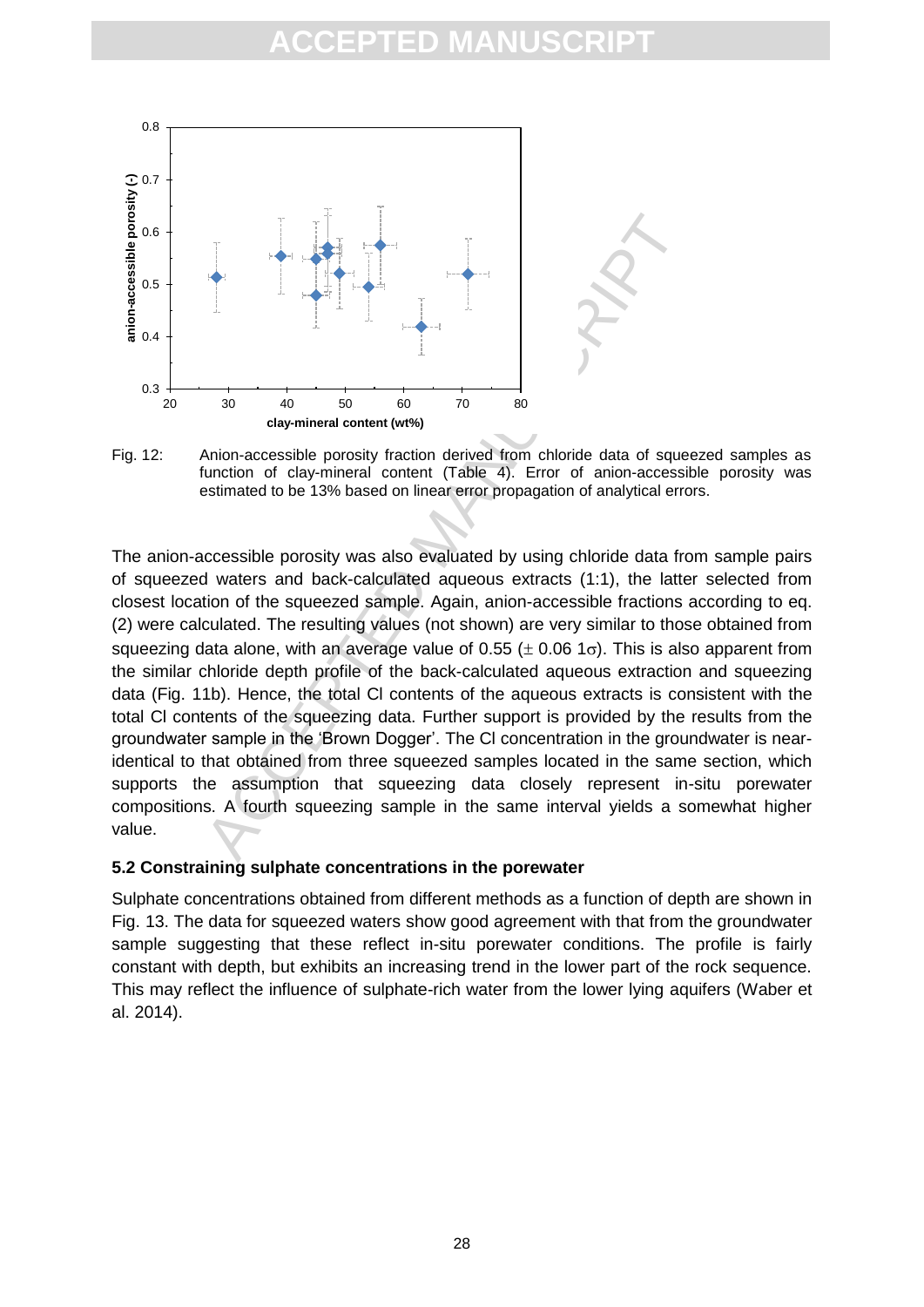Fig. 12: Anion-accessible porosity fraction derived from chloride data of squeezed samples as function of clay-mineral content (Table 4). Error of anion-accessible porosity was estimated to be 13% based on linear error propagation of analytical errors.

The anion-accessible porosity was also evaluated by using chloride data from sample pairs of squeezed waters and back-calculated aqueous extracts (1:1), the latter selected from closest location of the squeezed sample. Again, anion-accessible fractions according to eq. (2) were calculated. The resulting values (not shown) are very similar to those obtained from squeezing data alone, with an average value of 0.55 ($\pm$ 0.06 $1\sigma$). This is also apparent from the similar chloride depth profile of the back-calculated aqueous extraction and squeezing data (Fig. 11b). Hence, the total Cl contents of the aqueous extracts is consistent with the total Cl contents of the squeezing data. Further support is provided by the results from the groundwater sample in the 'Brown Dogger'. The Cl concentration in the groundwater is near-identical to that obtained from three squeezed samples located in the same section, which supports the assumption that squeezing data closely represent in-situ porewater compositions. A fourth squeezing sample in the same interval yields a somewhat higher value.

## 5.2 Constraining sulphate concentrations in the porewater

Sulphate concentrations obtained from different methods as a function of depth are shown in Fig. 13. The data for squeezed waters show good agreement with that from the groundwater sample suggesting that these reflect in-situ porewater conditions. The profile is fairly constant with depth, but exhibits an increasing trend in the lower part of the rock sequence. This may reflect the influence of sulphate-rich water from the lower lying aquifers (Waber et al. 2014).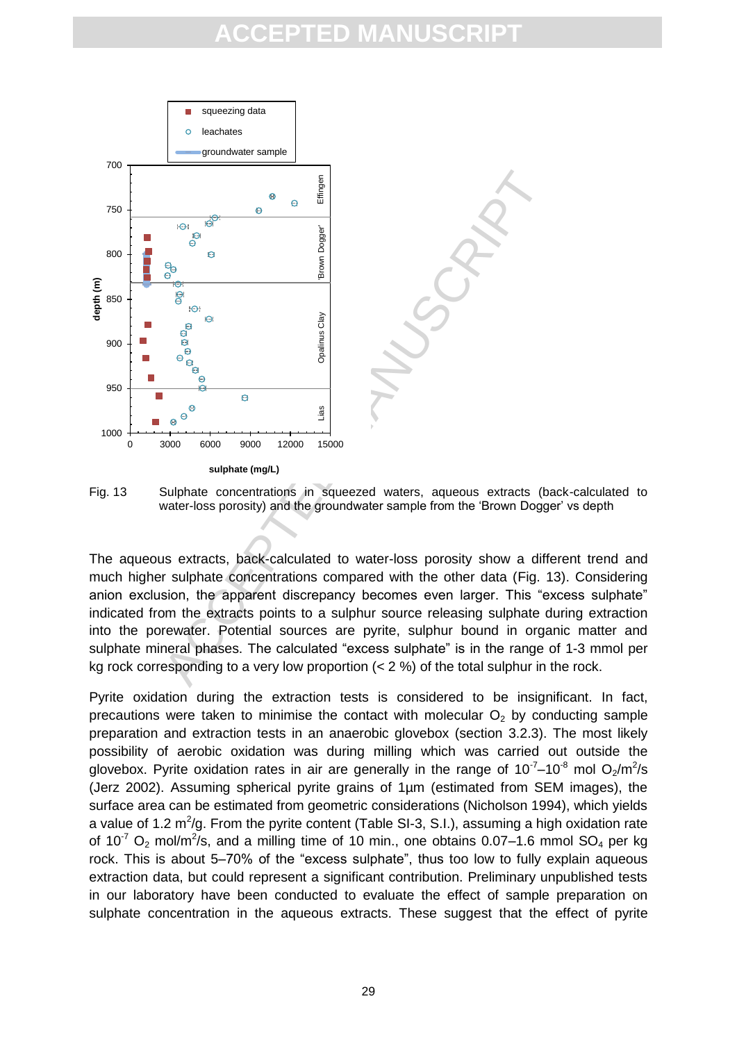Fig. 13 Sulphate concentrations in squeezed waters, aqueous extracts (back-calculated to water-loss porosity) and the groundwater sample from the 'Brown Dogger' vs depth

The aqueous extracts, back-calculated to water-loss porosity show a different trend and much higher sulphate concentrations compared with the other data (Fig. 13). Considering anion exclusion, the apparent discrepancy becomes even larger. This "excess sulphate" indicated from the extracts points to a sulphur source releasing sulphate during extraction into the porewater. Potential sources are pyrite, sulphur bound in organic matter and sulphate mineral phases. The calculated "excess sulphate" is in the range of 1-3 mmol per kg rock corresponding to a very low proportion (< 2 %) of the total sulphur in the rock.

Pyrite oxidation during the extraction tests is considered to be insignificant. In fact, precautions were taken to minimise the contact with molecular $O_2$ by conducting sample preparation and extraction tests in an anaerobic glovebox (section 3.2.3). The most likely possibility of aerobic oxidation was during milling which was carried out outside the glovebox. Pyrite oxidation rates in air are generally in the range of $10^{-7}$–$10^{-8}$ mol $O_2$/m$^2$/s (Jerz 2002). Assuming spherical pyrite grains of 1µm (estimated from SEM images), the surface area can be estimated from geometric considerations (Nicholson 1994), which yields a value of 1.2 m$^2$/g. From the pyrite content (Table SI-3, S.I.), assuming a high oxidation rate of $10^{-7}$ $O_2$ mol/m$^2$/s, and a milling time of 10 min., one obtains 0.07–1.6 mmol $SO_4$ per kg rock. This is about 5–70% of the "excess sulphate", thus too low to fully explain aqueous extraction data, but could represent a significant contribution. Preliminary unpublished tests in our laboratory have been conducted to evaluate the effect of sample preparation on sulphate concentration in the aqueous extracts. These suggest that the effect of pyrite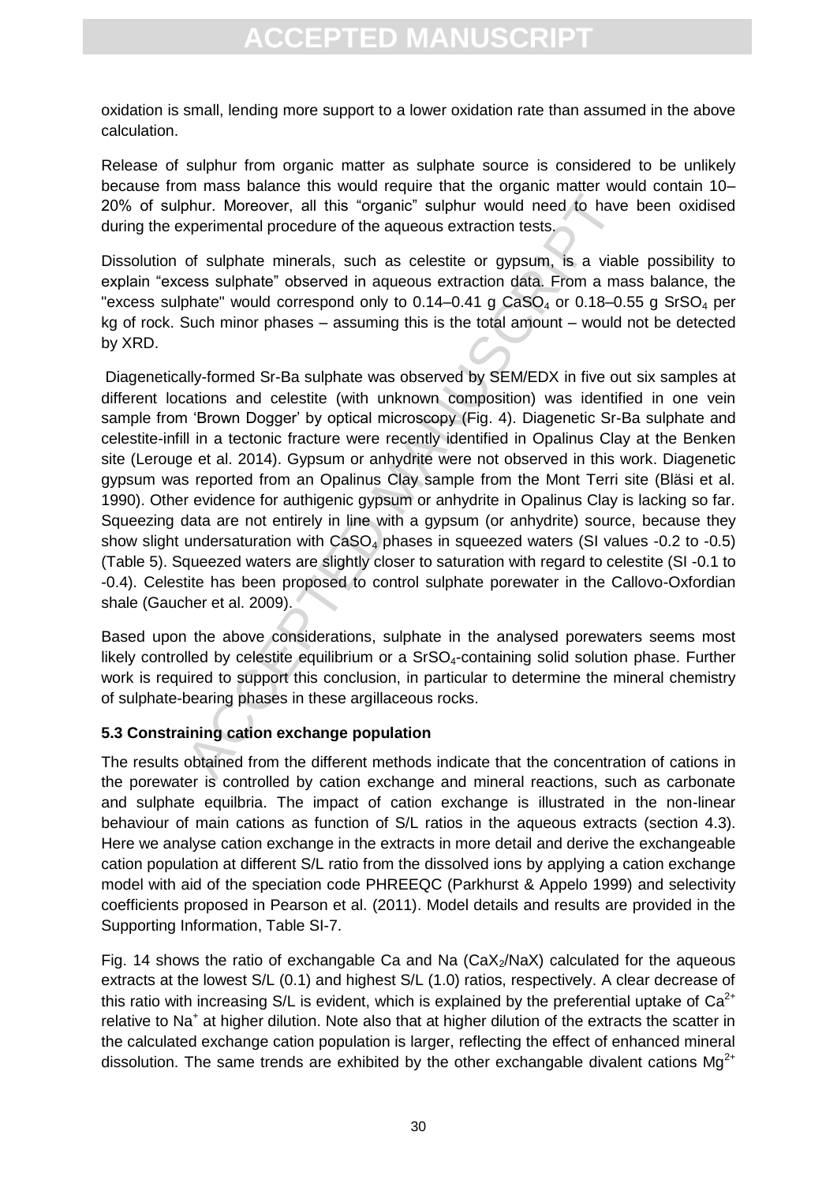oxidation is small, lending more support to a lower oxidation rate than assumed in the above calculation.

Release of sulphur from organic matter as sulphate source is considered to be unlikely because from mass balance this would require that the organic matter would contain 10–20% of sulphur. Moreover, all this "organic" sulphur would need to have been oxidised during the experimental procedure of the aqueous extraction tests.

Dissolution of sulphate minerals, such as celestite or gypsum, is a viable possibility to explain "excess sulphate" observed in aqueous extraction data. From a mass balance, the "excess sulphate" would correspond only to 0.14–0.41 g $CaSO_4$ or 0.18–0.55 g $SrSO_4$ per kg of rock. Such minor phases – assuming this is the total amount – would not be detected by XRD.

Diagenetically-formed Sr-Ba sulphate was observed by SEM/EDX in five out six samples at different locations and celestite (with unknown composition) was identified in one vein sample from 'Brown Dogger' by optical microscopy (Fig. 4). Diagenetic Sr-Ba sulphate and celestite-infill in a tectonic fracture were recently identified in Opalinus Clay at the Benken site (Lerouge et al. 2014). Gypsum or anhydrite were not observed in this work. Diagenetic gypsum was reported from an Opalinus Clay sample from the Mont Terri site (Bläsi et al. 1990). Other evidence for authigenic gypsum or anhydrite in Opalinus Clay is lacking so far. Squeezing data are not entirely in line with a gypsum (or anhydrite) source, because they show slight undersaturation with $CaSO_4$ phases in squeezed waters (SI values -0.2 to -0.5) (Table 5). Squeezed waters are slightly closer to saturation with regard to celestite (SI -0.1 to -0.4). Celestite has been proposed to control sulphate porewater in the Callovo-Oxfordian shale (Gaucher et al. 2009).

Based upon the above considerations, sulphate in the analysed porewaters seems most likely controlled by celestite equilibrium or a $SrSO_4$-containing solid solution phase. Further work is required to support this conclusion, in particular to determine the mineral chemistry of sulphate-bearing phases in these argillaceous rocks.

### 5.3 Constraining cation exchange population

The results obtained from the different methods indicate that the concentration of cations in the porewater is controlled by cation exchange and mineral reactions, such as carbonate and sulphate equilbria. The impact of cation exchange is illustrated in the non-linear behaviour of main cations as function of S/L ratios in the aqueous extracts (section 4.3). Here we analyse cation exchange in the extracts in more detail and derive the exchangeable cation population at different S/L ratio from the dissolved ions by applying a cation exchange model with aid of the speciation code PHREEQC (Parkhurst & Appelo 1999) and selectivity coefficients proposed in Pearson et al. (2011). Model details and results are provided in the Supporting Information, Table SI-7.

Fig. 14 shows the ratio of exchangable Ca and Na ($CaX_2$/NaX) calculated for the aqueous extracts at the lowest S/L (0.1) and highest S/L (1.0) ratios, respectively. A clear decrease of this ratio with increasing S/L is evident, which is explained by the preferential uptake of $Ca^{2+}$ relative to $Na^+$ at higher dilution. Note also that at higher dilution of the extracts the scatter in the calculated exchange cation population is larger, reflecting the effect of enhanced mineral dissolution. The same trends are exhibited by the other exchangable divalent cations $Mg^{2+}$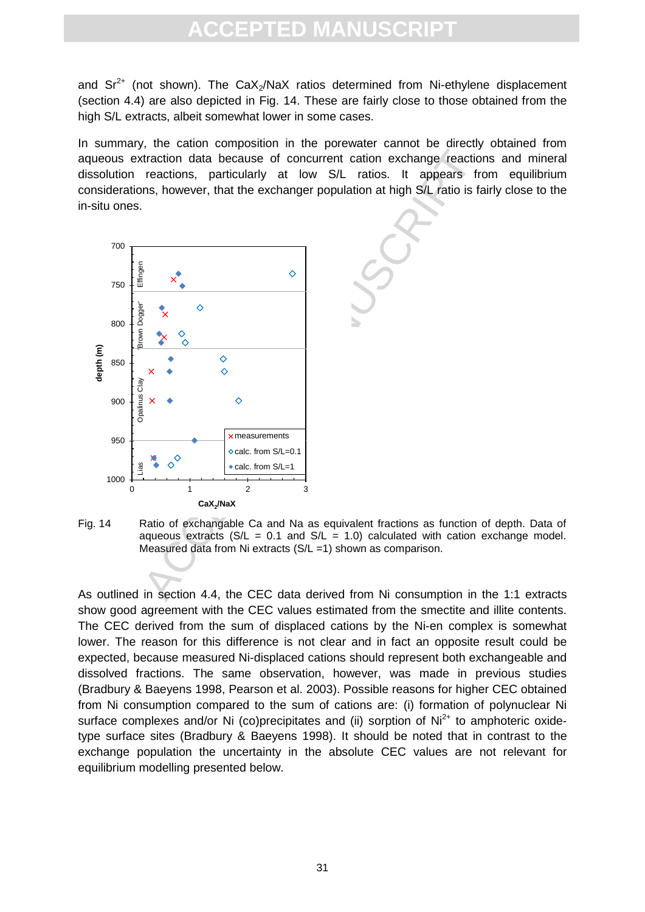and $Sr^{2+}$ (not shown). The $CaX_2$/NaX ratios determined from Ni-ethylene displacement (section 4.4) are also depicted in Fig. 14. These are fairly close to those obtained from the high S/L extracts, albeit somewhat lower in some cases.

In summary, the cation composition in the porewater cannot be directly obtained from aqueous extraction data because of concurrent cation exchange reactions and mineral dissolution reactions, particularly at low S/L ratios. It appears from equilibrium considerations, however, that the exchanger population at high S/L ratio is fairly close to the in-situ ones.

Fig. 14 Ratio of exchangable Ca and Na as equivalent fractions as function of depth. Data of aqueous extracts (S/L = 0.1 and S/L = 1.0) calculated with cation exchange model. Measured data from Ni extracts (S/L =1) shown as comparison.

As outlined in section 4.4, the CEC data derived from Ni consumption in the 1:1 extracts show good agreement with the CEC values estimated from the smectite and illite contents. The CEC derived from the sum of displaced cations by the Ni-en complex is somewhat lower. The reason for this difference is not clear and in fact an opposite result could be expected, because measured Ni-displaced cations should represent both exchangeable and dissolved fractions. The same observation, however, was made in previous studies (Bradbury & Baeyens 1998, Pearson et al. 2003). Possible reasons for higher CEC obtained from Ni consumption compared to the sum of cations are: (i) formation of polynuclear Ni surface complexes and/or Ni (co)precipitates and (ii) sorption of $Ni^{2+}$ to amphoteric oxide-type surface sites (Bradbury & Baeyens 1998). It should be noted that in contrast to the exchange population the uncertainty in the absolute CEC values are not relevant for equilibrium modelling presented below.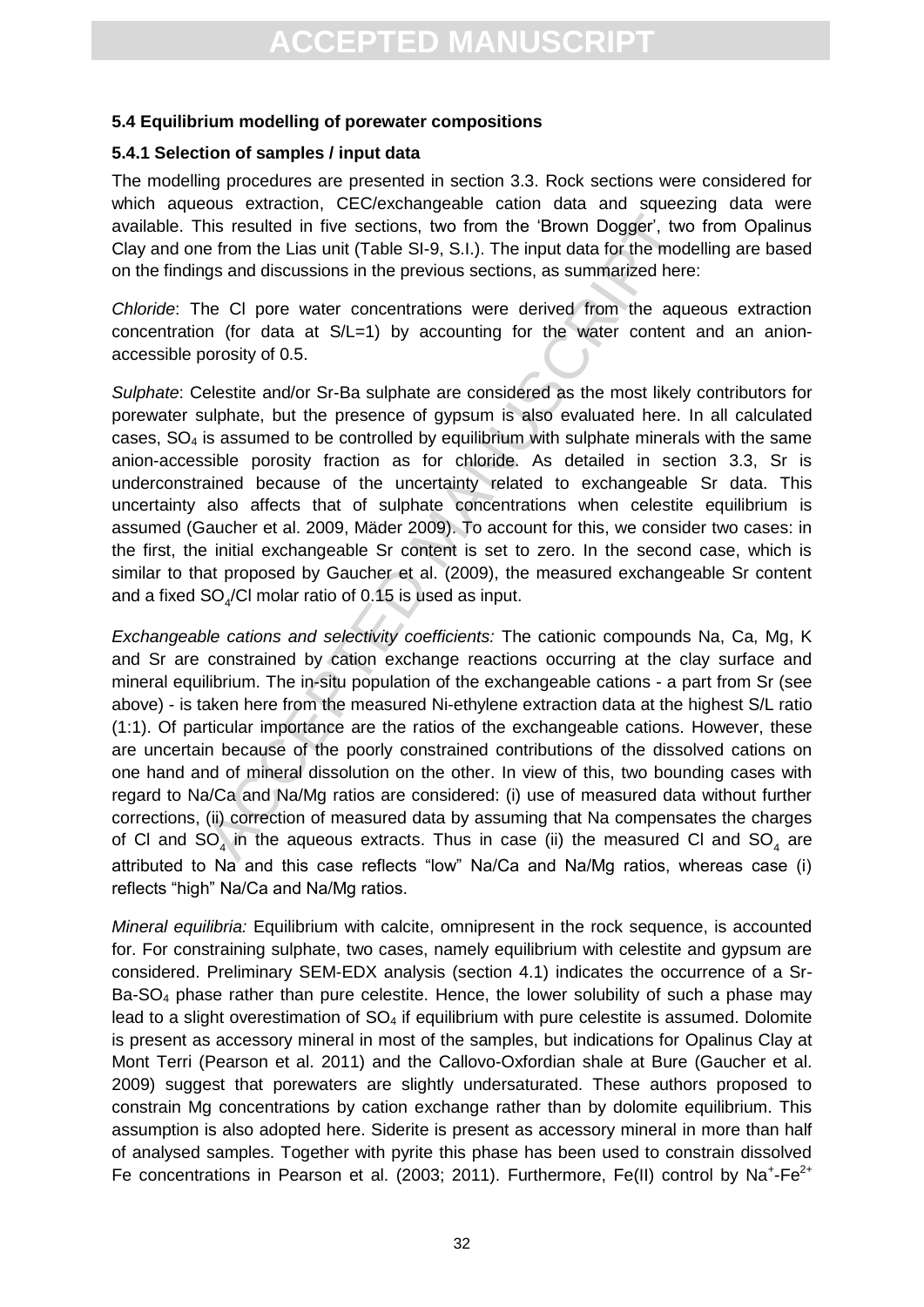### 5.4 Equilibrium modelling of porewater compositions

#### 5.4.1 Selection of samples / input data

The modelling procedures are presented in section 3.3. Rock sections were considered for which aqueous extraction, CEC/exchangeable cation data and squeezing data were available. This resulted in five sections, two from the 'Brown Dogger', two from Opalinus Clay and one from the Lias unit (Table SI-9, S.I.). The input data for the modelling are based on the findings and discussions in the previous sections, as summarized here:

*Chloride*: The Cl pore water concentrations were derived from the aqueous extraction concentration (for data at S/L=1) by accounting for the water content and an anion-accessible porosity of 0.5.

*Sulphate*: Celestite and/or Sr-Ba sulphate are considered as the most likely contributors for porewater sulphate, but the presence of gypsum is also evaluated here. In all calculated cases, $SO_4$ is assumed to be controlled by equilibrium with sulphate minerals with the same anion-accessible porosity fraction as for chloride. As detailed in section 3.3, Sr is underconstrained because of the uncertainty related to exchangeable Sr data. This uncertainty also affects that of sulphate concentrations when celestite equilibrium is assumed (Gaucher et al. 2009, Mäder 2009). To account for this, we consider two cases: in the first, the initial exchangeable Sr content is set to zero. In the second case, which is similar to that proposed by Gaucher et al. (2009), the measured exchangeable Sr content and a fixed $SO_4$/Cl molar ratio of 0.15 is used as input.

*Exchangeable cations and selectivity coefficients:* The cationic compounds Na, Ca, Mg, K and Sr are constrained by cation exchange reactions occurring at the clay surface and mineral equilibrium. The in-situ population of the exchangeable cations - a part from Sr (see above) - is taken here from the measured Ni-ethylene extraction data at the highest S/L ratio (1:1). Of particular importance are the ratios of the exchangeable cations. However, these are uncertain because of the poorly constrained contributions of the dissolved cations on one hand and of mineral dissolution on the other. In view of this, two bounding cases with regard to Na/Ca and Na/Mg ratios are considered: (i) use of measured data without further corrections, (ii) correction of measured data by assuming that Na compensates the charges of Cl and $SO_4$ in the aqueous extracts. Thus in case (ii) the measured Cl and $SO_4$ are attributed to Na and this case reflects "low" Na/Ca and Na/Mg ratios, whereas case (i) reflects "high" Na/Ca and Na/Mg ratios.

*Mineral equilibria:* Equilibrium with calcite, omnipresent in the rock sequence, is accounted for. For constraining sulphate, two cases, namely equilibrium with celestite and gypsum are considered. Preliminary SEM-EDX analysis (section 4.1) indicates the occurrence of a Sr-Ba-$SO_4$ phase rather than pure celestite. Hence, the lower solubility of such a phase may lead to a slight overestimation of $SO_4$ if equilibrium with pure celestite is assumed. Dolomite is present as accessory mineral in most of the samples, but indications for Opalinus Clay at Mont Terri (Pearson et al. 2011) and the Callovo-Oxfordian shale at Bure (Gaucher et al. 2009) suggest that porewaters are slightly undersaturated. These authors proposed to constrain Mg concentrations by cation exchange rather than by dolomite equilibrium. This assumption is also adopted here. Siderite is present as accessory mineral in more than half of analysed samples. Together with pyrite this phase has been used to constrain dissolved Fe concentrations in Pearson et al. (2003; 2011). Furthermore, Fe(II) control by $Na^{+}$-$Fe^{2+}$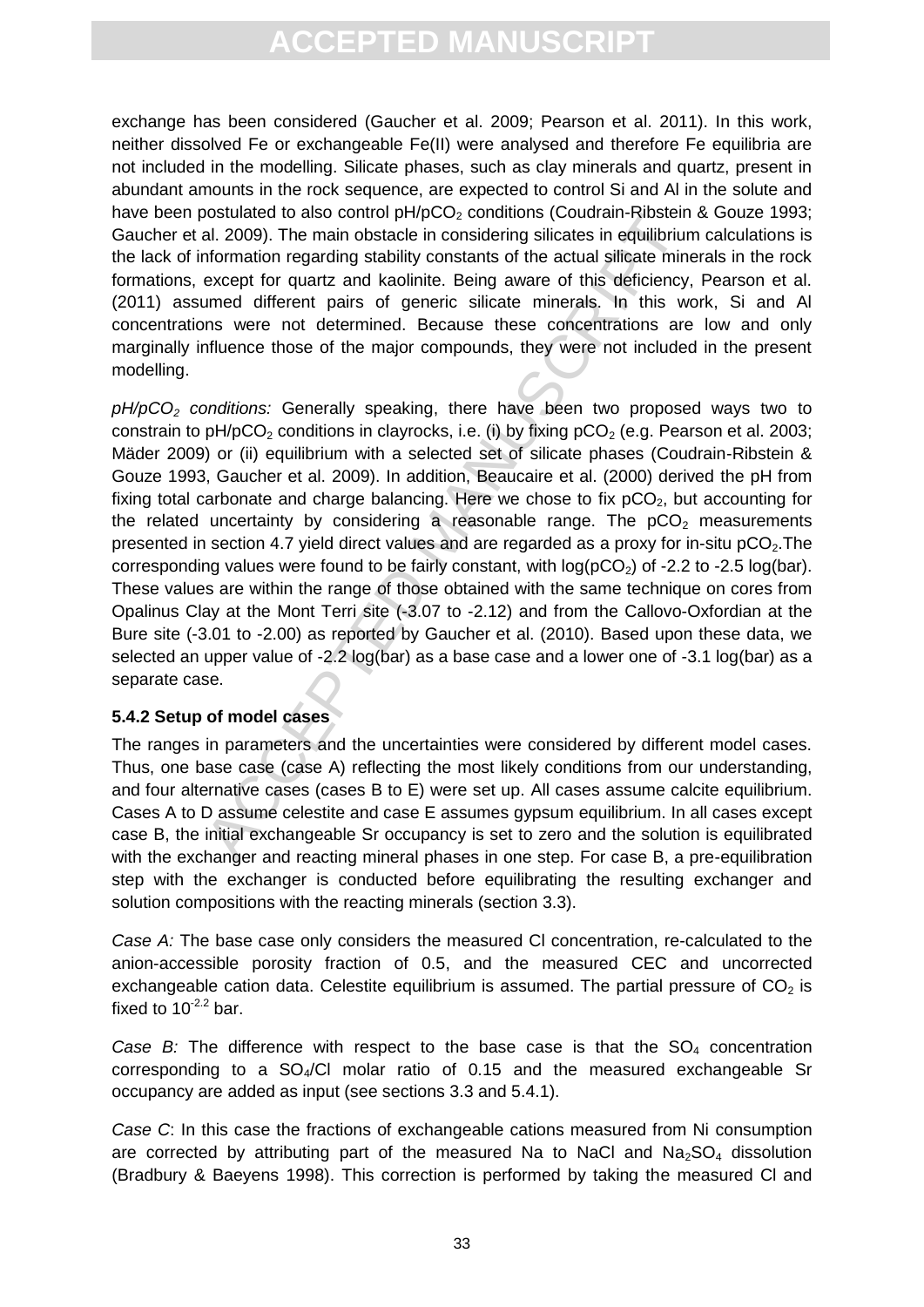exchange has been considered (Gaucher et al. 2009; Pearson et al. 2011). In this work, neither dissolved Fe or exchangeable Fe(II) were analysed and therefore Fe equilibria are not included in the modelling. Silicate phases, such as clay minerals and quartz, present in abundant amounts in the rock sequence, are expected to control Si and Al in the solute and have been postulated to also control pH/$pCO_2$ conditions (Coudrain-Ribstein & Gouze 1993; Gaucher et al. 2009). The main obstacle in considering silicates in equilibrium calculations is the lack of information regarding stability constants of the actual silicate minerals in the rock formations, except for quartz and kaolinite. Being aware of this deficiency, Pearson et al. (2011) assumed different pairs of generic silicate minerals. In this work, Si and Al concentrations were not determined. Because these concentrations are low and only marginally influence those of the major compounds, they were not included in the present modelling.

*pH/$pCO_2$ conditions:* Generally speaking, there have been two proposed ways two to constrain to pH/$pCO_2$ conditions in clayrocks, i.e. (i) by fixing $pCO_2$ (e.g. Pearson et al. 2003; Mäder 2009) or (ii) equilibrium with a selected set of silicate phases (Coudrain-Ribstein & Gouze 1993, Gaucher et al. 2009). In addition, Beaucaire et al. (2000) derived the pH from fixing total carbonate and charge balancing. Here we chose to fix $pCO_2$, but accounting for the related uncertainty by considering a reasonable range. The $pCO_2$ measurements presented in section 4.7 yield direct values and are regarded as a proxy for in-situ $pCO_2$.The corresponding values were found to be fairly constant, with log($pCO_2$) of -2.2 to -2.5 log(bar). These values are within the range of those obtained with the same technique on cores from Opalinus Clay at the Mont Terri site (-3.07 to -2.12) and from the Callovo-Oxfordian at the Bure site (-3.01 to -2.00) as reported by Gaucher et al. (2010). Based upon these data, we selected an upper value of -2.2 log(bar) as a base case and a lower one of -3.1 log(bar) as a separate case.

### 5.4.2 Setup of model cases

The ranges in parameters and the uncertainties were considered by different model cases. Thus, one base case (case A) reflecting the most likely conditions from our understanding, and four alternative cases (cases B to E) were set up. All cases assume calcite equilibrium. Cases A to D assume celestite and case E assumes gypsum equilibrium. In all cases except case B, the initial exchangeable Sr occupancy is set to zero and the solution is equilibrated with the exchanger and reacting mineral phases in one step. For case B, a pre-equilibration step with the exchanger is conducted before equilibrating the resulting exchanger and solution compositions with the reacting minerals (section 3.3).

*Case A:* The base case only considers the measured Cl concentration, re-calculated to the anion-accessible porosity fraction of 0.5, and the measured CEC and uncorrected exchangeable cation data. Celestite equilibrium is assumed. The partial pressure of $CO_2$ is fixed to $10^{-2.2}$ bar.

*Case B:* The difference with respect to the base case is that the $SO_4$ concentration corresponding to a $SO_4$/Cl molar ratio of 0.15 and the measured exchangeable Sr occupancy are added as input (see sections 3.3 and 5.4.1).

*Case C*: In this case the fractions of exchangeable cations measured from Ni consumption are corrected by attributing part of the measured Na to NaCl and $Na_2SO_4$ dissolution (Bradbury & Baeyens 1998). This correction is performed by taking the measured Cl and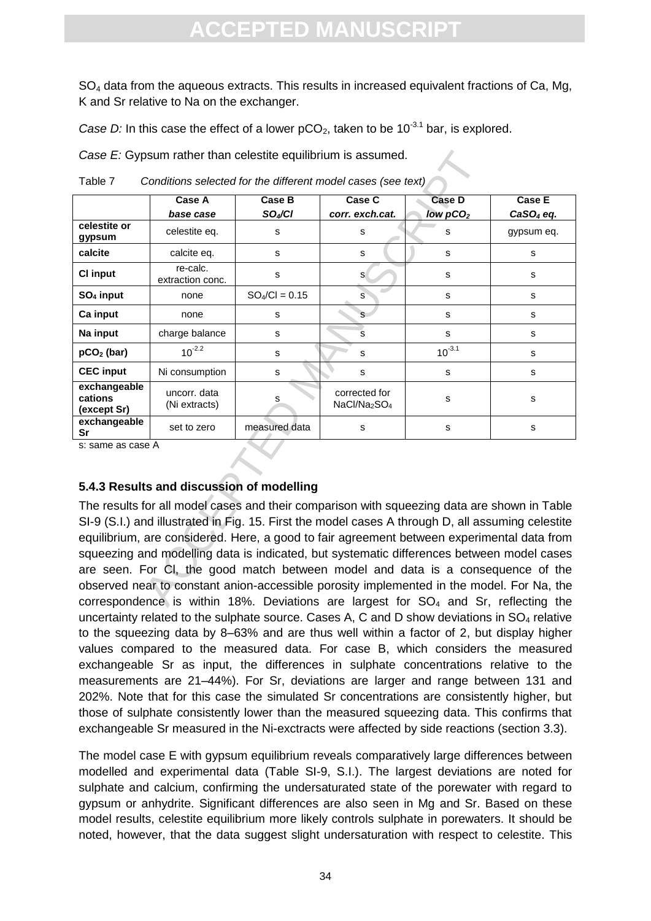$SO_4$ data from the aqueous extracts. This results in increased equivalent fractions of Ca, Mg, K and Sr relative to Na on the exchanger.

*Case D:* In this case the effect of a lower $pCO_2$, taken to be $10^{-3.1}$ bar, is explored.

*Case E:* Gypsum rather than celestite equilibrium is assumed.

Table 7 *Conditions selected for the different model cases (see text)*

| | Case A *base case* | Case B *$SO_4$/Cl* | Case C *corr. exch.cat.* | Case D *low $pCO_2$* | Case E *$CaSO_4$ eq.* |
|---|---|---|---|---|---|
| **celestite or gypsum** | celestite eq. | s | s | s | gypsum eq. |
| **calcite** | calcite eq. | s | s | s | s |
| **Cl input** | re-calc. extraction conc. | s | s | s | s |
| **$SO_4$ input** | none | $SO_4/Cl = 0.15$ | s | s | s |
| **Ca input** | none | s | s | s | s |
| **Na input** | charge balance | s | s | s | s |
| **$pCO_2$ (bar)** | $10^{-2.2}$ | s | s | $10^{-3.1}$ | s |
| **CEC input** | Ni consumption | s | s | s | s |
| **exchangeable cations (except Sr)** | uncorr. data (Ni extracts) | s | corrected for $NaCl/Na_2SO_4$ | s | s |
| **exchangeable Sr** | set to zero | measured data | s | s | s |

s: same as case A

### 5.4.3 Results and discussion of modelling

The results for all model cases and their comparison with squeezing data are shown in Table SI-9 (S.I.) and illustrated in Fig. 15. First the model cases A through D, all assuming celestite equilibrium, are considered. Here, a good to fair agreement between experimental data from squeezing and modelling data is indicated, but systematic differences between model cases are seen. For Cl, the good match between model and data is a consequence of the observed near to constant anion-accessible porosity implemented in the model. For Na, the correspondence is within 18%. Deviations are largest for $SO_4$ and Sr, reflecting the uncertainty related to the sulphate source. Cases A, C and D show deviations in $SO_4$ relative to the squeezing data by 8–63% and are thus well within a factor of 2, but display higher values compared to the measured data. For case B, which considers the measured exchangeable Sr as input, the differences in sulphate concentrations relative to the measurements are 21–44%). For Sr, deviations are larger and range between 131 and 202%. Note that for this case the simulated Sr concentrations are consistently higher, but those of sulphate consistently lower than the measured squeezing data. This confirms that exchangeable Sr measured in the Ni-exctracts were affected by side reactions (section 3.3).

The model case E with gypsum equilibrium reveals comparatively large differences between modelled and experimental data (Table SI-9, S.I.). The largest deviations are noted for sulphate and calcium, confirming the undersaturated state of the porewater with regard to gypsum or anhydrite. Significant differences are also seen in Mg and Sr. Based on these model results, celestite equilibrium more likely controls sulphate in porewaters. It should be noted, however, that the data suggest slight undersaturation with respect to celestite. This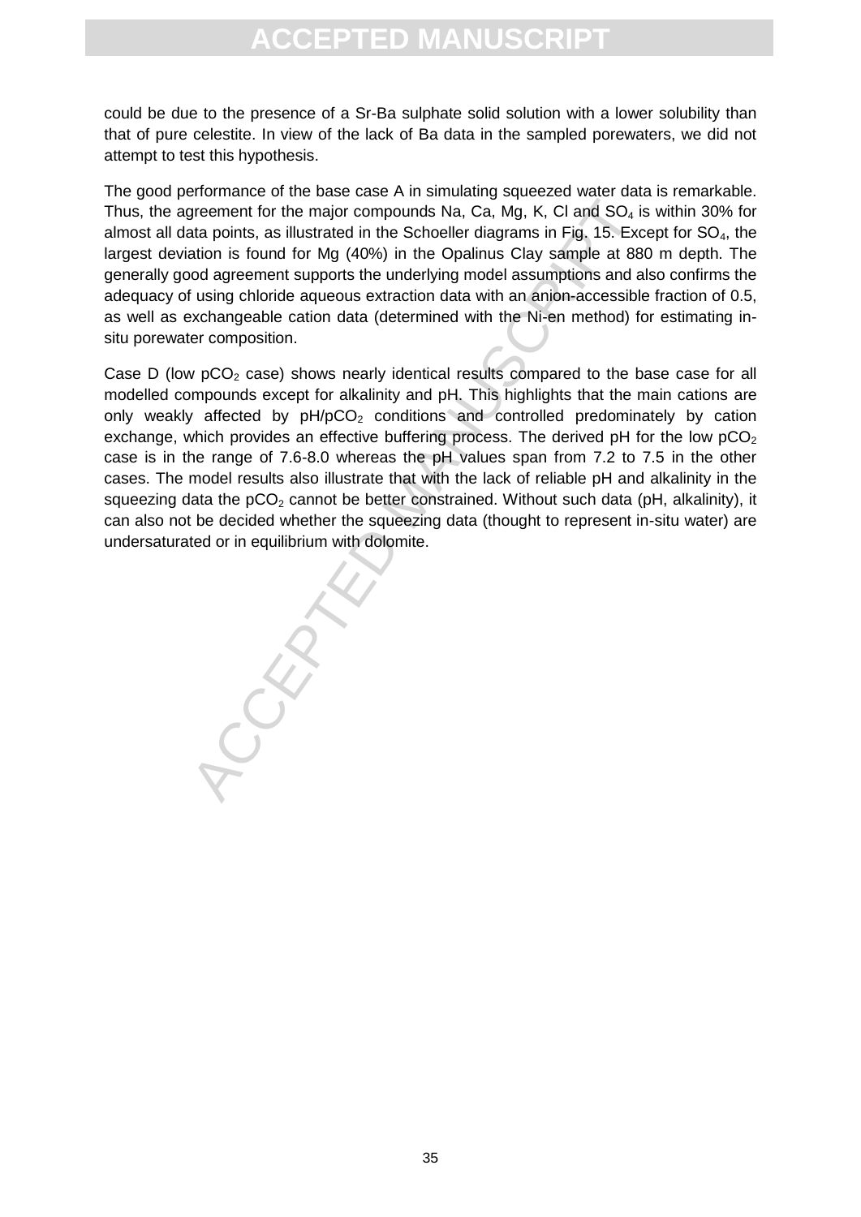could be due to the presence of a Sr-Ba sulphate solid solution with a lower solubility than that of pure celestite. In view of the lack of Ba data in the sampled porewaters, we did not attempt to test this hypothesis.

The good performance of the base case A in simulating squeezed water data is remarkable. Thus, the agreement for the major compounds Na, Ca, Mg, K, Cl and $SO_4$ is within 30% for almost all data points, as illustrated in the Schoeller diagrams in Fig. 15. Except for $SO_4$, the largest deviation is found for Mg (40%) in the Opalinus Clay sample at 880 m depth. The generally good agreement supports the underlying model assumptions and also confirms the adequacy of using chloride aqueous extraction data with an anion-accessible fraction of 0.5, as well as exchangeable cation data (determined with the Ni-en method) for estimating in-situ porewater composition.

Case D (low $pCO_2$ case) shows nearly identical results compared to the base case for all modelled compounds except for alkalinity and pH. This highlights that the main cations are only weakly affected by pH/$pCO_2$ conditions and controlled predominately by cation exchange, which provides an effective buffering process. The derived pH for the low $pCO_2$ case is in the range of 7.6-8.0 whereas the pH values span from 7.2 to 7.5 in the other cases. The model results also illustrate that with the lack of reliable pH and alkalinity in the squeezing data the $pCO_2$ cannot be better constrained. Without such data (pH, alkalinity), it can also not be decided whether the squeezing data (thought to represent in-situ water) are undersaturated or in equilibrium with dolomite.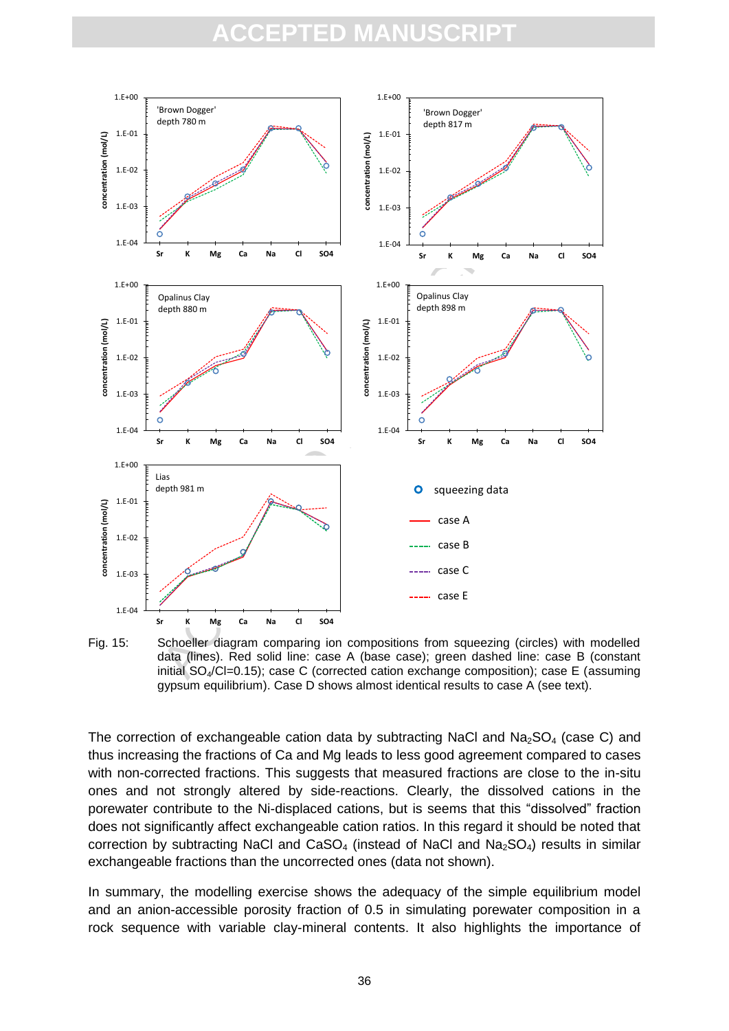Fig. 15: Schoeller diagram comparing ion compositions from squeezing (circles) with modelled data (lines). Red solid line: case A (base case); green dashed line: case B (constant initial $SO_4$/Cl=0.15); case C (corrected cation exchange composition); case E (assuming gypsum equilibrium). Case D shows almost identical results to case A (see text).

The correction of exchangeable cation data by subtracting NaCl and $Na_2SO_4$ (case C) and thus increasing the fractions of Ca and Mg leads to less good agreement compared to cases with non-corrected fractions. This suggests that measured fractions are close to the in-situ ones and not strongly altered by side-reactions. Clearly, the dissolved cations in the porewater contribute to the Ni-displaced cations, but is seems that this "dissolved" fraction does not significantly affect exchangeable cation ratios. In this regard it should be noted that correction by subtracting NaCl and $CaSO_4$ (instead of NaCl and $Na_2SO_4$) results in similar exchangeable fractions than the uncorrected ones (data not shown).

In summary, the modelling exercise shows the adequacy of the simple equilibrium model and an anion-accessible porosity fraction of 0.5 in simulating porewater composition in a rock sequence with variable clay-mineral contents. It also highlights the importance of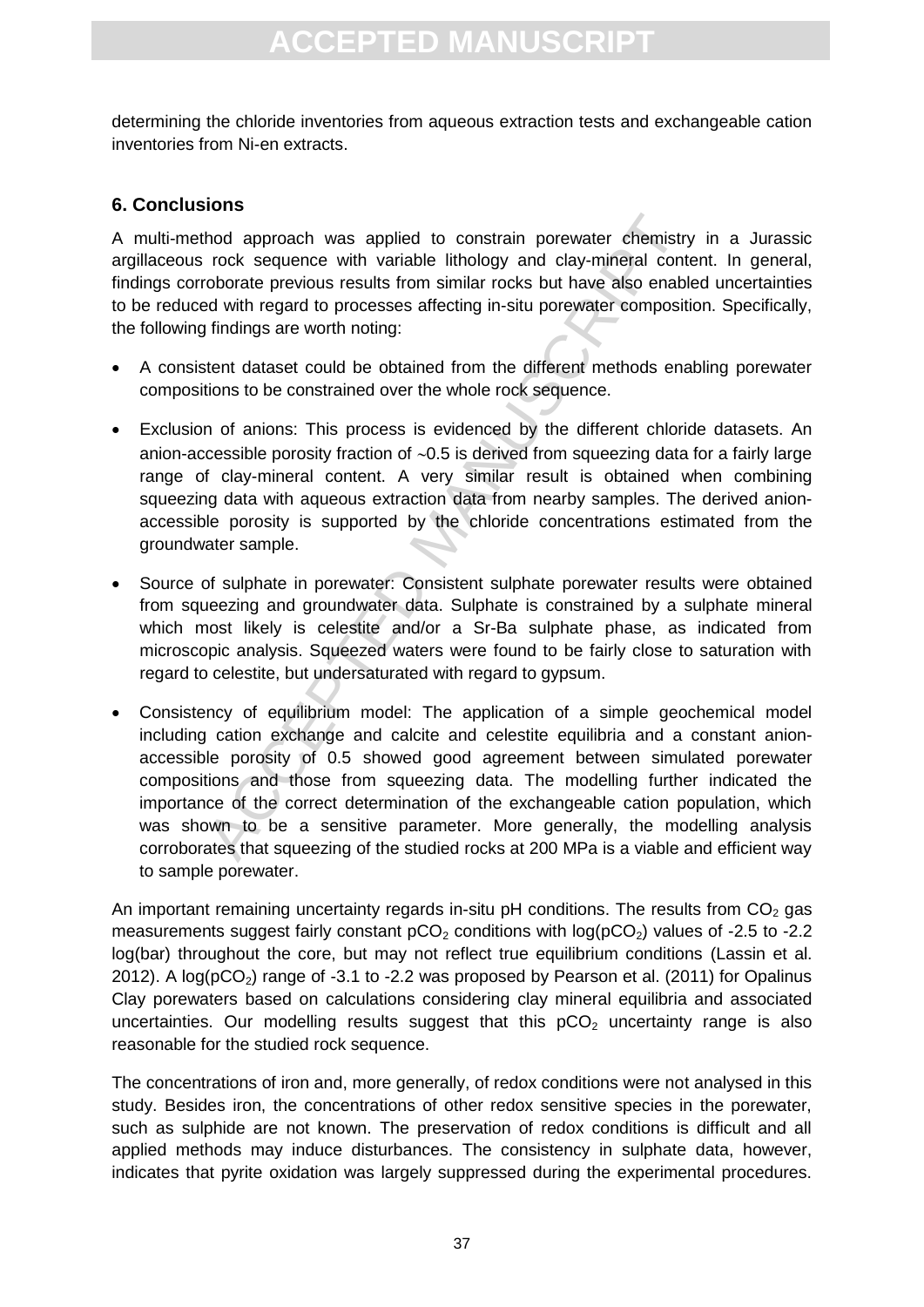determining the chloride inventories from aqueous extraction tests and exchangeable cation inventories from Ni-en extracts.

## 6. Conclusions

A multi-method approach was applied to constrain porewater chemistry in a Jurassic argillaceous rock sequence with variable lithology and clay-mineral content. In general, findings corroborate previous results from similar rocks but have also enabled uncertainties to be reduced with regard to processes affecting in-situ porewater composition. Specifically, the following findings are worth noting:

- A consistent dataset could be obtained from the different methods enabling porewater compositions to be constrained over the whole rock sequence.
- Exclusion of anions: This process is evidenced by the different chloride datasets. An anion-accessible porosity fraction of ~0.5 is derived from squeezing data for a fairly large range of clay-mineral content. A very similar result is obtained when combining squeezing data with aqueous extraction data from nearby samples. The derived anion-accessible porosity is supported by the chloride concentrations estimated from the groundwater sample.
- Source of sulphate in porewater: Consistent sulphate porewater results were obtained from squeezing and groundwater data. Sulphate is constrained by a sulphate mineral which most likely is celestite and/or a Sr-Ba sulphate phase, as indicated from microscopic analysis. Squeezed waters were found to be fairly close to saturation with regard to celestite, but undersaturated with regard to gypsum.
- Consistency of equilibrium model: The application of a simple geochemical model including cation exchange and calcite and celestite equilibria and a constant anion-accessible porosity of 0.5 showed good agreement between simulated porewater compositions and those from squeezing data. The modelling further indicated the importance of the correct determination of the exchangeable cation population, which was shown to be a sensitive parameter. More generally, the modelling analysis corroborates that squeezing of the studied rocks at 200 MPa is a viable and efficient way to sample porewater.

An important remaining uncertainty regards in-situ pH conditions. The results from $CO_2$ gas measurements suggest fairly constant $pCO_2$ conditions with $\log(pCO_2)$ values of -2.5 to -2.2 log(bar) throughout the core, but may not reflect true equilibrium conditions (Lassin et al. 2012). A $\log(pCO_2)$ range of -3.1 to -2.2 was proposed by Pearson et al. (2011) for Opalinus Clay porewaters based on calculations considering clay mineral equilibria and associated uncertainties. Our modelling results suggest that this $pCO_2$ uncertainty range is also reasonable for the studied rock sequence.

The concentrations of iron and, more generally, of redox conditions were not analysed in this study. Besides iron, the concentrations of other redox sensitive species in the porewater, such as sulphide are not known. The preservation of redox conditions is difficult and all applied methods may induce disturbances. The consistency in sulphate data, however, indicates that pyrite oxidation was largely suppressed during the experimental procedures.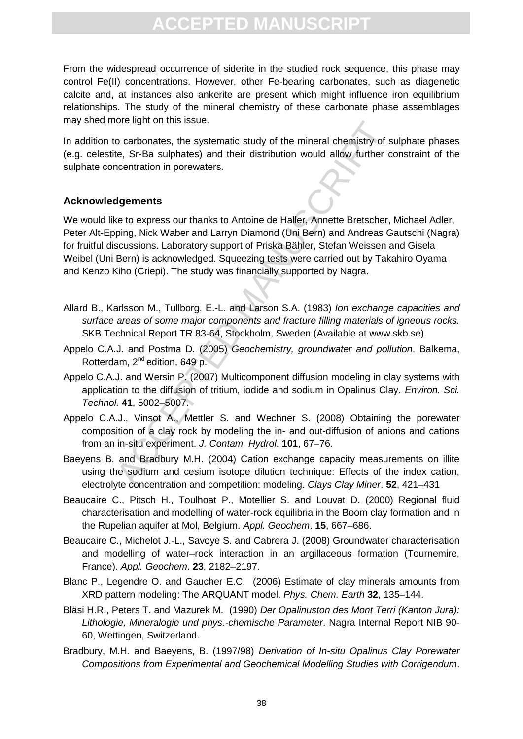From the widespread occurrence of siderite in the studied rock sequence, this phase may control Fe(II) concentrations. However, other Fe-bearing carbonates, such as diagenetic calcite and, at instances also ankerite are present which might influence iron equilibrium relationships. The study of the mineral chemistry of these carbonate phase assemblages may shed more light on this issue.

In addition to carbonates, the systematic study of the mineral chemistry of sulphate phases (e.g. celestite, Sr-Ba sulphates) and their distribution would allow further constraint of the sulphate concentration in porewaters.

## Acknowledgements

We would like to express our thanks to Antoine de Haller, Annette Bretscher, Michael Adler, Peter Alt-Epping, Nick Waber and Larryn Diamond (Uni Bern) and Andreas Gautschi (Nagra) for fruitful discussions. Laboratory support of Priska Bähler, Stefan Weissen and Gisela Weibel (Uni Bern) is acknowledged. Squeezing tests were carried out by Takahiro Oyama and Kenzo Kiho (Criepi). The study was financially supported by Nagra.

Allard B., Karlsson M., Tullborg, E.-L. and Larson S.A. (1983) *Ion exchange capacities and surface areas of some major components and fracture filling materials of igneous rocks.* SKB Technical Report TR 83-64, Stockholm, Sweden (Available at www.skb.se).

Appelo C.A.J. and Postma D. (2005) *Geochemistry, groundwater and pollution*. Balkema, Rotterdam, 2nd edition, 649 p.

Appelo C.A.J. and Wersin P. (2007) Multicomponent diffusion modeling in clay systems with application to the diffusion of tritium, iodide and sodium in Opalinus Clay. *Environ. Sci. Technol.* **41**, 5002–5007.

Appelo C.A.J., Vinsot A., Mettler S. and Wechner S. (2008) Obtaining the porewater composition of a clay rock by modeling the in- and out-diffusion of anions and cations from an in-situ experiment. *J. Contam. Hydrol*. **101**, 67–76.

Baeyens B. and Bradbury M.H. (2004) Cation exchange capacity measurements on illite using the sodium and cesium isotope dilution technique: Effects of the index cation, electrolyte concentration and competition: modeling. *Clays Clay Miner*. **52**, 421–431

Beaucaire C., Pitsch H., Toulhoat P., Motellier S. and Louvat D. (2000) Regional fluid characterisation and modelling of water-rock equilibria in the Boom clay formation and in the Rupelian aquifer at Mol, Belgium. *Appl. Geochem*. **15**, 667–686.

Beaucaire C., Michelot J.-L., Savoye S. and Cabrera J. (2008) Groundwater characterisation and modelling of water–rock interaction in an argillaceous formation (Tournemire, France). *Appl. Geochem*. **23**, 2182–2197.

Blanc P., Legendre O. and Gaucher E.C. (2006) Estimate of clay minerals amounts from XRD pattern modeling: The ARQUANT model. *Phys. Chem. Earth* **32**, 135–144.

Bläsi H.R., Peters T. and Mazurek M. (1990) *Der Opalinuston des Mont Terri (Kanton Jura): Lithologie, Mineralogie und phys.-chemische Parameter*. Nagra Internal Report NIB 90-60, Wettingen, Switzerland.

Bradbury, M.H. and Baeyens, B. (1997/98) *Derivation of In-situ Opalinus Clay Porewater Compositions from Experimental and Geochemical Modelling Studies with Corrigendum*.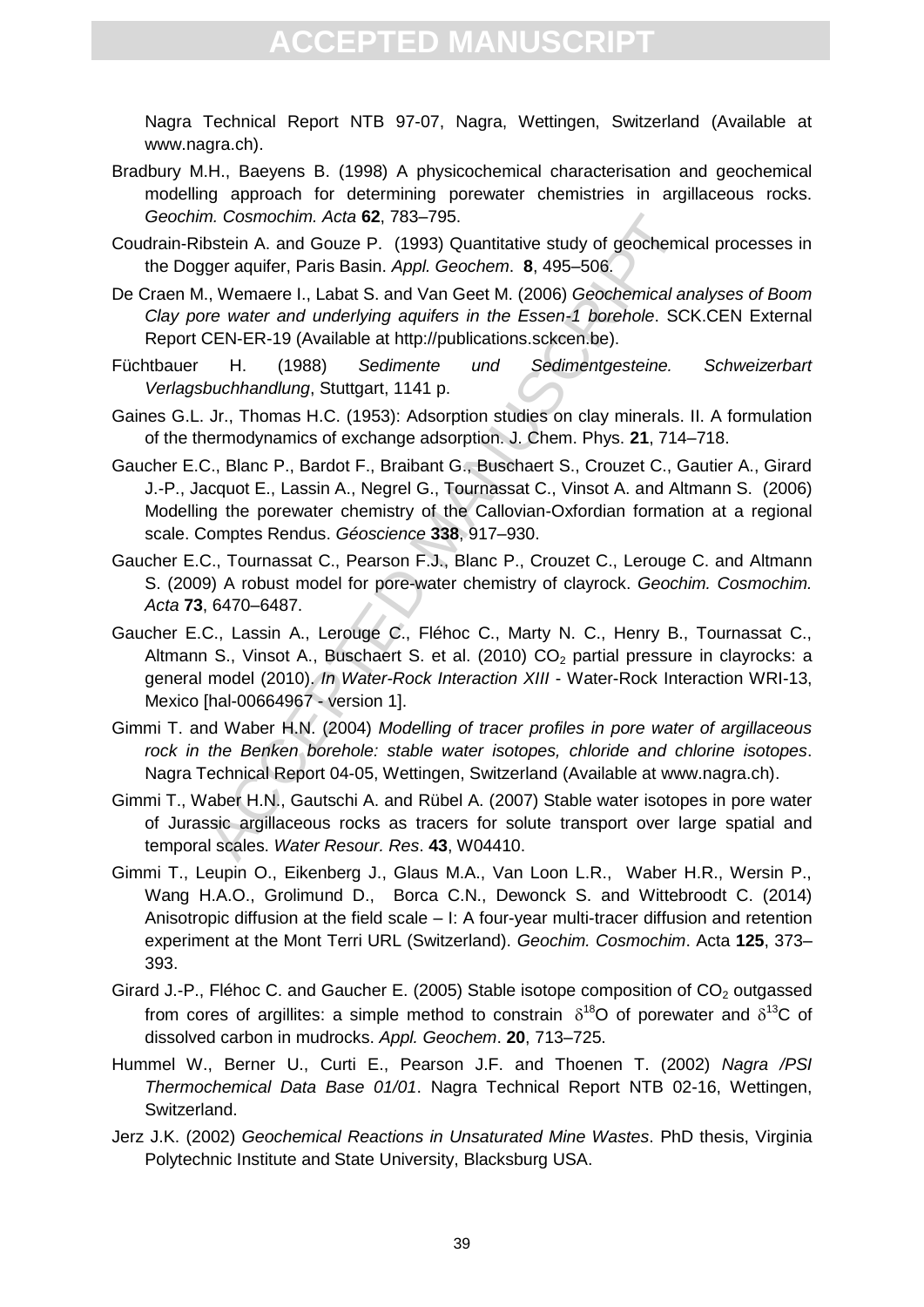Nagra Technical Report NTB 97-07, Nagra, Wettingen, Switzerland (Available at www.nagra.ch).

Bradbury M.H., Baeyens B. (1998) A physicochemical characterisation and geochemical modelling approach for determining porewater chemistries in argillaceous rocks. *Geochim. Cosmochim. Acta* **62**, 783–795.

Coudrain-Ribstein A. and Gouze P. (1993) Quantitative study of geochemical processes in the Dogger aquifer, Paris Basin. *Appl. Geochem*. **8**, 495–506.

De Craen M., Wemaere I., Labat S. and Van Geet M. (2006) *Geochemical analyses of Boom Clay pore water and underlying aquifers in the Essen-1 borehole*. SCK.CEN External Report CEN-ER-19 (Available at http://publications.sckcen.be).

Füchtbauer H. (1988) *Sedimente und Sedimentgesteine. Schweizerbart Verlagsbuchhandlung*, Stuttgart, 1141 p.

Gaines G.L. Jr., Thomas H.C. (1953): Adsorption studies on clay minerals. II. A formulation of the thermodynamics of exchange adsorption. J. Chem. Phys. **21**, 714–718.

Gaucher E.C., Blanc P., Bardot F., Braibant G., Buschaert S., Crouzet C., Gautier A., Girard J.-P., Jacquot E., Lassin A., Negrel G., Tournassat C., Vinsot A. and Altmann S. (2006) Modelling the porewater chemistry of the Callovian-Oxfordian formation at a regional scale. Comptes Rendus. *Géoscience* **338**, 917–930.

Gaucher E.C., Tournassat C., Pearson F.J., Blanc P., Crouzet C., Lerouge C. and Altmann S. (2009) A robust model for pore-water chemistry of clayrock. *Geochim. Cosmochim. Acta* **73**, 6470–6487.

Gaucher E.C., Lassin A., Lerouge C., Fléhoc C., Marty N. C., Henry B., Tournassat C., Altmann S., Vinsot A., Buschaert S. et al. (2010) $CO_2$ partial pressure in clayrocks: a general model (2010). *In Water-Rock Interaction XIII* - Water-Rock Interaction WRI-13, Mexico [hal-00664967 - version 1].

Gimmi T. and Waber H.N. (2004) *Modelling of tracer profiles in pore water of argillaceous rock in the Benken borehole: stable water isotopes, chloride and chlorine isotopes*. Nagra Technical Report 04-05, Wettingen, Switzerland (Available at www.nagra.ch).

Gimmi T., Waber H.N., Gautschi A. and Rübel A. (2007) Stable water isotopes in pore water of Jurassic argillaceous rocks as tracers for solute transport over large spatial and temporal scales. *Water Resour. Res*. **43**, W04410.

Gimmi T., Leupin O., Eikenberg J., Glaus M.A., Van Loon L.R., Waber H.R., Wersin P., Wang H.A.O., Grolimund D., Borca C.N., Dewonck S. and Wittebroodt C. (2014) Anisotropic diffusion at the field scale – I: A four-year multi-tracer diffusion and retention experiment at the Mont Terri URL (Switzerland). *Geochim. Cosmochim*. Acta **125**, 373–393.

Girard J.-P., Fléhoc C. and Gaucher E. (2005) Stable isotope composition of $CO_2$ outgassed from cores of argillites: a simple method to constrain $\delta^{18}O$ of porewater and $\delta^{13}C$ of dissolved carbon in mudrocks. *Appl. Geochem*. **20**, 713–725.

Hummel W., Berner U., Curti E., Pearson J.F. and Thoenen T. (2002) *Nagra /PSI Thermochemical Data Base 01/01*. Nagra Technical Report NTB 02-16, Wettingen, Switzerland.

Jerz J.K. (2002) *Geochemical Reactions in Unsaturated Mine Wastes*. PhD thesis, Virginia Polytechnic Institute and State University, Blacksburg USA.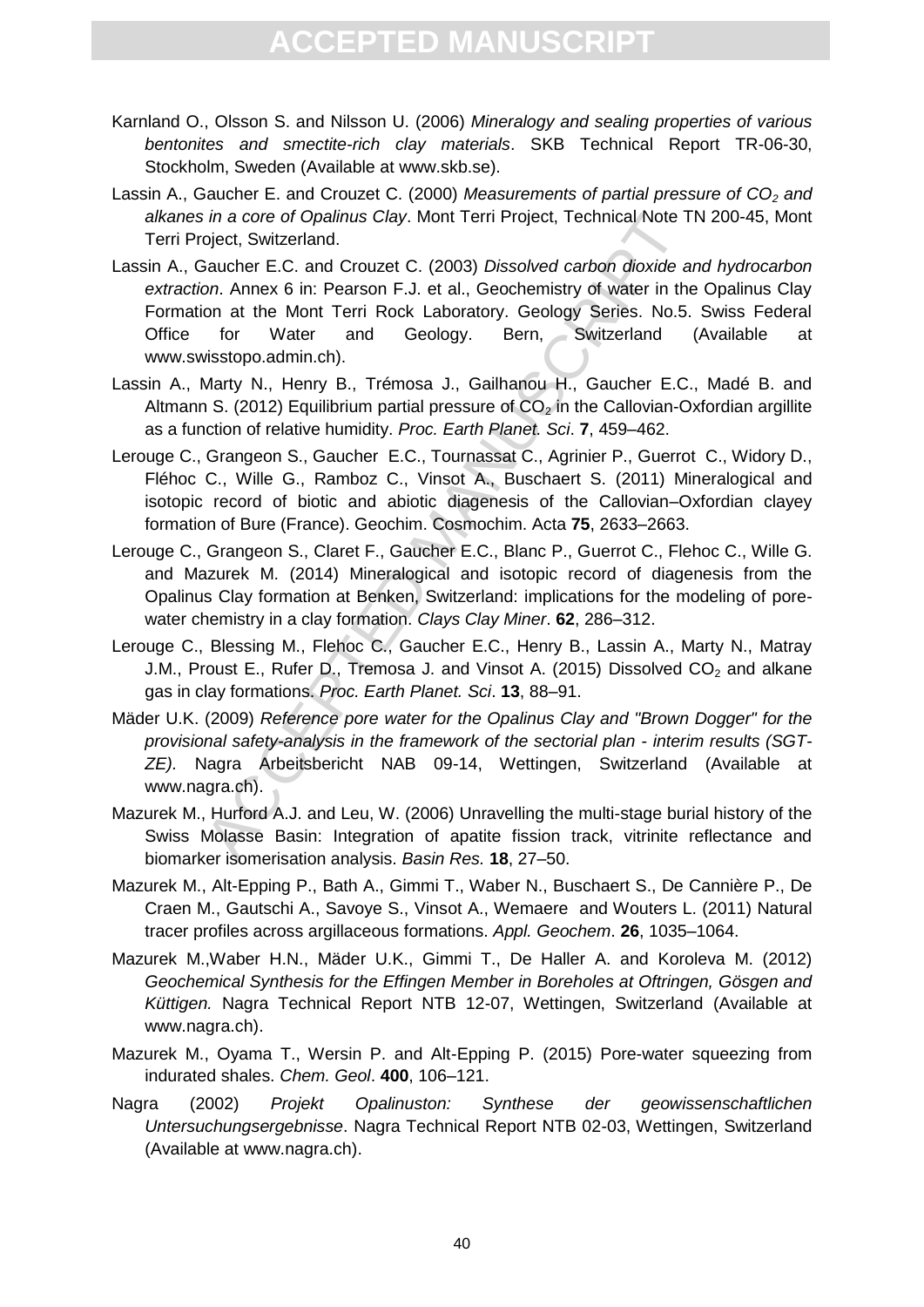Karnland O., Olsson S. and Nilsson U. (2006) *Mineralogy and sealing properties of various bentonites and smectite-rich clay materials*. SKB Technical Report TR-06-30, Stockholm, Sweden (Available at www.skb.se).

Lassin A., Gaucher E. and Crouzet C. (2000) *Measurements of partial pressure of $CO_2$ and alkanes in a core of Opalinus Clay*. Mont Terri Project, Technical Note TN 200-45, Mont Terri Project, Switzerland.

Lassin A., Gaucher E.C. and Crouzet C. (2003) *Dissolved carbon dioxide and hydrocarbon extraction*. Annex 6 in: Pearson F.J. et al., Geochemistry of water in the Opalinus Clay Formation at the Mont Terri Rock Laboratory. Geology Series. No.5. Swiss Federal Office for Water and Geology. Bern, Switzerland (Available at www.swisstopo.admin.ch).

Lassin A., Marty N., Henry B., Trémosa J., Gailhanou H., Gaucher E.C., Madé B. and Altmann S. (2012) Equilibrium partial pressure of $CO_2$ in the Callovian-Oxfordian argillite as a function of relative humidity. *Proc. Earth Planet. Sci*. **7**, 459–462.

Lerouge C., Grangeon S., Gaucher E.C., Tournassat C., Agrinier P., Guerrot C., Widory D., Fléhoc C., Wille G., Ramboz C., Vinsot A., Buschaert S. (2011) Mineralogical and isotopic record of biotic and abiotic diagenesis of the Callovian–Oxfordian clayey formation of Bure (France). Geochim. Cosmochim. Acta **75**, 2633–2663.

Lerouge C., Grangeon S., Claret F., Gaucher E.C., Blanc P., Guerrot C., Flehoc C., Wille G. and Mazurek M. (2014) Mineralogical and isotopic record of diagenesis from the Opalinus Clay formation at Benken, Switzerland: implications for the modeling of pore-water chemistry in a clay formation. *Clays Clay Miner*. **62**, 286–312.

Lerouge C., Blessing M., Flehoc C., Gaucher E.C., Henry B., Lassin A., Marty N., Matray J.M., Proust E., Rufer D., Tremosa J. and Vinsot A. (2015) Dissolved $CO_2$ and alkane gas in clay formations. *Proc. Earth Planet. Sci*. **13**, 88–91.

Mäder U.K. (2009) *Reference pore water for the Opalinus Clay and "Brown Dogger" for the provisional safety-analysis in the framework of the sectorial plan - interim results (SGT-ZE).* Nagra Arbeitsbericht NAB 09-14, Wettingen, Switzerland (Available at www.nagra.ch).

Mazurek M., Hurford A.J. and Leu, W. (2006) Unravelling the multi-stage burial history of the Swiss Molasse Basin: Integration of apatite fission track, vitrinite reflectance and biomarker isomerisation analysis. *Basin Res.* **18**, 27–50.

Mazurek M., Alt-Epping P., Bath A., Gimmi T., Waber N., Buschaert S., De Cannière P., De Craen M., Gautschi A., Savoye S., Vinsot A., Wemaere and Wouters L. (2011) Natural tracer profiles across argillaceous formations. *Appl. Geochem*. **26**, 1035–1064.

Mazurek M.,Waber H.N., Mäder U.K., Gimmi T., De Haller A. and Koroleva M. (2012) *Geochemical Synthesis for the Effingen Member in Boreholes at Oftringen, Gösgen and Küttigen.* Nagra Technical Report NTB 12-07, Wettingen, Switzerland (Available at www.nagra.ch).

Mazurek M., Oyama T., Wersin P. and Alt-Epping P. (2015) Pore-water squeezing from indurated shales. *Chem. Geol*. **400**, 106–121.

Nagra (2002) *Projekt Opalinuston: Synthese der geowissenschaftlichen Untersuchungsergebnisse*. Nagra Technical Report NTB 02-03, Wettingen, Switzerland (Available at www.nagra.ch).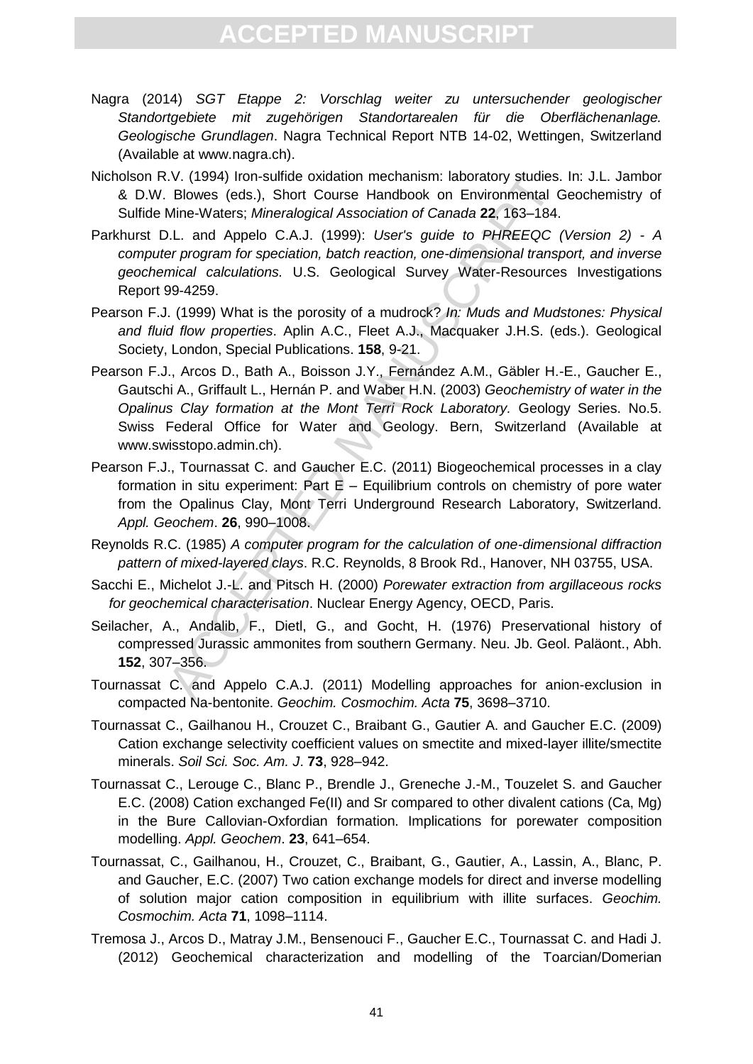Nagra (2014) *SGT Etappe 2: Vorschlag weiter zu untersuchender geologischer Standortgebiete mit zugehörigen Standortarealen für die Oberflächenanlage. Geologische Grundlagen*. Nagra Technical Report NTB 14-02, Wettingen, Switzerland (Available at www.nagra.ch).

Nicholson R.V. (1994) Iron-sulfide oxidation mechanism: laboratory studies. In: J.L. Jambor & D.W. Blowes (eds.), Short Course Handbook on Environmental Geochemistry of Sulfide Mine-Waters; *Mineralogical Association of Canada* **22**, 163–184.

Parkhurst D.L. and Appelo C.A.J. (1999): *User's guide to PHREEQC (Version 2) - A computer program for speciation, batch reaction, one-dimensional transport, and inverse geochemical calculations.* U.S. Geological Survey Water-Resources Investigations Report 99-4259.

Pearson F.J. (1999) What is the porosity of a mudrock? *In: Muds and Mudstones: Physical and fluid flow properties*. Aplin A.C., Fleet A.J., Macquaker J.H.S. (eds.). Geological Society, London, Special Publications. **158**, 9-21.

Pearson F.J., Arcos D., Bath A., Boisson J.Y., Fernández A.M., Gäbler H.-E., Gaucher E., Gautschi A., Griffault L., Hernán P. and Waber H.N. (2003) *Geochemistry of water in the Opalinus Clay formation at the Mont Terri Rock Laboratory.* Geology Series. No.5. Swiss Federal Office for Water and Geology. Bern, Switzerland (Available at www.swisstopo.admin.ch).

Pearson F.J., Tournassat C. and Gaucher E.C. (2011) Biogeochemical processes in a clay formation in situ experiment: Part E – Equilibrium controls on chemistry of pore water from the Opalinus Clay, Mont Terri Underground Research Laboratory, Switzerland. *Appl. Geochem*. **26**, 990–1008.

Reynolds R.C. (1985) *A computer program for the calculation of one-dimensional diffraction pattern of mixed-layered clays*. R.C. Reynolds, 8 Brook Rd., Hanover, NH 03755, USA.

Sacchi E., Michelot J.-L. and Pitsch H. (2000) *Porewater extraction from argillaceous rocks for geochemical characterisation*. Nuclear Energy Agency, OECD, Paris.

Seilacher, A., Andalib, F., Dietl, G., and Gocht, H. (1976) Preservational history of compressed Jurassic ammonites from southern Germany. Neu. Jb. Geol. Paläont., Abh. **152**, 307–356.

Tournassat C. and Appelo C.A.J. (2011) Modelling approaches for anion-exclusion in compacted Na-bentonite. *Geochim. Cosmochim. Acta* **75**, 3698–3710.

Tournassat C., Gailhanou H., Crouzet C., Braibant G., Gautier A. and Gaucher E.C. (2009) Cation exchange selectivity coefficient values on smectite and mixed-layer illite/smectite minerals. *Soil Sci. Soc. Am. J*. **73**, 928–942.

Tournassat C., Lerouge C., Blanc P., Brendle J., Greneche J.-M., Touzelet S. and Gaucher E.C. (2008) Cation exchanged Fe(II) and Sr compared to other divalent cations (Ca, Mg) in the Bure Callovian-Oxfordian formation. Implications for porewater composition modelling. *Appl. Geochem*. **23**, 641–654.

Tournassat, C., Gailhanou, H., Crouzet, C., Braibant, G., Gautier, A., Lassin, A., Blanc, P. and Gaucher, E.C. (2007) Two cation exchange models for direct and inverse modelling of solution major cation composition in equilibrium with illite surfaces. *Geochim. Cosmochim. Acta* **71**, 1098–1114.

Tremosa J., Arcos D., Matray J.M., Bensenouci F., Gaucher E.C., Tournassat C. and Hadi J. (2012) Geochemical characterization and modelling of the Toarcian/Domerian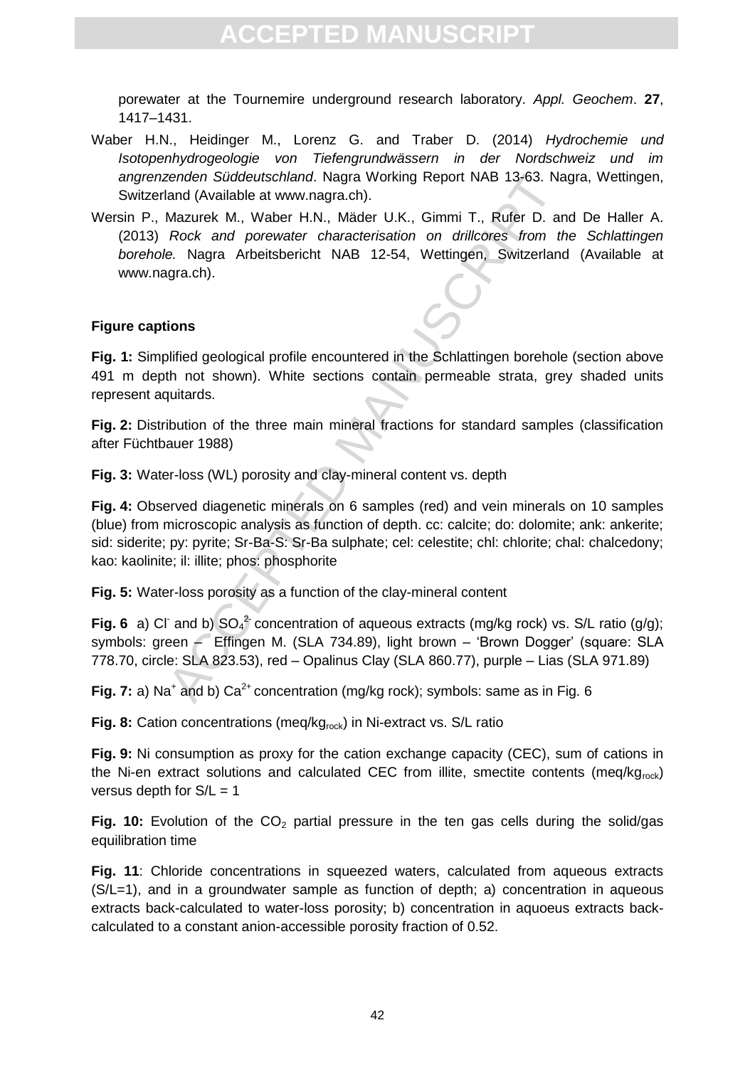porewater at the Tournemire underground research laboratory. *Appl. Geochem*. **27**, 1417–1431.

Waber H.N., Heidinger M., Lorenz G. and Traber D. (2014) *Hydrochemie und Isotopenhydrogeologie von Tiefengrundwässern in der Nordschweiz und im angrenzenden Süddeutschland*. Nagra Working Report NAB 13-63. Nagra, Wettingen, Switzerland (Available at www.nagra.ch).

Wersin P., Mazurek M., Waber H.N., Mäder U.K., Gimmi T., Rufer D. and De Haller A. (2013) *Rock and porewater characterisation on drillcores from the Schlattingen borehole.* Nagra Arbeitsbericht NAB 12-54, Wettingen, Switzerland (Available at www.nagra.ch).

## Figure captions

**Fig. 1:** Simplified geological profile encountered in the Schlattingen borehole (section above 491 m depth not shown). White sections contain permeable strata, grey shaded units represent aquitards.

**Fig. 2:** Distribution of the three main mineral fractions for standard samples (classification after Füchtbauer 1988)

**Fig. 3:** Water-loss (WL) porosity and clay-mineral content vs. depth

**Fig. 4:** Observed diagenetic minerals on 6 samples (red) and vein minerals on 10 samples (blue) from microscopic analysis as function of depth. cc: calcite; do: dolomite; ank: ankerite; sid: siderite; py: pyrite; Sr-Ba-S: Sr-Ba sulphate; cel: celestite; chl: chlorite; chal: chalcedony; kao: kaolinite; il: illite; phos: phosphorite

**Fig. 5:** Water-loss porosity as a function of the clay-mineral content

**Fig. 6** a) $Cl^-$ and b) $SO_4^{2-}$ concentration of aqueous extracts (mg/kg rock) vs. S/L ratio (g/g); symbols: green – Effingen M. (SLA 734.89), light brown – 'Brown Dogger' (square: SLA 778.70, circle: SLA 823.53), red – Opalinus Clay (SLA 860.77), purple – Lias (SLA 971.89)

**Fig. 7:** a) $Na^+$ and b) $Ca^{2+}$ concentration (mg/kg rock); symbols: same as in Fig. 6

**Fig. 8:** Cation concentrations ($meq/kg_{rock}$) in Ni-extract vs. S/L ratio

**Fig. 9:** Ni consumption as proxy for the cation exchange capacity (CEC), sum of cations in the Ni-en extract solutions and calculated CEC from illite, smectite contents ($meq/kg_{rock}$) versus depth for S/L = 1

**Fig. 10:** Evolution of the $CO_2$ partial pressure in the ten gas cells during the solid/gas equilibration time

**Fig. 11**: Chloride concentrations in squeezed waters, calculated from aqueous extracts (S/L=1), and in a groundwater sample as function of depth; a) concentration in aqueous extracts back-calculated to water-loss porosity; b) concentration in aquoeus extracts back-calculated to a constant anion-accessible porosity fraction of 0.52.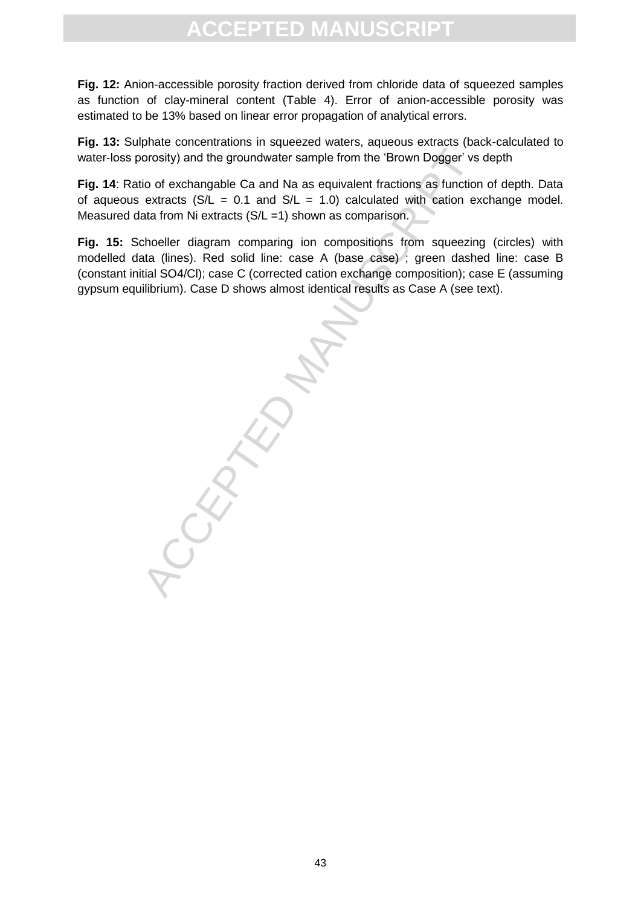**Fig. 12:** Anion-accessible porosity fraction derived from chloride data of squeezed samples as function of clay-mineral content (Table 4). Error of anion-accessible porosity was estimated to be 13% based on linear error propagation of analytical errors.

**Fig. 13:** Sulphate concentrations in squeezed waters, aqueous extracts (back-calculated to water-loss porosity) and the groundwater sample from the 'Brown Dogger' vs depth

**Fig. 14**: Ratio of exchangable Ca and Na as equivalent fractions as function of depth. Data of aqueous extracts (S/L = 0.1 and S/L = 1.0) calculated with cation exchange model. Measured data from Ni extracts (S/L =1) shown as comparison.

**Fig. 15:** Schoeller diagram comparing ion compositions from squeezing (circles) with modelled data (lines). Red solid line: case A (base case) ; green dashed line: case B (constant initial $SO_4/Cl$); case C (corrected cation exchange composition); case E (assuming gypsum equilibrium). Case D shows almost identical results as Case A (see text).